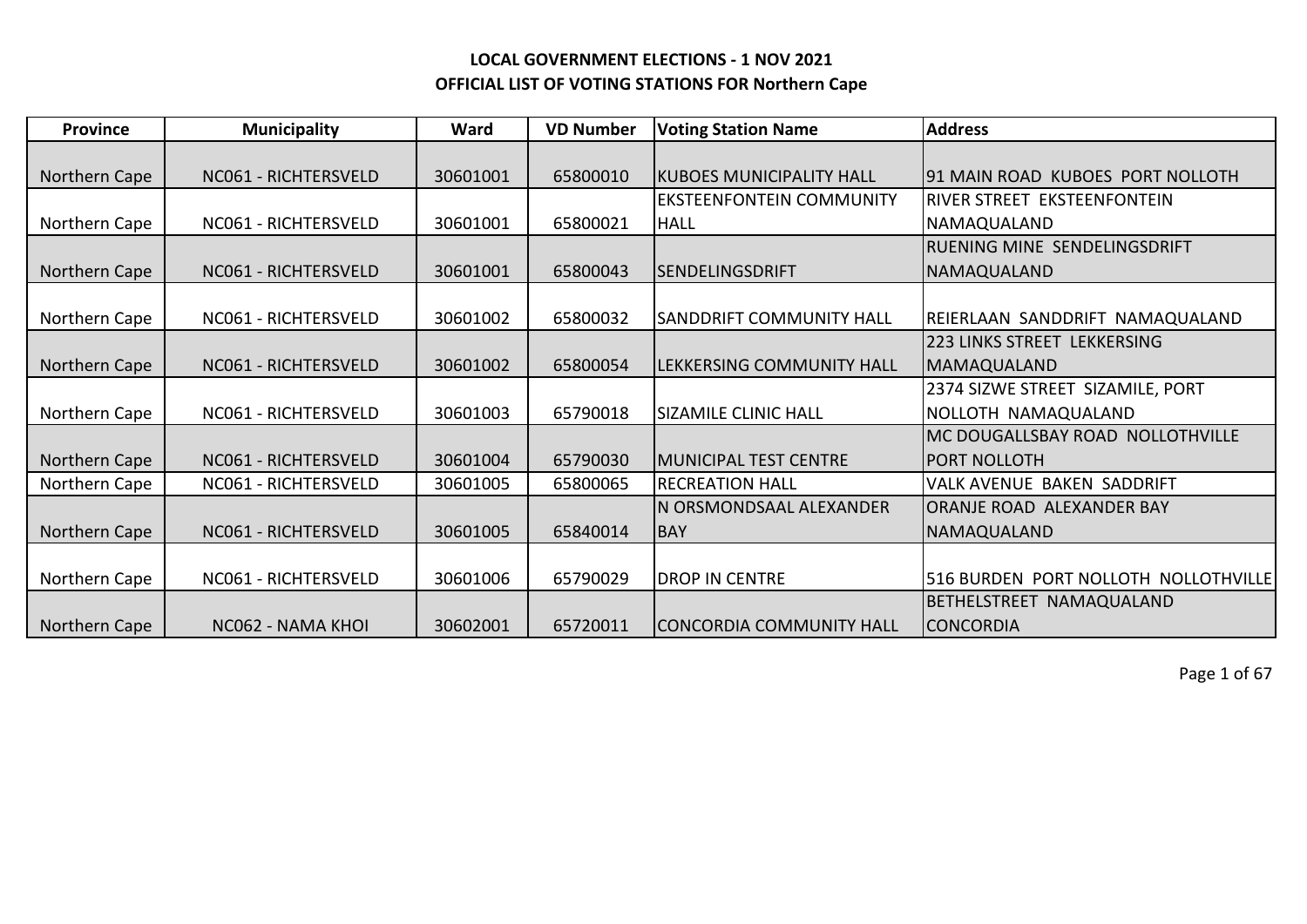**LOCAL GOVERNMENT ELECTIONS - 1 NOV 2021**
**OFFICIAL LIST OF VOTING STATIONS FOR Northern Cape**

| Province | Municipality | Ward | VD Number | Voting Station Name | Address |
|---|---|---|---|---|---|
| Northern Cape | NC061 - RICHTERSVELD | 30601001 | 65800010 | KUBOES MUNICIPALITY HALL | 91 MAIN ROAD KUBOES PORT NOLLOTH |
| Northern Cape | NC061 - RICHTERSVELD | 30601001 | 65800021 | EKSTEENFONTEIN COMMUNITY HALL | RIVER STREET EKSTEENFONTEIN NAMAQUALAND |
| Northern Cape | NC061 - RICHTERSVELD | 30601001 | 65800043 | SENDELINGSDRIFT | RUENING MINE SENDELINGSDRIFT NAMAQUALAND |
| Northern Cape | NC061 - RICHTERSVELD | 30601002 | 65800032 | SANDDRIFT COMMUNITY HALL | REIERLAAN SANDDRIFT NAMAQUALAND |
| Northern Cape | NC061 - RICHTERSVELD | 30601002 | 65800054 | LEKKERSING COMMUNITY HALL | 223 LINKS STREET LEKKERSING MAMAQUALAND |
| Northern Cape | NC061 - RICHTERSVELD | 30601003 | 65790018 | SIZAMILE CLINIC HALL | 2374 SIZWE STREET SIZAMILE, PORT NOLLOTH NAMAQUALAND |
| Northern Cape | NC061 - RICHTERSVELD | 30601004 | 65790030 | MUNICIPAL TEST CENTRE | MC DOUGALLSBAY ROAD NOLLOTHVILLE PORT NOLLOTH |
| Northern Cape | NC061 - RICHTERSVELD | 30601005 | 65800065 | RECREATION HALL | VALK AVENUE BAKEN SADDRIFT |
| Northern Cape | NC061 - RICHTERSVELD | 30601005 | 65840014 | N ORSMONDSAAL ALEXANDER BAY | ORANJE ROAD ALEXANDER BAY NAMAQUALAND |
| Northern Cape | NC061 - RICHTERSVELD | 30601006 | 65790029 | DROP IN CENTRE | 516 BURDEN PORT NOLLOTH NOLLOTHVILLE |
| Northern Cape | NC062 - NAMA KHOI | 30602001 | 65720011 | CONCORDIA COMMUNITY HALL | BETHELSTREET NAMAQUALAND CONCORDIA |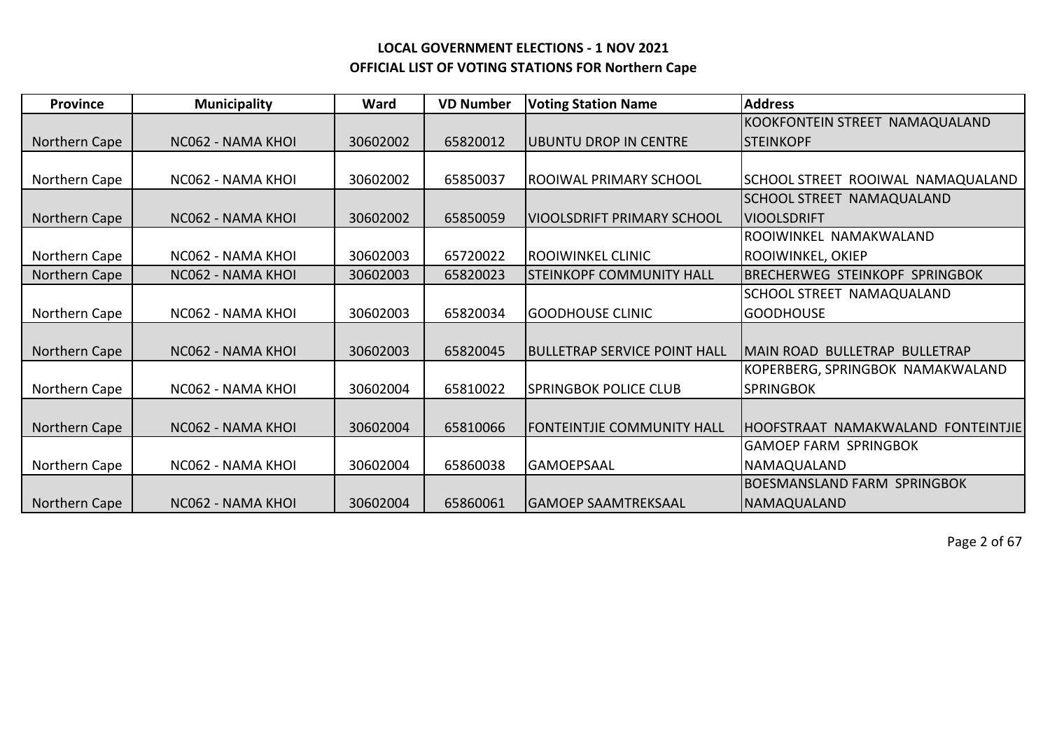**LOCAL GOVERNMENT ELECTIONS - 1 NOV 2021**
**OFFICIAL LIST OF VOTING STATIONS FOR Northern Cape**

| Province | Municipality | Ward | VD Number | Voting Station Name | Address |
|---|---|---|---|---|---|
| Northern Cape | NC062 - NAMA KHOI | 30602002 | 65820012 | UBUNTU DROP IN CENTRE | KOOKFONTEIN STREET NAMAQUALAND STEINKOPF |
| Northern Cape | NC062 - NAMA KHOI | 30602002 | 65850037 | ROOIWAL PRIMARY SCHOOL | SCHOOL STREET ROOIWAL NAMAQUALAND |
| Northern Cape | NC062 - NAMA KHOI | 30602002 | 65850059 | VIOOLSDRIFT PRIMARY SCHOOL | SCHOOL STREET NAMAQUALAND VIOOLSDRIFT |
| Northern Cape | NC062 - NAMA KHOI | 30602003 | 65720022 | ROOIWINKEL CLINIC | ROOIWINKEL NAMAKWALAND ROOIWINKEL, OKIEP |
| Northern Cape | NC062 - NAMA KHOI | 30602003 | 65820023 | STEINKOPF COMMUNITY HALL | BRECHERWEG STEINKOPF SPRINGBOK |
| Northern Cape | NC062 - NAMA KHOI | 30602003 | 65820034 | GOODHOUSE CLINIC | SCHOOL STREET NAMAQUALAND GOODHOUSE |
| Northern Cape | NC062 - NAMA KHOI | 30602003 | 65820045 | BULLETRAP SERVICE POINT HALL | MAIN ROAD BULLETRAP BULLETRAP |
| Northern Cape | NC062 - NAMA KHOI | 30602004 | 65810022 | SPRINGBOK POLICE CLUB | KOPERBERG, SPRINGBOK NAMAKWALAND SPRINGBOK |
| Northern Cape | NC062 - NAMA KHOI | 30602004 | 65810066 | FONTEINTJIE COMMUNITY HALL | HOOFSTRAAT NAMAKWALAND FONTEINTJIE |
| Northern Cape | NC062 - NAMA KHOI | 30602004 | 65860038 | GAMOEPSAAL | GAMOEP FARM SPRINGBOK NAMAQUALAND |
| Northern Cape | NC062 - NAMA KHOI | 30602004 | 65860061 | GAMOEP SAAMTREKSAAL | BOESMANSLAND FARM SPRINGBOK NAMAQUALAND |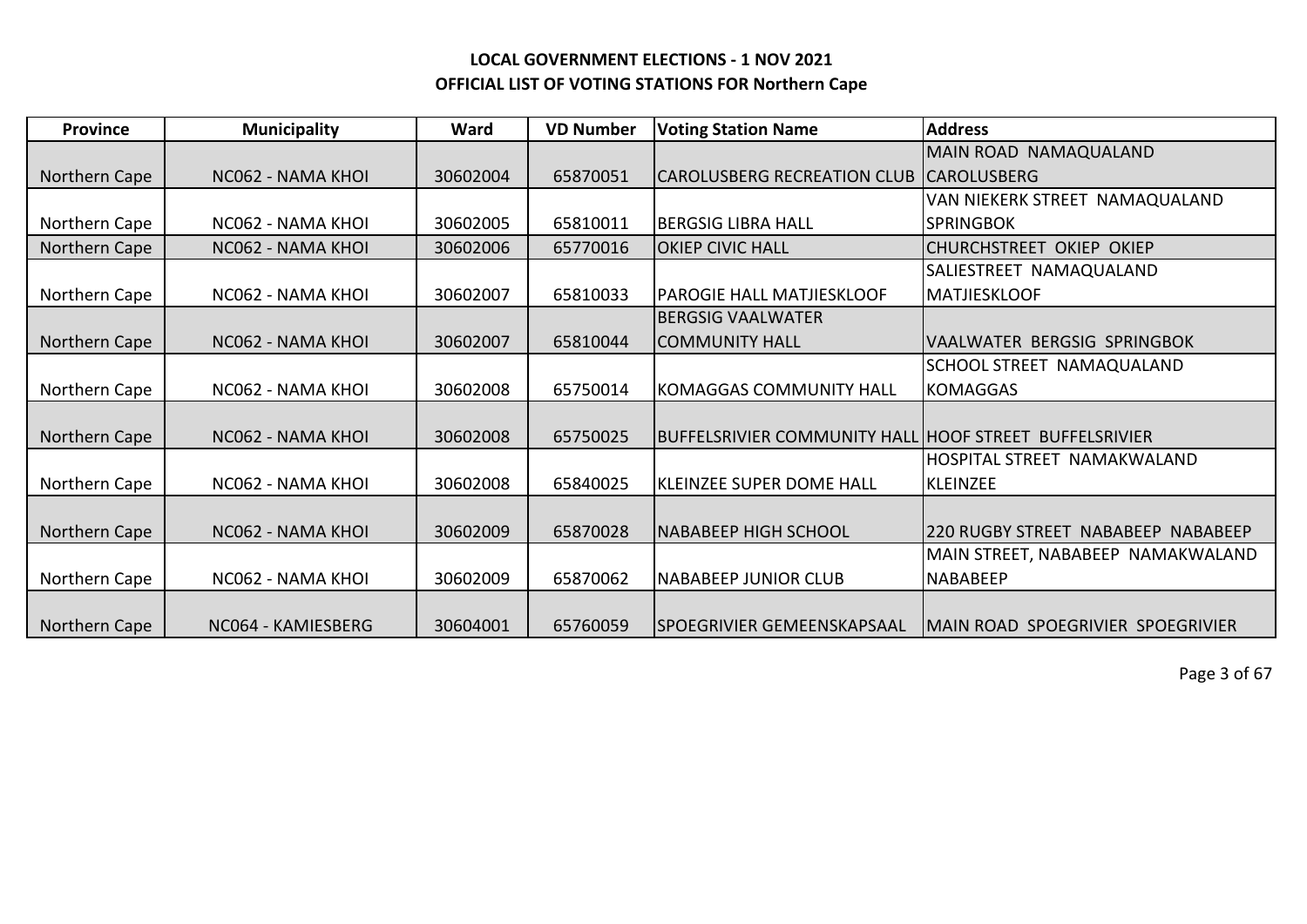**LOCAL GOVERNMENT ELECTIONS - 1 NOV 2021**
**OFFICIAL LIST OF VOTING STATIONS FOR Northern Cape**

| Province | Municipality | Ward | VD Number | Voting Station Name | Address |
|---|---|---|---|---|---|
| Northern Cape | NC062 - NAMA KHOI | 30602004 | 65870051 | CAROLUSBERG RECREATION CLUB | MAIN ROAD NAMAQUALAND CAROLUSBERG |
| Northern Cape | NC062 - NAMA KHOI | 30602005 | 65810011 | BERGSIG LIBRA HALL | VAN NIEKERK STREET NAMAQUALAND SPRINGBOK |
| Northern Cape | NC062 - NAMA KHOI | 30602006 | 65770016 | OKIEP CIVIC HALL | CHURCHSTREET OKIEP OKIEP |
| Northern Cape | NC062 - NAMA KHOI | 30602007 | 65810033 | PAROGIE HALL MATJIESKLOOF | SALIESTREET NAMAQUALAND MATJIESKLOOF |
| Northern Cape | NC062 - NAMA KHOI | 30602007 | 65810044 | BERGSIG VAALWATER COMMUNITY HALL | VAALWATER BERGSIG SPRINGBOK |
| Northern Cape | NC062 - NAMA KHOI | 30602008 | 65750014 | KOMAGGAS COMMUNITY HALL | SCHOOL STREET NAMAQUALAND KOMAGGAS |
| Northern Cape | NC062 - NAMA KHOI | 30602008 | 65750025 | BUFFELSRIVIER COMMUNITY HALL | HOOF STREET BUFFELSRIVIER |
| Northern Cape | NC062 - NAMA KHOI | 30602008 | 65840025 | KLEINZEE SUPER DOME HALL | HOSPITAL STREET NAMAKWALAND KLEINZEE |
| Northern Cape | NC062 - NAMA KHOI | 30602009 | 65870028 | NABABEEP HIGH SCHOOL | 220 RUGBY STREET NABABEEP NABABEEP |
| Northern Cape | NC062 - NAMA KHOI | 30602009 | 65870062 | NABABEEP JUNIOR CLUB | MAIN STREET, NABABEEP NAMAKWALAND NABABEEP |
| Northern Cape | NC064 - KAMIESBERG | 30604001 | 65760059 | SPOEGRIVIER GEMEENSKAPSAAL | MAIN ROAD SPOEGRIVIER SPOEGRIVIER |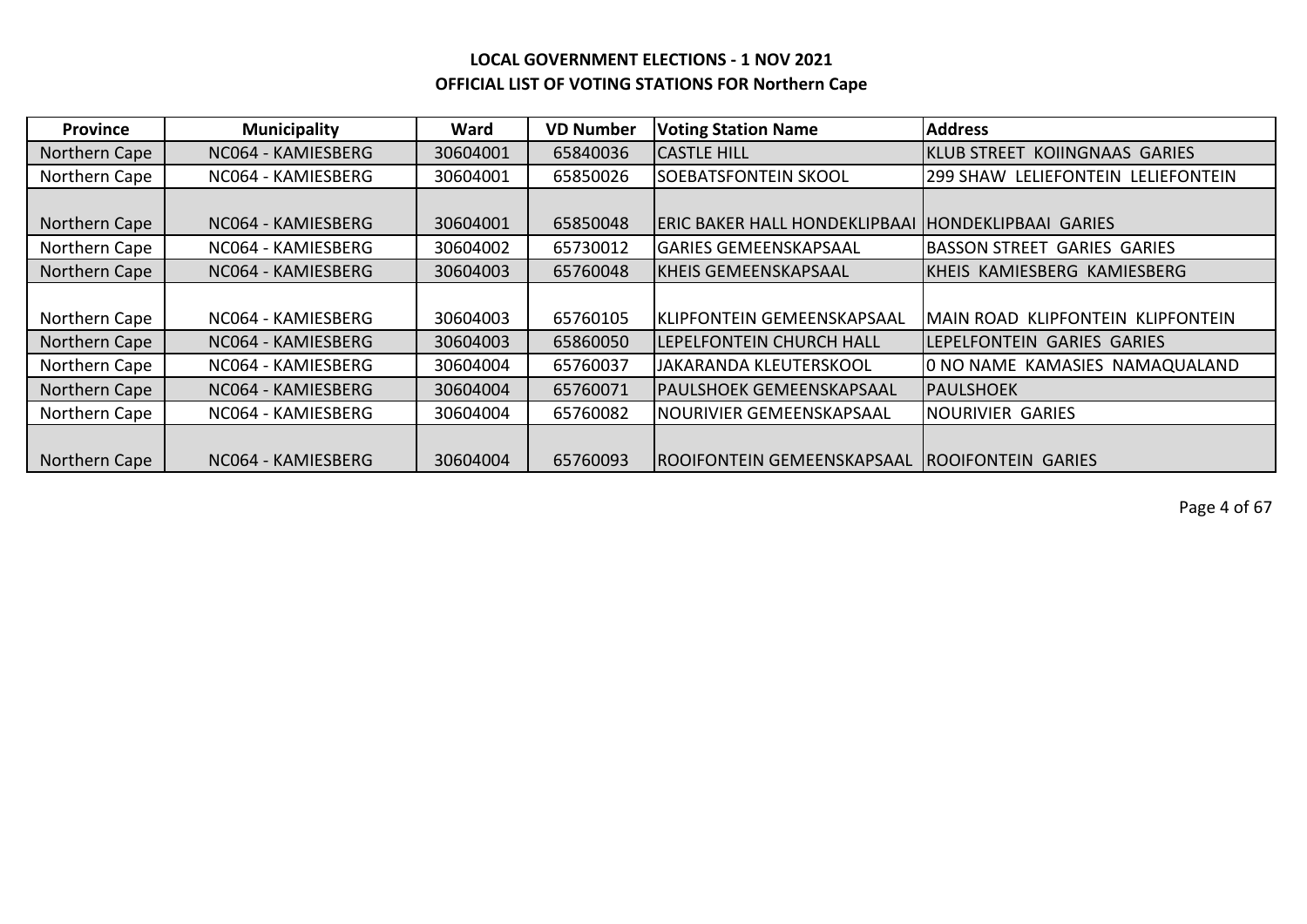**LOCAL GOVERNMENT ELECTIONS - 1 NOV 2021**
**OFFICIAL LIST OF VOTING STATIONS FOR Northern Cape**

| Province | Municipality | Ward | VD Number | Voting Station Name | Address |
|---|---|---|---|---|---|
| Northern Cape | NC064 - KAMIESBERG | 30604001 | 65840036 | CASTLE HILL | KLUB STREET  KOIINGNAAS  GARIES |
| Northern Cape | NC064 - KAMIESBERG | 30604001 | 65850026 | SOEBATSFONTEIN SKOOL | 299 SHAW  LELIEFONTEIN  LELIEFONTEIN |
| Northern Cape | NC064 - KAMIESBERG | 30604001 | 65850048 | ERIC BAKER HALL HONDEKLIPBAAI | HONDEKLIPBAAI  GARIES |
| Northern Cape | NC064 - KAMIESBERG | 30604002 | 65730012 | GARIES GEMEENSKAPSAAL | BASSON STREET  GARIES  GARIES |
| Northern Cape | NC064 - KAMIESBERG | 30604003 | 65760048 | KHEIS GEMEENSKAPSAAL | KHEIS  KAMIESBERG  KAMIESBERG |
| Northern Cape | NC064 - KAMIESBERG | 30604003 | 65760105 | KLIPFONTEIN GEMEENSKAPSAAL | MAIN ROAD  KLIPFONTEIN  KLIPFONTEIN |
| Northern Cape | NC064 - KAMIESBERG | 30604003 | 65860050 | LEPELFONTEIN CHURCH HALL | LEPELFONTEIN  GARIES  GARIES |
| Northern Cape | NC064 - KAMIESBERG | 30604004 | 65760037 | JAKARANDA KLEUTERSKOOL | 0 NO NAME  KAMASIES  NAMAQUALAND |
| Northern Cape | NC064 - KAMIESBERG | 30604004 | 65760071 | PAULSHOEK GEMEENSKAPSAAL | PAULSHOEK |
| Northern Cape | NC064 - KAMIESBERG | 30604004 | 65760082 | NOURIVIER GEMEENSKAPSAAL | NOURIVIER  GARIES |
| Northern Cape | NC064 - KAMIESBERG | 30604004 | 65760093 | ROOIFONTEIN GEMEENSKAPSAAL | ROOIFONTEIN  GARIES |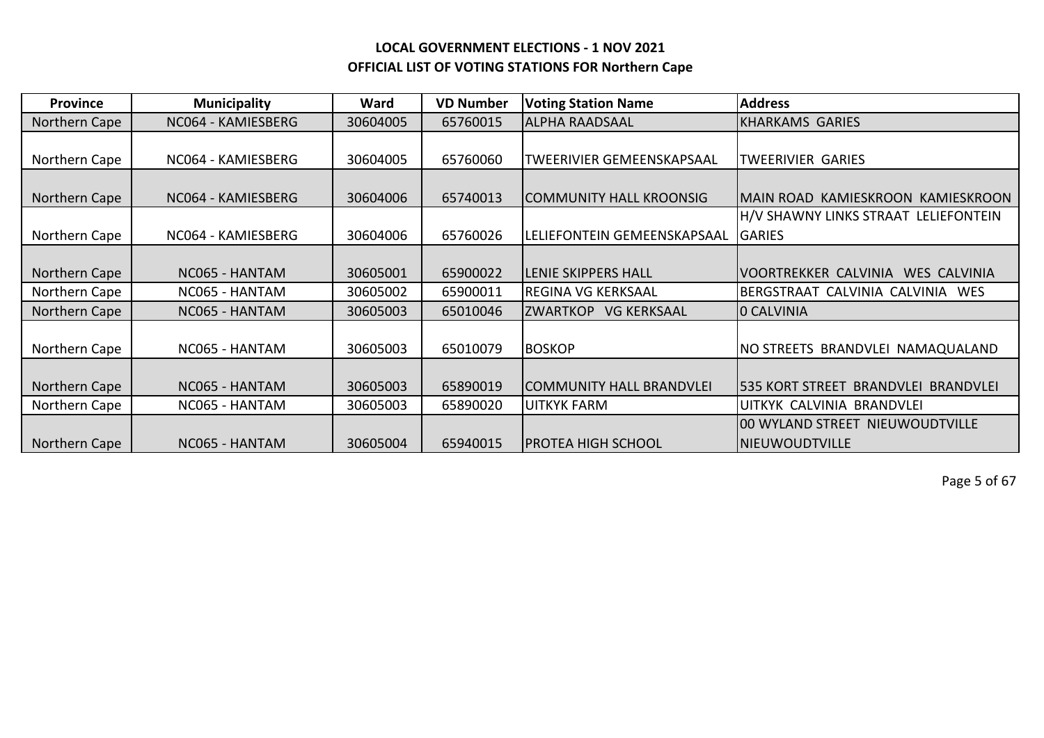**LOCAL GOVERNMENT ELECTIONS - 1 NOV 2021**

**OFFICIAL LIST OF VOTING STATIONS FOR Northern Cape**

| Province | Municipality | Ward | VD Number | Voting Station Name | Address |
|---|---|---|---|---|---|
| Northern Cape | NC064 - KAMIESBERG | 30604005 | 65760015 | ALPHA RAADSAAL | KHARKAMS GARIES |
| Northern Cape | NC064 - KAMIESBERG | 30604005 | 65760060 | TWEERIVIER GEMEENSKAPSAAL | TWEERIVIER GARIES |
| Northern Cape | NC064 - KAMIESBERG | 30604006 | 65740013 | COMMUNITY HALL KROONSIG | MAIN ROAD KAMIESKROON KAMIESKROON |
| Northern Cape | NC064 - KAMIESBERG | 30604006 | 65760026 | LELIEFONTEIN GEMEENSKAPSAAL | H/V SHAWNY LINKS STRAAT LELIEFONTEIN GARIES |
| Northern Cape | NC065 - HANTAM | 30605001 | 65900022 | LENIE SKIPPERS HALL | VOORTREKKER CALVINIA WES CALVINIA |
| Northern Cape | NC065 - HANTAM | 30605002 | 65900011 | REGINA VG KERKSAAL | BERGSTRAAT CALVINIA CALVINIA WES |
| Northern Cape | NC065 - HANTAM | 30605003 | 65010046 | ZWARTKOP VG KERKSAAL | 0 CALVINIA |
| Northern Cape | NC065 - HANTAM | 30605003 | 65010079 | BOSKOP | NO STREETS BRANDVLEI NAMAQUALAND |
| Northern Cape | NC065 - HANTAM | 30605003 | 65890019 | COMMUNITY HALL BRANDVLEI | 535 KORT STREET BRANDVLEI BRANDVLEI |
| Northern Cape | NC065 - HANTAM | 30605003 | 65890020 | UITKYK FARM | UITKYK CALVINIA BRANDVLEI |
| Northern Cape | NC065 - HANTAM | 30605004 | 65940015 | PROTEA HIGH SCHOOL | 00 WYLAND STREET NIEUWOUDTVILLE NIEUWOUDTVILLE |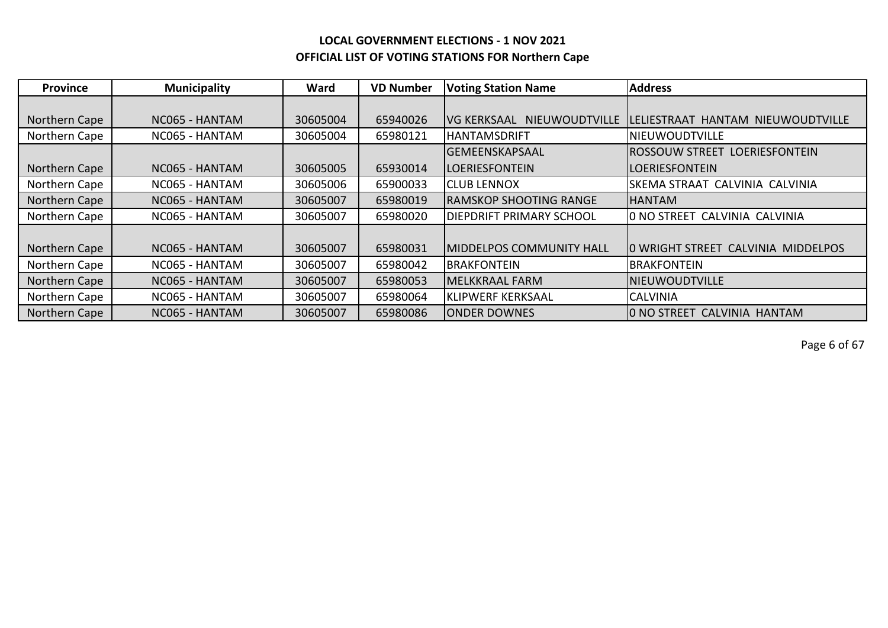**LOCAL GOVERNMENT ELECTIONS - 1 NOV 2021**

**OFFICIAL LIST OF VOTING STATIONS FOR Northern Cape**

| Province | Municipality | Ward | VD Number | Voting Station Name | Address |
|---|---|---|---|---|---|
| Northern Cape | NC065 - HANTAM | 30605004 | 65940026 | VG KERKSAAL NIEUWOUDTVILLE | LELIESTRAAT HANTAM NIEUWOUDTVILLE |
| Northern Cape | NC065 - HANTAM | 30605004 | 65980121 | HANTAMSDRIFT | NIEUWOUDTVILLE |
| Northern Cape | NC065 - HANTAM | 30605005 | 65930014 | GEMEENSKAPSAAL LOERIESFONTEIN | ROSSOUW STREET LOERIESFONTEIN LOERIESFONTEIN |
| Northern Cape | NC065 - HANTAM | 30605006 | 65900033 | CLUB LENNOX | SKEMA STRAAT CALVINIA CALVINIA |
| Northern Cape | NC065 - HANTAM | 30605007 | 65980019 | RAMSKOP SHOOTING RANGE | HANTAM |
| Northern Cape | NC065 - HANTAM | 30605007 | 65980020 | DIEPDRIFT PRIMARY SCHOOL | 0 NO STREET CALVINIA CALVINIA |
| Northern Cape | NC065 - HANTAM | 30605007 | 65980031 | MIDDELPOS COMMUNITY HALL | 0 WRIGHT STREET CALVINIA MIDDELPOS |
| Northern Cape | NC065 - HANTAM | 30605007 | 65980042 | BRAKFONTEIN | BRAKFONTEIN |
| Northern Cape | NC065 - HANTAM | 30605007 | 65980053 | MELKKRAAL FARM | NIEUWOUDTVILLE |
| Northern Cape | NC065 - HANTAM | 30605007 | 65980064 | KLIPWERF KERKSAAL | CALVINIA |
| Northern Cape | NC065 - HANTAM | 30605007 | 65980086 | ONDER DOWNES | 0 NO STREET CALVINIA HANTAM |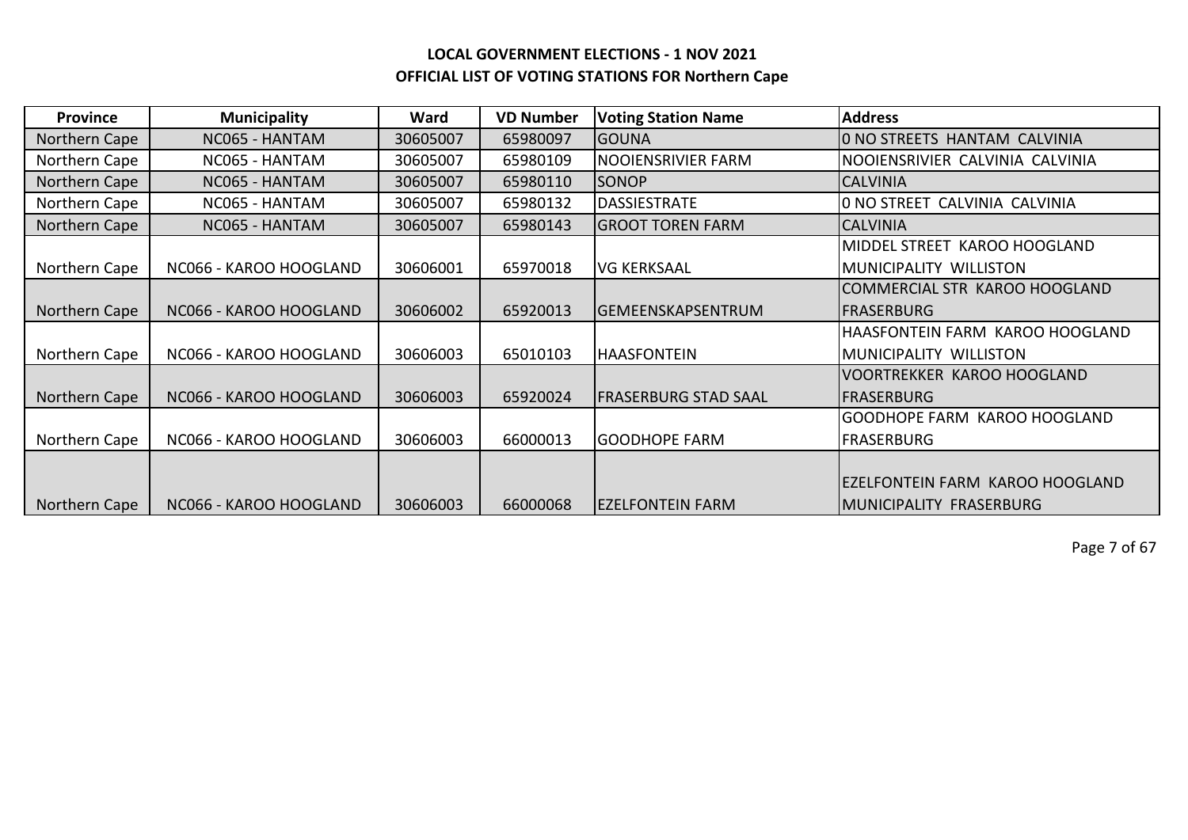**LOCAL GOVERNMENT ELECTIONS - 1 NOV 2021**

**OFFICIAL LIST OF VOTING STATIONS FOR Northern Cape**

| Province | Municipality | Ward | VD Number | Voting Station Name | Address |
|---|---|---|---|---|---|
| Northern Cape | NC065 - HANTAM | 30605007 | 65980097 | GOUNA | 0 NO STREETS HANTAM CALVINIA |
| Northern Cape | NC065 - HANTAM | 30605007 | 65980109 | NOOIENSRIVIER FARM | NOOIENSRIVIER CALVINIA CALVINIA |
| Northern Cape | NC065 - HANTAM | 30605007 | 65980110 | SONOP | CALVINIA |
| Northern Cape | NC065 - HANTAM | 30605007 | 65980132 | DASSIESTRATE | 0 NO STREET CALVINIA CALVINIA |
| Northern Cape | NC065 - HANTAM | 30605007 | 65980143 | GROOT TOREN FARM | CALVINIA |
| Northern Cape | NC066 - KAROO HOOGLAND | 30606001 | 65970018 | VG KERKSAAL | MIDDEL STREET KAROO HOOGLAND MUNICIPALITY WILLISTON |
| Northern Cape | NC066 - KAROO HOOGLAND | 30606002 | 65920013 | GEMEENSKAPSENTRUM | COMMERCIAL STR KAROO HOOGLAND FRASERBURG |
| Northern Cape | NC066 - KAROO HOOGLAND | 30606003 | 65010103 | HAASFONTEIN | HAASFONTEIN FARM KAROO HOOGLAND MUNICIPALITY WILLISTON |
| Northern Cape | NC066 - KAROO HOOGLAND | 30606003 | 65920024 | FRASERBURG STAD SAAL | VOORTREKKER KAROO HOOGLAND FRASERBURG |
| Northern Cape | NC066 - KAROO HOOGLAND | 30606003 | 66000013 | GOODHOPE FARM | GOODHOPE FARM KAROO HOOGLAND FRASERBURG |
| Northern Cape | NC066 - KAROO HOOGLAND | 30606003 | 66000068 | EZELFONTEIN FARM | EZELFONTEIN FARM KAROO HOOGLAND MUNICIPALITY FRASERBURG |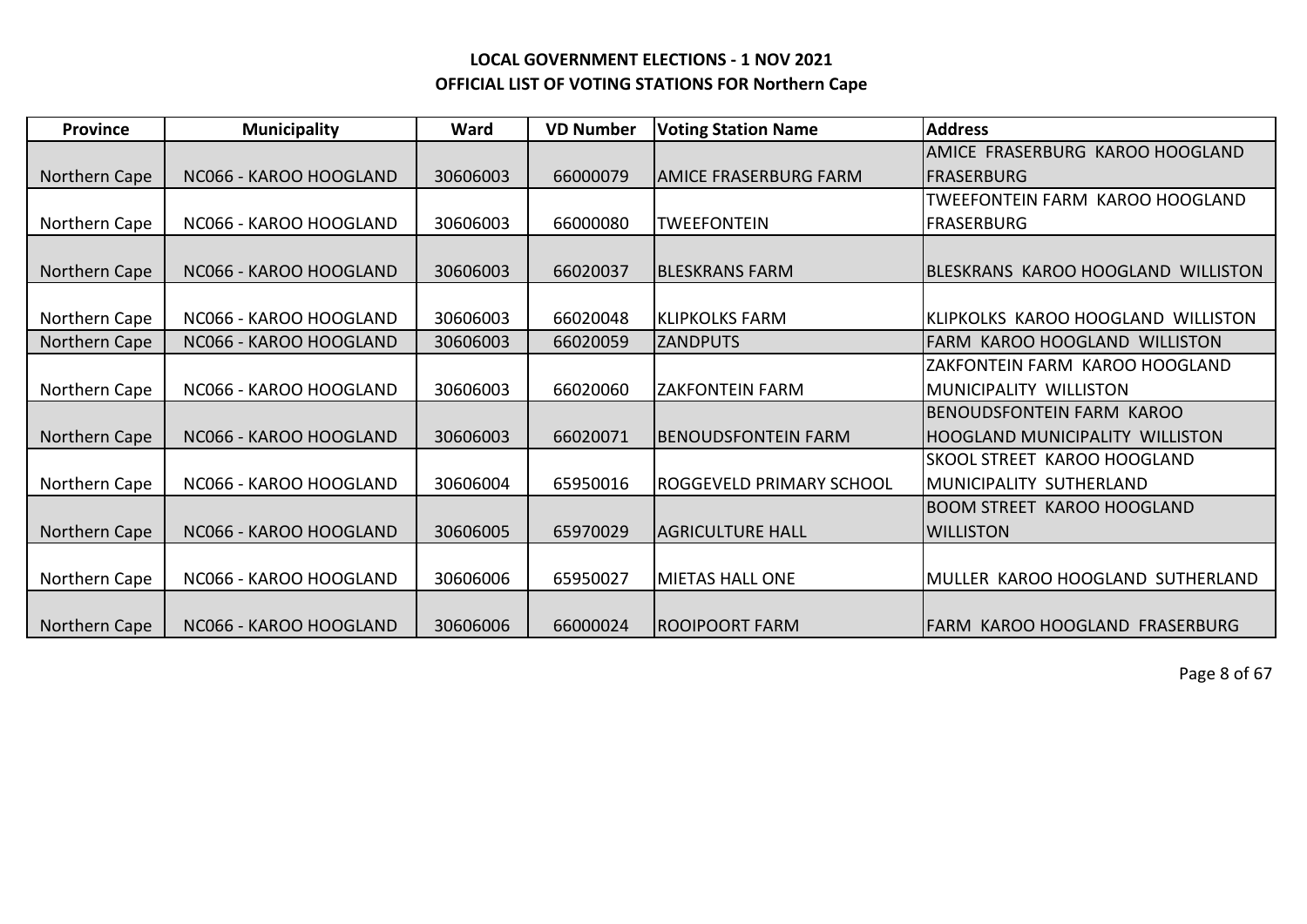**LOCAL GOVERNMENT ELECTIONS - 1 NOV 2021**
**OFFICIAL LIST OF VOTING STATIONS FOR Northern Cape**

| Province | Municipality | Ward | VD Number | Voting Station Name | Address |
|---|---|---|---|---|---|
| Northern Cape | NC066 - KAROO HOOGLAND | 30606003 | 66000079 | AMICE FRASERBURG FARM | AMICE FRASERBURG KAROO HOOGLAND FRASERBURG |
| Northern Cape | NC066 - KAROO HOOGLAND | 30606003 | 66000080 | TWEEFONTEIN | TWEEFONTEIN FARM KAROO HOOGLAND FRASERBURG |
| Northern Cape | NC066 - KAROO HOOGLAND | 30606003 | 66020037 | BLESKRANS FARM | BLESKRANS KAROO HOOGLAND WILLISTON |
| Northern Cape | NC066 - KAROO HOOGLAND | 30606003 | 66020048 | KLIPKOLKS FARM | KLIPKOLKS KAROO HOOGLAND WILLISTON |
| Northern Cape | NC066 - KAROO HOOGLAND | 30606003 | 66020059 | ZANDPUTS | FARM KAROO HOOGLAND WILLISTON |
| Northern Cape | NC066 - KAROO HOOGLAND | 30606003 | 66020060 | ZAKFONTEIN FARM | ZAKFONTEIN FARM KAROO HOOGLAND MUNICIPALITY WILLISTON |
| Northern Cape | NC066 - KAROO HOOGLAND | 30606003 | 66020071 | BENOUDSFONTEIN FARM | BENOUDSFONTEIN FARM KAROO HOOGLAND MUNICIPALITY WILLISTON |
| Northern Cape | NC066 - KAROO HOOGLAND | 30606004 | 65950016 | ROGGEVELD PRIMARY SCHOOL | SKOOL STREET KAROO HOOGLAND MUNICIPALITY SUTHERLAND |
| Northern Cape | NC066 - KAROO HOOGLAND | 30606005 | 65970029 | AGRICULTURE HALL | BOOM STREET KAROO HOOGLAND WILLISTON |
| Northern Cape | NC066 - KAROO HOOGLAND | 30606006 | 65950027 | MIETAS HALL ONE | MULLER KAROO HOOGLAND SUTHERLAND |
| Northern Cape | NC066 - KAROO HOOGLAND | 30606006 | 66000024 | ROOIPOORT FARM | FARM KAROO HOOGLAND FRASERBURG |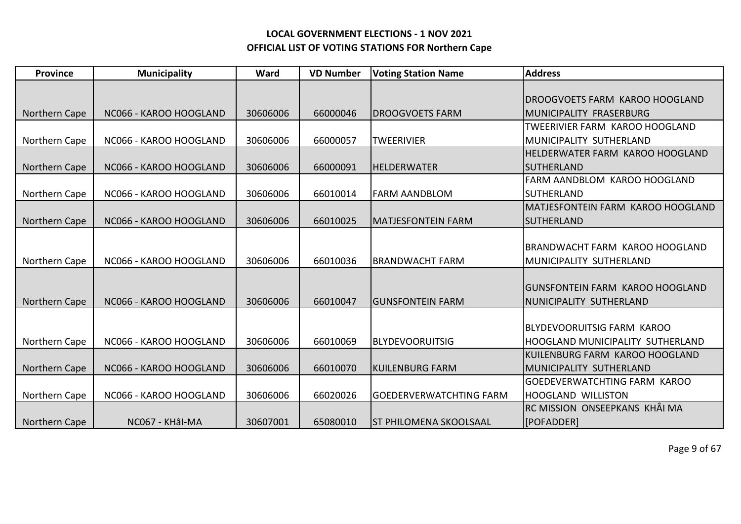**LOCAL GOVERNMENT ELECTIONS - 1 NOV 2021**
**OFFICIAL LIST OF VOTING STATIONS FOR Northern Cape**

| Province | Municipality | Ward | VD Number | Voting Station Name | Address |
|---|---|---|---|---|---|
| Northern Cape | NC066 - KAROO HOOGLAND | 30606006 | 66000046 | DROOGVOETS FARM | DROOGVOETS FARM KAROO HOOGLAND MUNICIPALITY FRASERBURG |
| Northern Cape | NC066 - KAROO HOOGLAND | 30606006 | 66000057 | TWEERIVIER | TWEERIVIER FARM KAROO HOOGLAND MUNICIPALITY SUTHERLAND |
| Northern Cape | NC066 - KAROO HOOGLAND | 30606006 | 66000091 | HELDERWATER | HELDERWATER FARM KAROO HOOGLAND SUTHERLAND |
| Northern Cape | NC066 - KAROO HOOGLAND | 30606006 | 66010014 | FARM AANDBLOM | FARM AANDBLOM KAROO HOOGLAND SUTHERLAND |
| Northern Cape | NC066 - KAROO HOOGLAND | 30606006 | 66010025 | MATJESFONTEIN FARM | MATJESFONTEIN FARM KAROO HOOGLAND SUTHERLAND |
| Northern Cape | NC066 - KAROO HOOGLAND | 30606006 | 66010036 | BRANDWACHT FARM | BRANDWACHT FARM KAROO HOOGLAND MUNICIPALITY SUTHERLAND |
| Northern Cape | NC066 - KAROO HOOGLAND | 30606006 | 66010047 | GUNSFONTEIN FARM | GUNSFONTEIN FARM KAROO HOOGLAND NUNICIPALITY SUTHERLAND |
| Northern Cape | NC066 - KAROO HOOGLAND | 30606006 | 66010069 | BLYDEVOORUITSIG | BLYDEVOORUITSIG FARM KAROO HOOGLAND MUNICIPALITY SUTHERLAND |
| Northern Cape | NC066 - KAROO HOOGLAND | 30606006 | 66010070 | KUILENBURG FARM | KUILENBURG FARM KAROO HOOGLAND MUNICIPALITY SUTHERLAND |
| Northern Cape | NC066 - KAROO HOOGLAND | 30606006 | 66020026 | GOEDERVERWATCHTING FARM | GOEDEVERWATCHTING FARM KAROO HOOGLAND WILLISTON |
| Northern Cape | NC067 - KHâI-MA | 30607001 | 65080010 | ST PHILOMENA SKOOLSAAL | RC MISSION ONSEEPKANS KHÂI MA [POFADDER] |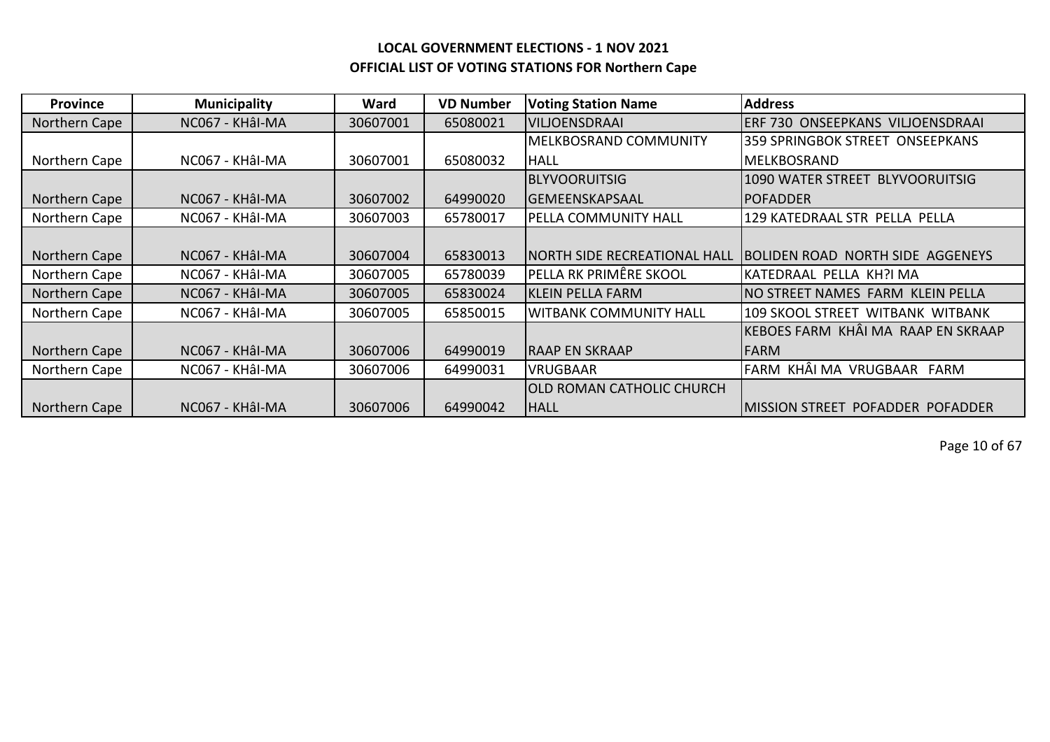**LOCAL GOVERNMENT ELECTIONS - 1 NOV 2021**

**OFFICIAL LIST OF VOTING STATIONS FOR Northern Cape**

| Province | Municipality | Ward | VD Number | Voting Station Name | Address |
|---|---|---|---|---|---|
| Northern Cape | NC067 - KHâI-MA | 30607001 | 65080021 | VILJOENSDRAAI | ERF 730 ONSEEPKANS VILJOENSDRAAI |
| Northern Cape | NC067 - KHâI-MA | 30607001 | 65080032 | MELKBOSRAND COMMUNITY HALL | 359 SPRINGBOK STREET ONSEEPKANS MELKBOSRAND |
| Northern Cape | NC067 - KHâI-MA | 30607002 | 64990020 | BLYVOORUITSIG GEMEENSKAPSAAL | 1090 WATER STREET BLYVOORUITSIG POFADDER |
| Northern Cape | NC067 - KHâI-MA | 30607003 | 65780017 | PELLA COMMUNITY HALL | 129 KATEDRAAL STR PELLA PELLA |
| Northern Cape | NC067 - KHâI-MA | 30607004 | 65830013 | NORTH SIDE RECREATIONAL HALL | BOLIDEN ROAD NORTH SIDE AGGENEYS |
| Northern Cape | NC067 - KHâI-MA | 30607005 | 65780039 | PELLA RK PRIMÊRE SKOOL | KATEDRAAL PELLA KH?I MA |
| Northern Cape | NC067 - KHâI-MA | 30607005 | 65830024 | KLEIN PELLA FARM | NO STREET NAMES FARM KLEIN PELLA |
| Northern Cape | NC067 - KHâI-MA | 30607005 | 65850015 | WITBANK COMMUNITY HALL | 109 SKOOL STREET WITBANK WITBANK |
| Northern Cape | NC067 - KHâI-MA | 30607006 | 64990019 | RAAP EN SKRAAP | KEBOES FARM KHÂI MA RAAP EN SKRAAP FARM |
| Northern Cape | NC067 - KHâI-MA | 30607006 | 64990031 | VRUGBAAR | FARM KHÂI MA VRUGBAAR FARM |
| Northern Cape | NC067 - KHâI-MA | 30607006 | 64990042 | OLD ROMAN CATHOLIC CHURCH HALL | MISSION STREET POFADDER POFADDER |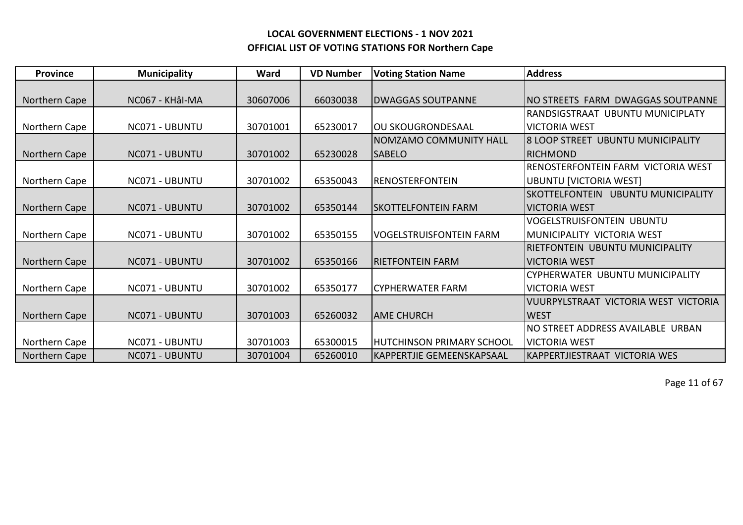**LOCAL GOVERNMENT ELECTIONS - 1 NOV 2021**
**OFFICIAL LIST OF VOTING STATIONS FOR Northern Cape**

| Province | Municipality | Ward | VD Number | Voting Station Name | Address |
|---|---|---|---|---|---|
| Northern Cape | NC067 - KHâI-MA | 30607006 | 66030038 | DWAGGAS SOUTPANNE | NO STREETS FARM DWAGGAS SOUTPANNE |
| Northern Cape | NC071 - UBUNTU | 30701001 | 65230017 | OU SKOUGRONDESAAL | RANDSIGSTRAAT UBUNTU MUNICIPLATY VICTORIA WEST |
| Northern Cape | NC071 - UBUNTU | 30701002 | 65230028 | NOMZAMO COMMUNITY HALL SABELO | 8 LOOP STREET UBUNTU MUNICIPALITY RICHMOND |
| Northern Cape | NC071 - UBUNTU | 30701002 | 65350043 | RENOSTERFONTEIN | RENOSTERFONTEIN FARM VICTORIA WEST UBUNTU [VICTORIA WEST] |
| Northern Cape | NC071 - UBUNTU | 30701002 | 65350144 | SKOTTELFONTEIN FARM | SKOTTELFONTEIN UBUNTU MUNICIPALITY VICTORIA WEST |
| Northern Cape | NC071 - UBUNTU | 30701002 | 65350155 | VOGELSTRUISFONTEIN FARM | VOGELSTRUISFONTEIN UBUNTU MUNICIPALITY VICTORIA WEST |
| Northern Cape | NC071 - UBUNTU | 30701002 | 65350166 | RIETFONTEIN FARM | RIETFONTEIN UBUNTU MUNICIPALITY VICTORIA WEST |
| Northern Cape | NC071 - UBUNTU | 30701002 | 65350177 | CYPHERWATER FARM | CYPHERWATER UBUNTU MUNICIPALITY VICTORIA WEST |
| Northern Cape | NC071 - UBUNTU | 30701003 | 65260032 | AME CHURCH | VUURPYLSTRAAT VICTORIA WEST VICTORIA WEST |
| Northern Cape | NC071 - UBUNTU | 30701003 | 65300015 | HUTCHINSON PRIMARY SCHOOL | NO STREET ADDRESS AVAILABLE URBAN VICTORIA WEST |
| Northern Cape | NC071 - UBUNTU | 30701004 | 65260010 | KAPPERTJIE GEMEENSKAPSAAL | KAPPERTJIESTRAAT VICTORIA WES |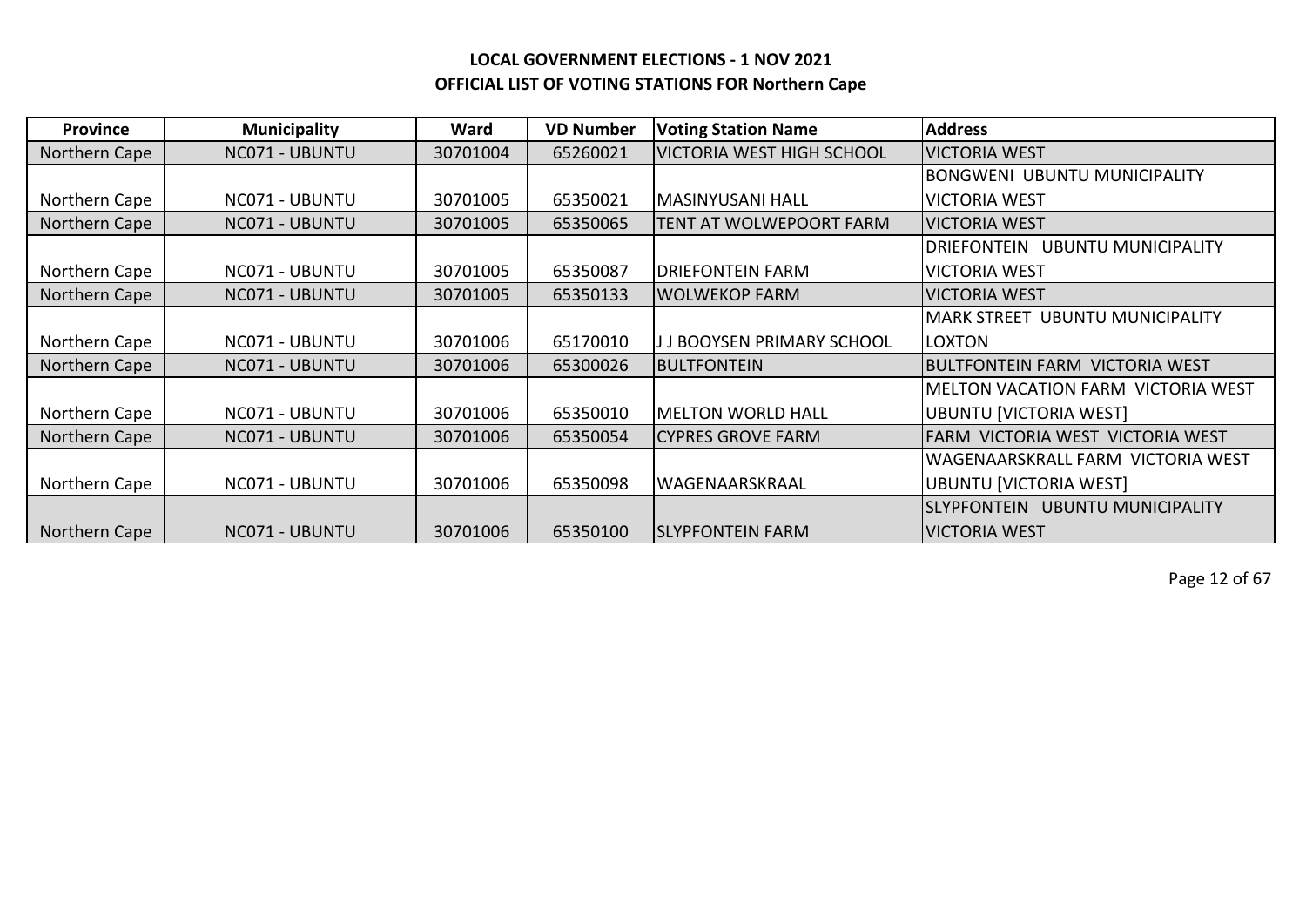**LOCAL GOVERNMENT ELECTIONS - 1 NOV 2021**

**OFFICIAL LIST OF VOTING STATIONS FOR Northern Cape**

| Province | Municipality | Ward | VD Number | Voting Station Name | Address |
|---|---|---|---|---|---|
| Northern Cape | NC071 - UBUNTU | 30701004 | 65260021 | VICTORIA WEST HIGH SCHOOL | VICTORIA WEST |
| Northern Cape | NC071 - UBUNTU | 30701005 | 65350021 | MASINYUSANI HALL | BONGWENI UBUNTU MUNICIPALITY VICTORIA WEST |
| Northern Cape | NC071 - UBUNTU | 30701005 | 65350065 | TENT AT WOLWEPOORT FARM | VICTORIA WEST |
| Northern Cape | NC071 - UBUNTU | 30701005 | 65350087 | DRIEFONTEIN FARM | DRIEFONTEIN UBUNTU MUNICIPALITY VICTORIA WEST |
| Northern Cape | NC071 - UBUNTU | 30701005 | 65350133 | WOLWEKOP FARM | VICTORIA WEST |
| Northern Cape | NC071 - UBUNTU | 30701006 | 65170010 | J J BOOYSEN PRIMARY SCHOOL | MARK STREET UBUNTU MUNICIPALITY LOXTON |
| Northern Cape | NC071 - UBUNTU | 30701006 | 65300026 | BULTFONTEIN | BULTFONTEIN FARM VICTORIA WEST |
| Northern Cape | NC071 - UBUNTU | 30701006 | 65350010 | MELTON WORLD HALL | MELTON VACATION FARM VICTORIA WEST UBUNTU [VICTORIA WEST] |
| Northern Cape | NC071 - UBUNTU | 30701006 | 65350054 | CYPRES GROVE FARM | FARM VICTORIA WEST VICTORIA WEST |
| Northern Cape | NC071 - UBUNTU | 30701006 | 65350098 | WAGENAARSKRAAL | WAGENAARSKRALL FARM VICTORIA WEST UBUNTU [VICTORIA WEST] |
| Northern Cape | NC071 - UBUNTU | 30701006 | 65350100 | SLYPFONTEIN FARM | SLYPFONTEIN UBUNTU MUNICIPALITY VICTORIA WEST |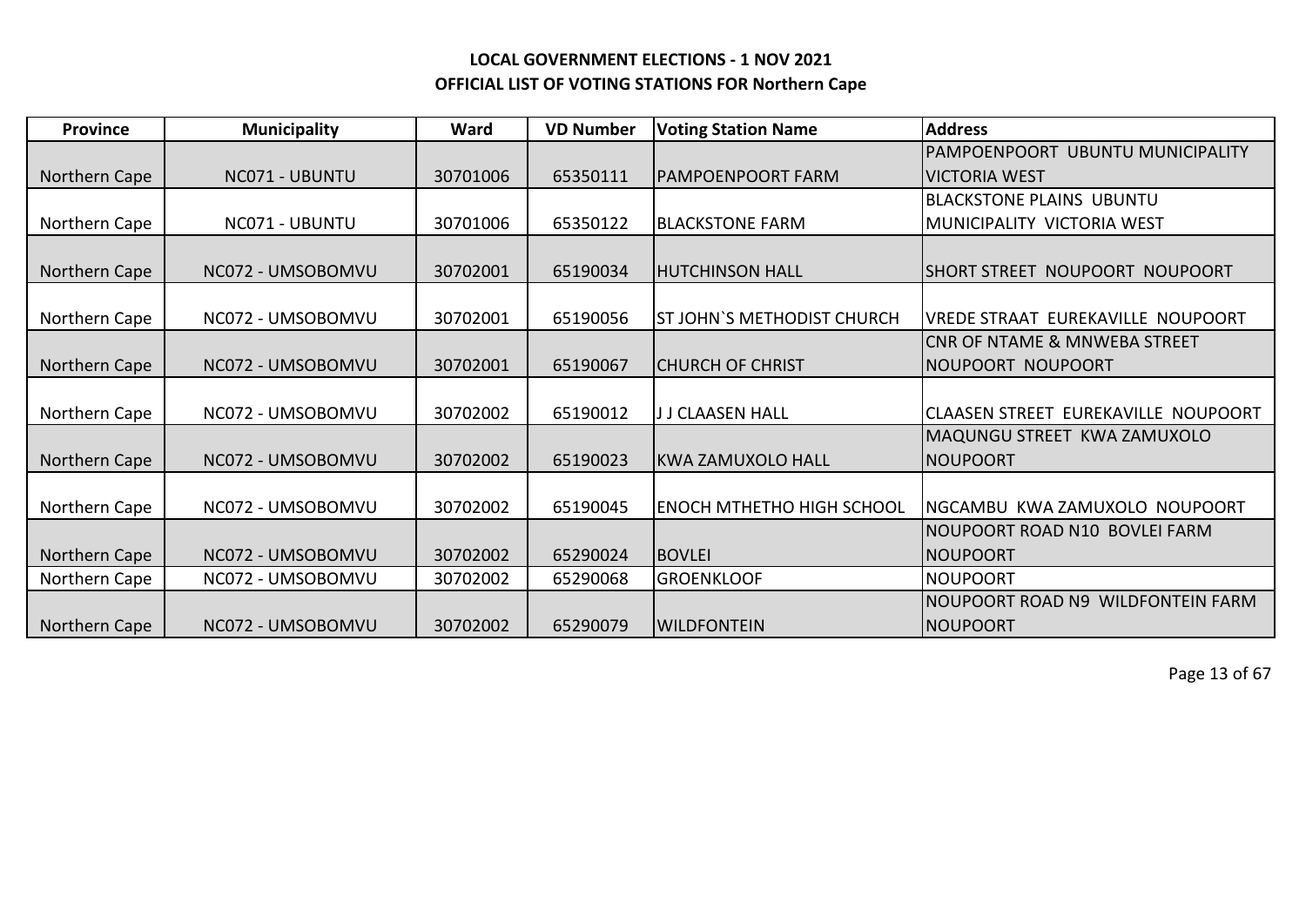**LOCAL GOVERNMENT ELECTIONS - 1 NOV 2021**

**OFFICIAL LIST OF VOTING STATIONS FOR Northern Cape**

| Province | Municipality | Ward | VD Number | Voting Station Name | Address |
|---|---|---|---|---|---|
| Northern Cape | NC071 - UBUNTU | 30701006 | 65350111 | PAMPOENPOORT FARM | PAMPOENPOORT UBUNTU MUNICIPALITY VICTORIA WEST |
| Northern Cape | NC071 - UBUNTU | 30701006 | 65350122 | BLACKSTONE FARM | BLACKSTONE PLAINS UBUNTU MUNICIPALITY VICTORIA WEST |
| Northern Cape | NC072 - UMSOBOMVU | 30702001 | 65190034 | HUTCHINSON HALL | SHORT STREET NOUPOORT NOUPOORT |
| Northern Cape | NC072 - UMSOBOMVU | 30702001 | 65190056 | ST JOHN`S METHODIST CHURCH | VREDE STRAAT EUREKAVILLE NOUPOORT |
| Northern Cape | NC072 - UMSOBOMVU | 30702001 | 65190067 | CHURCH OF CHRIST | CNR OF NTAME & MNWEBA STREET NOUPOORT NOUPOORT |
| Northern Cape | NC072 - UMSOBOMVU | 30702002 | 65190012 | J J CLAASEN HALL | CLAASEN STREET EUREKAVILLE NOUPOORT |
| Northern Cape | NC072 - UMSOBOMVU | 30702002 | 65190023 | KWA ZAMUXOLO HALL | MAQUNGU STREET KWA ZAMUXOLO NOUPOORT |
| Northern Cape | NC072 - UMSOBOMVU | 30702002 | 65190045 | ENOCH MTHETHO HIGH SCHOOL | NGCAMBU KWA ZAMUXOLO NOUPOORT |
| Northern Cape | NC072 - UMSOBOMVU | 30702002 | 65290024 | BOVLEI | NOUPOORT ROAD N10 BOVLEI FARM NOUPOORT |
| Northern Cape | NC072 - UMSOBOMVU | 30702002 | 65290068 | GROENKLOOF | NOUPOORT |
| Northern Cape | NC072 - UMSOBOMVU | 30702002 | 65290079 | WILDFONTEIN | NOUPOORT ROAD N9 WILDFONTEIN FARM NOUPOORT |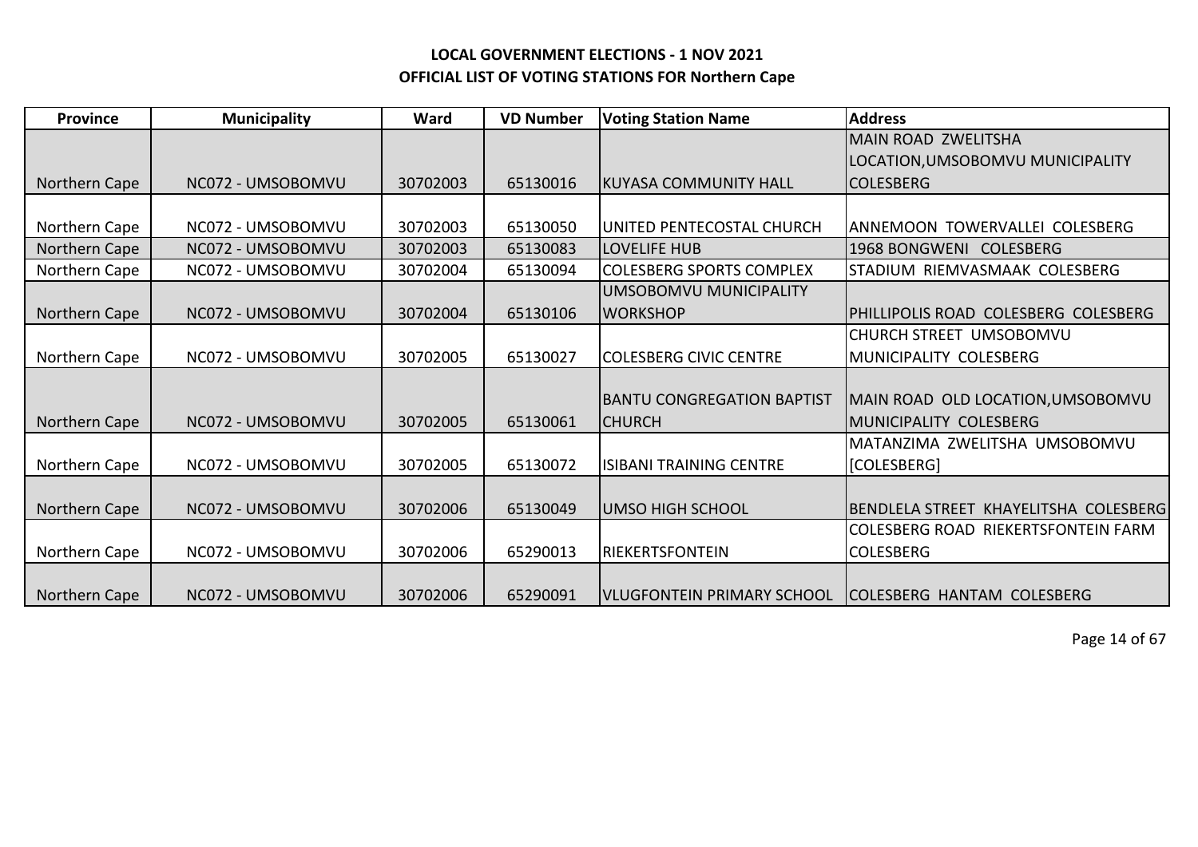**LOCAL GOVERNMENT ELECTIONS - 1 NOV 2021**

**OFFICIAL LIST OF VOTING STATIONS FOR Northern Cape**

| Province | Municipality | Ward | VD Number | Voting Station Name | Address |
| --- | --- | --- | --- | --- | --- |
| Northern Cape | NC072 - UMSOBOMVU | 30702003 | 65130016 | KUYASA COMMUNITY HALL | MAIN ROAD ZWELITSHA LOCATION,UMSOBOMVU MUNICIPALITY COLESBERG |
| Northern Cape | NC072 - UMSOBOMVU | 30702003 | 65130050 | UNITED PENTECOSTAL CHURCH | ANNEMOON TOWERVALLEI COLESBERG |
| Northern Cape | NC072 - UMSOBOMVU | 30702003 | 65130083 | LOVELIFE HUB | 1968 BONGWENI COLESBERG |
| Northern Cape | NC072 - UMSOBOMVU | 30702004 | 65130094 | COLESBERG SPORTS COMPLEX | STADIUM RIEMVASMAAK COLESBERG |
| Northern Cape | NC072 - UMSOBOMVU | 30702004 | 65130106 | UMSOBOMVU MUNICIPALITY WORKSHOP | PHILLIPOLIS ROAD COLESBERG COLESBERG |
| Northern Cape | NC072 - UMSOBOMVU | 30702005 | 65130027 | COLESBERG CIVIC CENTRE | CHURCH STREET UMSOBOMVU MUNICIPALITY COLESBERG |
| Northern Cape | NC072 - UMSOBOMVU | 30702005 | 65130061 | BANTU CONGREGATION BAPTIST CHURCH | MAIN ROAD OLD LOCATION,UMSOBOMVU MUNICIPALITY COLESBERG |
| Northern Cape | NC072 - UMSOBOMVU | 30702005 | 65130072 | ISIBANI TRAINING CENTRE | MATANZIMA ZWELITSHA UMSOBOMVU [COLESBERG] |
| Northern Cape | NC072 - UMSOBOMVU | 30702006 | 65130049 | UMSO HIGH SCHOOL | BENDLELA STREET KHAYELITSHA COLESBERG |
| Northern Cape | NC072 - UMSOBOMVU | 30702006 | 65290013 | RIEKERTSFONTEIN | COLESBERG ROAD RIEKERTSFONTEIN FARM COLESBERG |
| Northern Cape | NC072 - UMSOBOMVU | 30702006 | 65290091 | VLUGFONTEIN PRIMARY SCHOOL | COLESBERG HANTAM COLESBERG |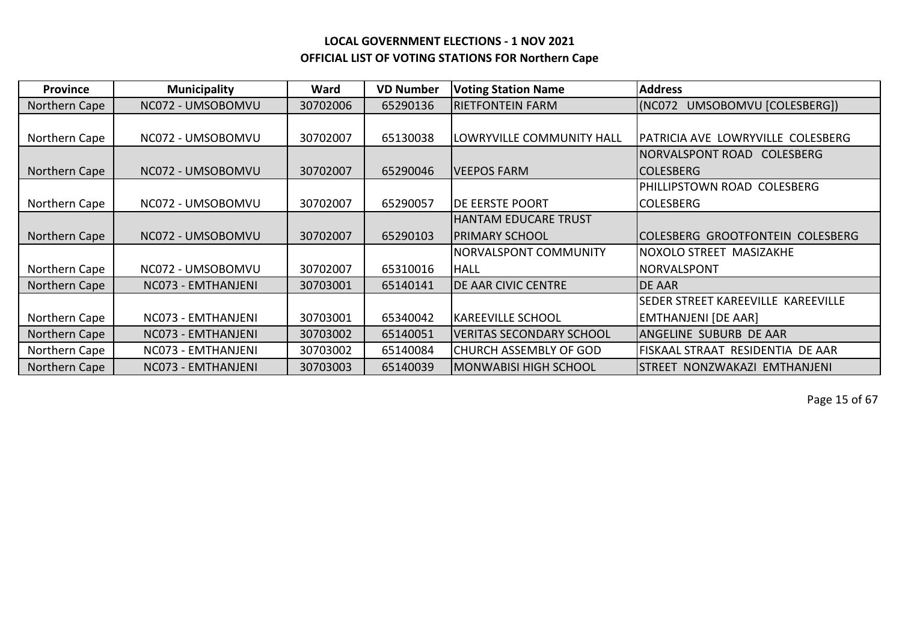**LOCAL GOVERNMENT ELECTIONS - 1 NOV 2021**
**OFFICIAL LIST OF VOTING STATIONS FOR Northern Cape**

| Province | Municipality | Ward | VD Number | Voting Station Name | Address |
|---|---|---|---|---|---|
| Northern Cape | NC072 - UMSOBOMVU | 30702006 | 65290136 | RIETFONTEIN FARM | (NC072 UMSOBOMVU [COLESBERG]) |
| Northern Cape | NC072 - UMSOBOMVU | 30702007 | 65130038 | LOWRYVILLE COMMUNITY HALL | PATRICIA AVE LOWRYVILLE COLESBERG |
| Northern Cape | NC072 - UMSOBOMVU | 30702007 | 65290046 | VEEPOS FARM | NORVALSPONT ROAD COLESBERG COLESBERG |
| Northern Cape | NC072 - UMSOBOMVU | 30702007 | 65290057 | DE EERSTE POORT | PHILLIPSTOWN ROAD COLESBERG COLESBERG |
| Northern Cape | NC072 - UMSOBOMVU | 30702007 | 65290103 | HANTAM EDUCARE TRUST PRIMARY SCHOOL | COLESBERG GROOTFONTEIN COLESBERG |
| Northern Cape | NC072 - UMSOBOMVU | 30702007 | 65310016 | NORVALSPONT COMMUNITY HALL | NOXOLO STREET MASIZAKHE NORVALSPONT |
| Northern Cape | NC073 - EMTHANJENI | 30703001 | 65140141 | DE AAR CIVIC CENTRE | DE AAR |
| Northern Cape | NC073 - EMTHANJENI | 30703001 | 65340042 | KAREEVILLE SCHOOL | SEDER STREET KAREEVILLE KAREEVILLE EMTHANJENI [DE AAR] |
| Northern Cape | NC073 - EMTHANJENI | 30703002 | 65140051 | VERITAS SECONDARY SCHOOL | ANGELINE SUBURB DE AAR |
| Northern Cape | NC073 - EMTHANJENI | 30703002 | 65140084 | CHURCH ASSEMBLY OF GOD | FISKAAL STRAAT RESIDENTIA DE AAR |
| Northern Cape | NC073 - EMTHANJENI | 30703003 | 65140039 | MONWABISI HIGH SCHOOL | STREET NONZWAKAZI EMTHANJENI |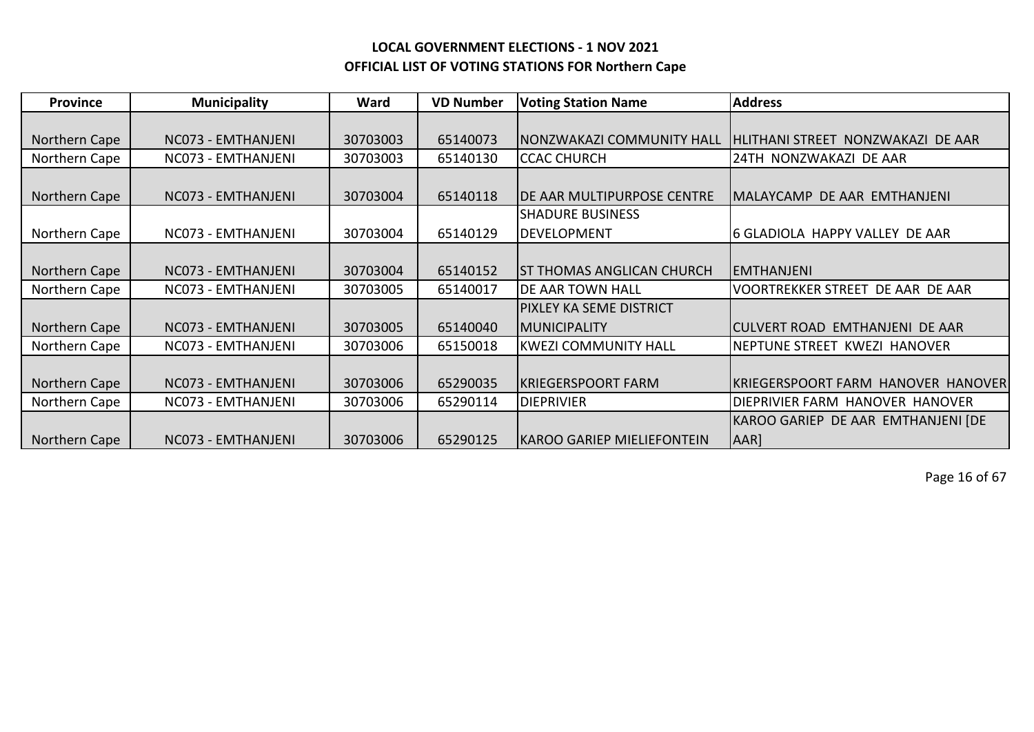**LOCAL GOVERNMENT ELECTIONS - 1 NOV 2021**
**OFFICIAL LIST OF VOTING STATIONS FOR Northern Cape**

| Province | Municipality | Ward | VD Number | Voting Station Name | Address |
|---|---|---|---|---|---|
| Northern Cape | NC073 - EMTHANJENI | 30703003 | 65140073 | NONZWAKAZI COMMUNITY HALL | HLITHANI STREET NONZWAKAZI DE AAR |
| Northern Cape | NC073 - EMTHANJENI | 30703003 | 65140130 | CCAC CHURCH | 24TH NONZWAKAZI DE AAR |
| Northern Cape | NC073 - EMTHANJENI | 30703004 | 65140118 | DE AAR MULTIPURPOSE CENTRE | MALAYCAMP DE AAR EMTHANJENI |
| Northern Cape | NC073 - EMTHANJENI | 30703004 | 65140129 | SHADURE BUSINESS DEVELOPMENT | 6 GLADIOLA HAPPY VALLEY DE AAR |
| Northern Cape | NC073 - EMTHANJENI | 30703004 | 65140152 | ST THOMAS ANGLICAN CHURCH | EMTHANJENI |
| Northern Cape | NC073 - EMTHANJENI | 30703005 | 65140017 | DE AAR TOWN HALL | VOORTREKKER STREET DE AAR DE AAR |
| Northern Cape | NC073 - EMTHANJENI | 30703005 | 65140040 | PIXLEY KA SEME DISTRICT MUNICIPALITY | CULVERT ROAD EMTHANJENI DE AAR |
| Northern Cape | NC073 - EMTHANJENI | 30703006 | 65150018 | KWEZI COMMUNITY HALL | NEPTUNE STREET KWEZI HANOVER |
| Northern Cape | NC073 - EMTHANJENI | 30703006 | 65290035 | KRIEGERSPOORT FARM | KRIEGERSPOORT FARM HANOVER HANOVER |
| Northern Cape | NC073 - EMTHANJENI | 30703006 | 65290114 | DIEPRIVIER | DIEPRIVIER FARM HANOVER HANOVER |
| Northern Cape | NC073 - EMTHANJENI | 30703006 | 65290125 | KAROO GARIEP MIELIEFONTEIN | KAROO GARIEP DE AAR EMTHANJENI [DE AAR] |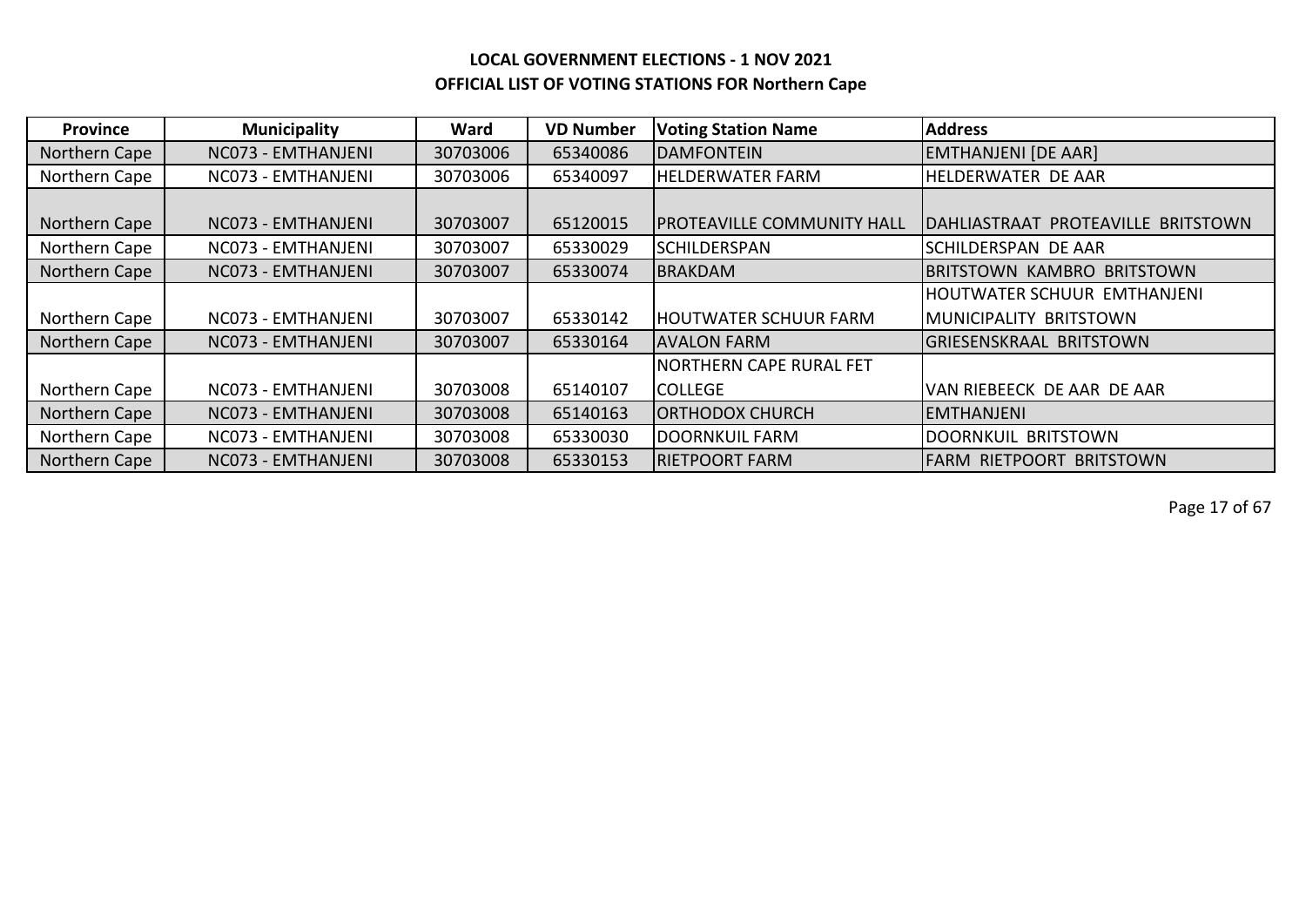**LOCAL GOVERNMENT ELECTIONS - 1 NOV 2021**

**OFFICIAL LIST OF VOTING STATIONS FOR Northern Cape**

| Province | Municipality | Ward | VD Number | Voting Station Name | Address |
|---|---|---|---|---|---|
| Northern Cape | NC073 - EMTHANJENI | 30703006 | 65340086 | DAMFONTEIN | EMTHANJENI [DE AAR] |
| Northern Cape | NC073 - EMTHANJENI | 30703006 | 65340097 | HELDERWATER FARM | HELDERWATER DE AAR |
| Northern Cape | NC073 - EMTHANJENI | 30703007 | 65120015 | PROTEAVILLE COMMUNITY HALL | DAHLIASTRAAT PROTEAVILLE BRITSTOWN |
| Northern Cape | NC073 - EMTHANJENI | 30703007 | 65330029 | SCHILDERSPAN | SCHILDERSPAN DE AAR |
| Northern Cape | NC073 - EMTHANJENI | 30703007 | 65330074 | BRAKDAM | BRITSTOWN KAMBRO BRITSTOWN |
| Northern Cape | NC073 - EMTHANJENI | 30703007 | 65330142 | HOUTWATER SCHUUR FARM | HOUTWATER SCHUUR EMTHANJENI MUNICIPALITY BRITSTOWN |
| Northern Cape | NC073 - EMTHANJENI | 30703007 | 65330164 | AVALON FARM | GRIESENSKRAAL BRITSTOWN |
| Northern Cape | NC073 - EMTHANJENI | 30703008 | 65140107 | NORTHERN CAPE RURAL FET COLLEGE | VAN RIEBEECK DE AAR DE AAR |
| Northern Cape | NC073 - EMTHANJENI | 30703008 | 65140163 | ORTHODOX CHURCH | EMTHANJENI |
| Northern Cape | NC073 - EMTHANJENI | 30703008 | 65330030 | DOORNKUIL FARM | DOORNKUIL BRITSTOWN |
| Northern Cape | NC073 - EMTHANJENI | 30703008 | 65330153 | RIETPOORT FARM | FARM RIETPOORT BRITSTOWN |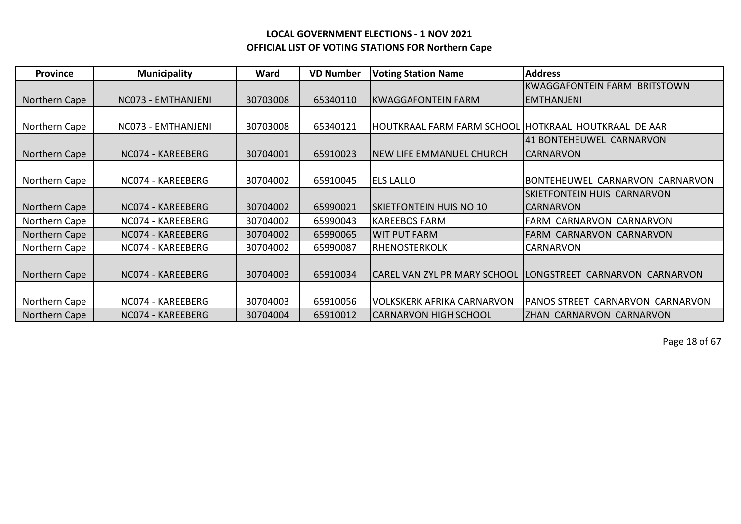**LOCAL GOVERNMENT ELECTIONS - 1 NOV 2021**

**OFFICIAL LIST OF VOTING STATIONS FOR Northern Cape**

| Province | Municipality | Ward | VD Number | Voting Station Name | Address |
|---|---|---|---|---|---|
| Northern Cape | NC073 - EMTHANJENI | 30703008 | 65340110 | KWAGGAFONTEIN FARM | KWAGGAFONTEIN FARM BRITSTOWN EMTHANJENI |
| Northern Cape | NC073 - EMTHANJENI | 30703008 | 65340121 | HOUTKRAAL FARM FARM SCHOOL | HOTKRAAL HOUTKRAAL DE AAR |
| Northern Cape | NC074 - KAREEBERG | 30704001 | 65910023 | NEW LIFE EMMANUEL CHURCH | 41 BONTEHEUWEL CARNARVON CARNARVON |
| Northern Cape | NC074 - KAREEBERG | 30704002 | 65910045 | ELS LALLO | BONTEHEUWEL CARNARVON CARNARVON |
| Northern Cape | NC074 - KAREEBERG | 30704002 | 65990021 | SKIETFONTEIN HUIS NO 10 | SKIETFONTEIN HUIS CARNARVON CARNARVON |
| Northern Cape | NC074 - KAREEBERG | 30704002 | 65990043 | KAREEBOS FARM | FARM CARNARVON CARNARVON |
| Northern Cape | NC074 - KAREEBERG | 30704002 | 65990065 | WIT PUT FARM | FARM CARNARVON CARNARVON |
| Northern Cape | NC074 - KAREEBERG | 30704002 | 65990087 | RHENOSTERKOLK | CARNARVON |
| Northern Cape | NC074 - KAREEBERG | 30704003 | 65910034 | CAREL VAN ZYL PRIMARY SCHOOL | LONGSTREET CARNARVON CARNARVON |
| Northern Cape | NC074 - KAREEBERG | 30704003 | 65910056 | VOLKSKERK AFRIKA CARNARVON | PANOS STREET CARNARVON CARNARVON |
| Northern Cape | NC074 - KAREEBERG | 30704004 | 65910012 | CARNARVON HIGH SCHOOL | ZHAN CARNARVON CARNARVON |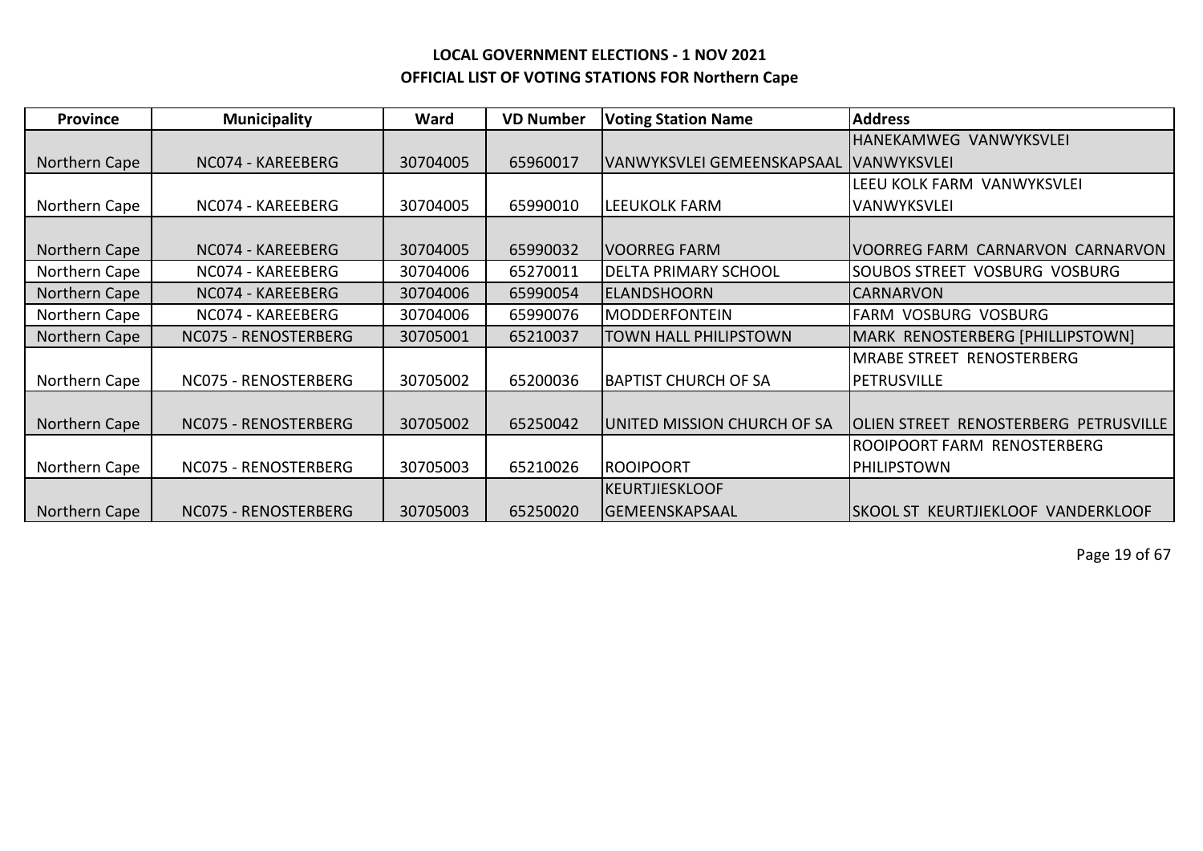**LOCAL GOVERNMENT ELECTIONS - 1 NOV 2021**

**OFFICIAL LIST OF VOTING STATIONS FOR Northern Cape**

| Province | Municipality | Ward | VD Number | Voting Station Name | Address |
|---|---|---|---|---|---|
| Northern Cape | NC074 - KAREEBERG | 30704005 | 65960017 | VANWYKSVLEI GEMEENSKAPSAAL | HANEKAMWEG VANWYKSVLEI VANWYKSVLEI |
| Northern Cape | NC074 - KAREEBERG | 30704005 | 65990010 | LEEUKOLK FARM | LEEU KOLK FARM VANWYKSVLEI VANWYKSVLEI |
| Northern Cape | NC074 - KAREEBERG | 30704005 | 65990032 | VOORREG FARM | VOORREG FARM CARNARVON CARNARVON |
| Northern Cape | NC074 - KAREEBERG | 30704006 | 65270011 | DELTA PRIMARY SCHOOL | SOUBOS STREET VOSBURG VOSBURG |
| Northern Cape | NC074 - KAREEBERG | 30704006 | 65990054 | ELANDSHOORN | CARNARVON |
| Northern Cape | NC074 - KAREEBERG | 30704006 | 65990076 | MODDERFONTEIN | FARM VOSBURG VOSBURG |
| Northern Cape | NC075 - RENOSTERBERG | 30705001 | 65210037 | TOWN HALL PHILIPSTOWN | MARK RENOSTERBERG [PHILLIPSTOWN] |
| Northern Cape | NC075 - RENOSTERBERG | 30705002 | 65200036 | BAPTIST CHURCH OF SA | MRABE STREET RENOSTERBERG PETRUSVILLE |
| Northern Cape | NC075 - RENOSTERBERG | 30705002 | 65250042 | UNITED MISSION CHURCH OF SA | OLIEN STREET RENOSTERBERG PETRUSVILLE |
| Northern Cape | NC075 - RENOSTERBERG | 30705003 | 65210026 | ROOIPOORT | ROOIPOORT FARM RENOSTERBERG PHILIPSTOWN |
| Northern Cape | NC075 - RENOSTERBERG | 30705003 | 65250020 | KEURTJIESKLOOF GEMEENSKAPSAAL | SKOOL ST KEURTJIEKLOOF VANDERKLOOF |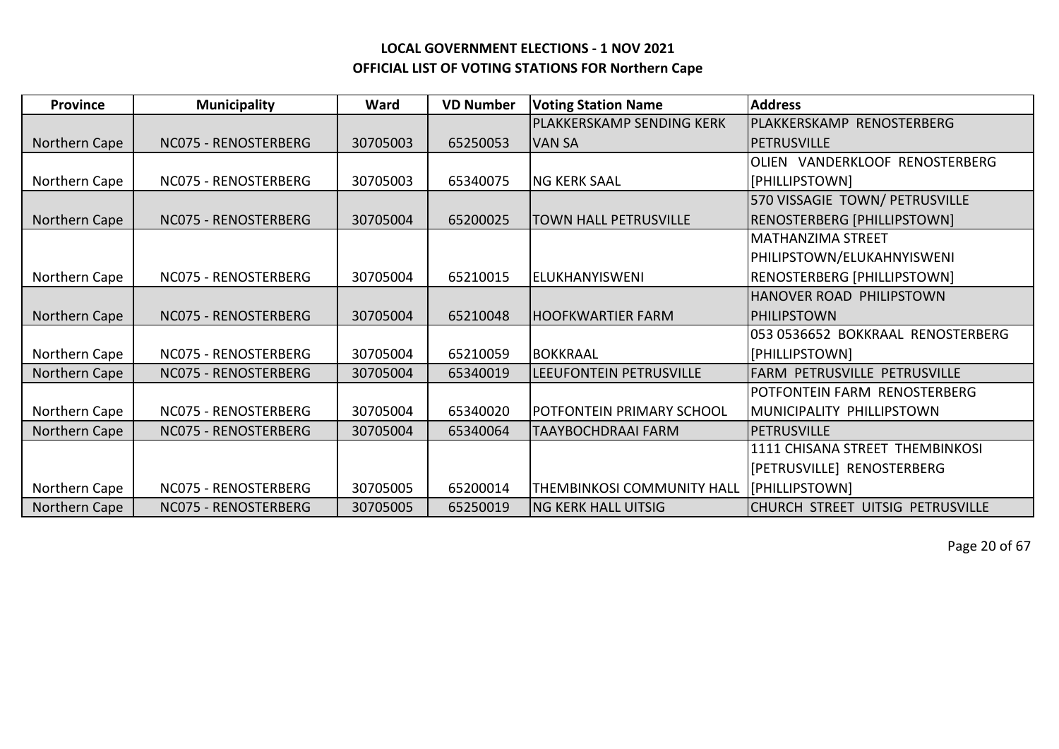**LOCAL GOVERNMENT ELECTIONS - 1 NOV 2021**
**OFFICIAL LIST OF VOTING STATIONS FOR Northern Cape**

| Province | Municipality | Ward | VD Number | Voting Station Name | Address |
|---|---|---|---|---|---|
| Northern Cape | NC075 - RENOSTERBERG | 30705003 | 65250053 | PLAKKERSKAMP SENDING KERK VAN SA | PLAKKERSKAMP RENOSTERBERG PETRUSVILLE |
| Northern Cape | NC075 - RENOSTERBERG | 30705003 | 65340075 | NG KERK SAAL | OLIEN VANDERKLOOF RENOSTERBERG [PHILLIPSTOWN] |
| Northern Cape | NC075 - RENOSTERBERG | 30705004 | 65200025 | TOWN HALL PETRUSVILLE | 570 VISSAGIE TOWN/ PETRUSVILLE RENOSTERBERG [PHILLIPSTOWN] |
| Northern Cape | NC075 - RENOSTERBERG | 30705004 | 65210015 | ELUKHANYISWENI | MATHANZIMA STREET PHILIPSTOWN/ELUKAHNYISWENI RENOSTERBERG [PHILLIPSTOWN] |
| Northern Cape | NC075 - RENOSTERBERG | 30705004 | 65210048 | HOOFKWARTIER FARM | HANOVER ROAD PHILIPSTOWN PHILIPSTOWN |
| Northern Cape | NC075 - RENOSTERBERG | 30705004 | 65210059 | BOKKRAAL | 053 0536652 BOKKRAAL RENOSTERBERG [PHILLIPSTOWN] |
| Northern Cape | NC075 - RENOSTERBERG | 30705004 | 65340019 | LEEUFONTEIN PETRUSVILLE | FARM PETRUSVILLE PETRUSVILLE |
| Northern Cape | NC075 - RENOSTERBERG | 30705004 | 65340020 | POTFONTEIN PRIMARY SCHOOL | POTFONTEIN FARM RENOSTERBERG MUNICIPALITY PHILLIPSTOWN |
| Northern Cape | NC075 - RENOSTERBERG | 30705004 | 65340064 | TAAYBOCHDRAAI FARM | PETRUSVILLE |
| Northern Cape | NC075 - RENOSTERBERG | 30705005 | 65200014 | THEMBINKOSI COMMUNITY HALL | 1111 CHISANA STREET THEMBINKOSI [PETRUSVILLE] RENOSTERBERG [PHILLIPSTOWN] |
| Northern Cape | NC075 - RENOSTERBERG | 30705005 | 65250019 | NG KERK HALL UITSIG | CHURCH STREET UITSIG PETRUSVILLE |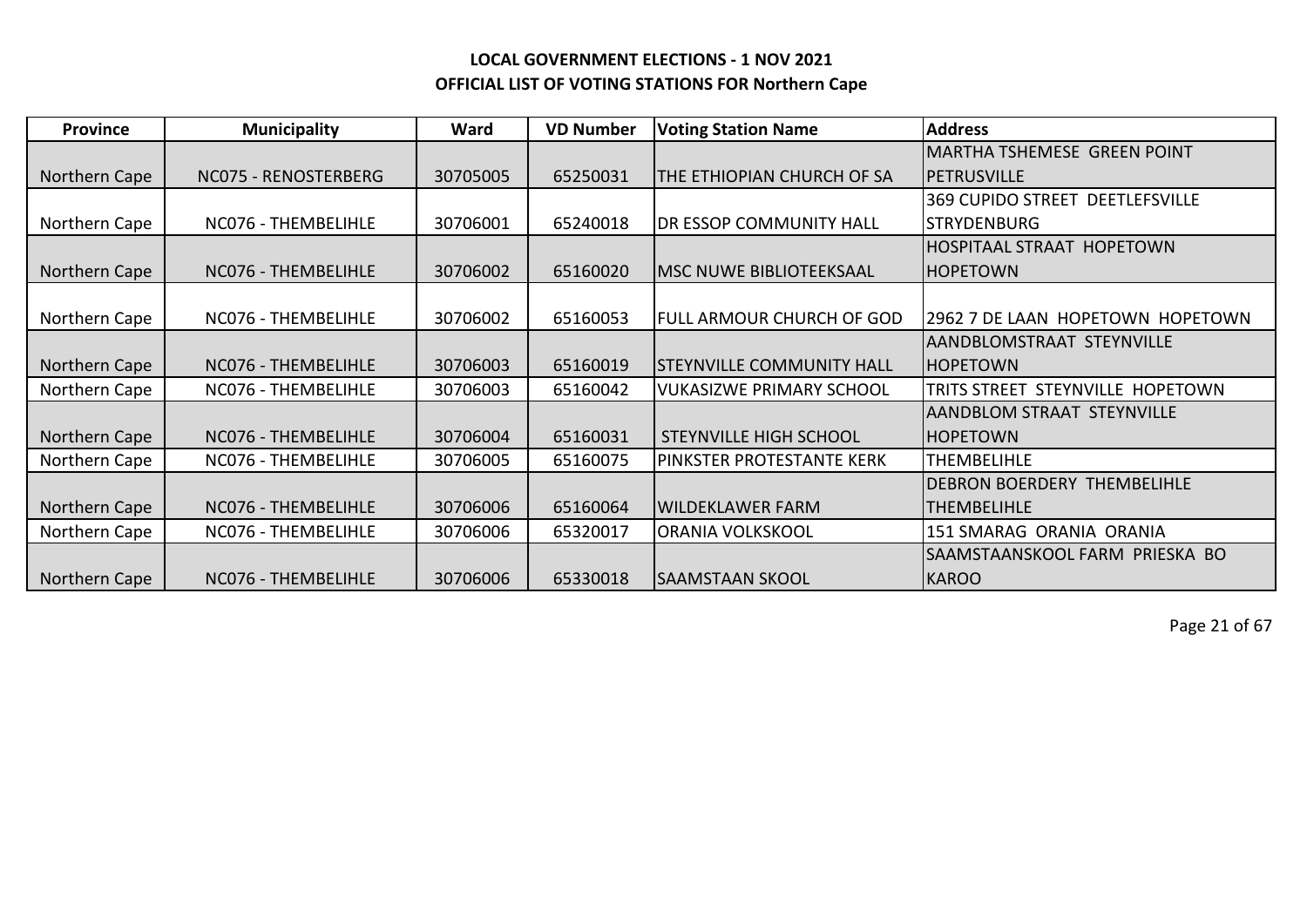**LOCAL GOVERNMENT ELECTIONS - 1 NOV 2021**

**OFFICIAL LIST OF VOTING STATIONS FOR Northern Cape**

| Province | Municipality | Ward | VD Number | Voting Station Name | Address |
|---|---|---|---|---|---|
| Northern Cape | NC075 - RENOSTERBERG | 30705005 | 65250031 | THE ETHIOPIAN CHURCH OF SA | MARTHA TSHEMESE GREEN POINT PETRUSVILLE |
| Northern Cape | NC076 - THEMBELIHLE | 30706001 | 65240018 | DR ESSOP COMMUNITY HALL | 369 CUPIDO STREET DEETLEFSVILLE STRYDENBURG |
| Northern Cape | NC076 - THEMBELIHLE | 30706002 | 65160020 | MSC NUWE BIBLIOTEEKSAAL | HOSPITAAL STRAAT HOPETOWN HOPETOWN |
| Northern Cape | NC076 - THEMBELIHLE | 30706002 | 65160053 | FULL ARMOUR CHURCH OF GOD | 2962 7 DE LAAN HOPETOWN HOPETOWN |
| Northern Cape | NC076 - THEMBELIHLE | 30706003 | 65160019 | STEYNVILLE COMMUNITY HALL | AANDBLOMSTRAAT STEYNVILLE HOPETOWN |
| Northern Cape | NC076 - THEMBELIHLE | 30706003 | 65160042 | VUKASIZWE PRIMARY SCHOOL | TRITS STREET STEYNVILLE HOPETOWN |
| Northern Cape | NC076 - THEMBELIHLE | 30706004 | 65160031 | STEYNVILLE HIGH SCHOOL | AANDBLOM STRAAT STEYNVILLE HOPETOWN |
| Northern Cape | NC076 - THEMBELIHLE | 30706005 | 65160075 | PINKSTER PROTESTANTE KERK | THEMBELIHLE |
| Northern Cape | NC076 - THEMBELIHLE | 30706006 | 65160064 | WILDEKLAWER FARM | DEBRON BOERDERY THEMBELIHLE THEMBELIHLE |
| Northern Cape | NC076 - THEMBELIHLE | 30706006 | 65320017 | ORANIA VOLKSKOOL | 151 SMARAG ORANIA ORANIA |
| Northern Cape | NC076 - THEMBELIHLE | 30706006 | 65330018 | SAAMSTAAN SKOOL | SAAMSTAANSKOOL FARM PRIESKA BO KAROO |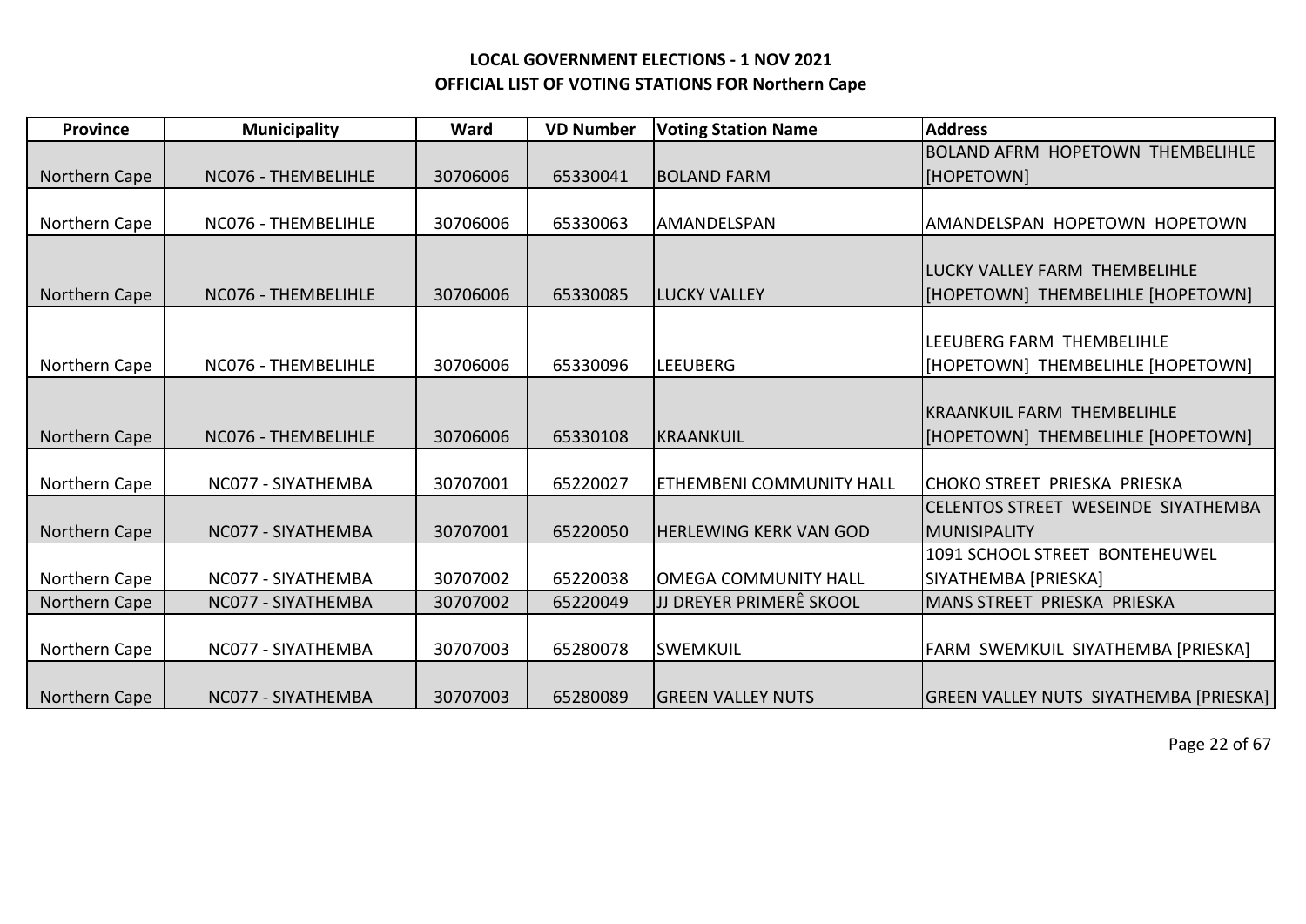**LOCAL GOVERNMENT ELECTIONS - 1 NOV 2021**
**OFFICIAL LIST OF VOTING STATIONS FOR Northern Cape**

| Province | Municipality | Ward | VD Number | Voting Station Name | Address |
|---|---|---|---|---|---|
| Northern Cape | NC076 - THEMBELIHLE | 30706006 | 65330041 | BOLAND FARM | BOLAND AFRM HOPETOWN THEMBELIHLE [HOPETOWN] |
| Northern Cape | NC076 - THEMBELIHLE | 30706006 | 65330063 | AMANDELSPAN | AMANDELSPAN HOPETOWN HOPETOWN |
| Northern Cape | NC076 - THEMBELIHLE | 30706006 | 65330085 | LUCKY VALLEY | LUCKY VALLEY FARM THEMBELIHLE [HOPETOWN] THEMBELIHLE [HOPETOWN] |
| Northern Cape | NC076 - THEMBELIHLE | 30706006 | 65330096 | LEEUBERG | LEEUBERG FARM THEMBELIHLE [HOPETOWN] THEMBELIHLE [HOPETOWN] |
| Northern Cape | NC076 - THEMBELIHLE | 30706006 | 65330108 | KRAANKUIL | KRAANKUIL FARM THEMBELIHLE [HOPETOWN] THEMBELIHLE [HOPETOWN] |
| Northern Cape | NC077 - SIYATHEMBA | 30707001 | 65220027 | ETHEMBENI COMMUNITY HALL | CHOKO STREET PRIESKA PRIESKA |
| Northern Cape | NC077 - SIYATHEMBA | 30707001 | 65220050 | HERLEWING KERK VAN GOD | CELENTOS STREET WESEINDE SIYATHEMBA MUNISIPALITY |
| Northern Cape | NC077 - SIYATHEMBA | 30707002 | 65220038 | OMEGA COMMUNITY HALL | 1091 SCHOOL STREET BONTEHEUWEL SIYATHEMBA [PRIESKA] |
| Northern Cape | NC077 - SIYATHEMBA | 30707002 | 65220049 | JJ DREYER PRIMERÊ SKOOL | MANS STREET PRIESKA PRIESKA |
| Northern Cape | NC077 - SIYATHEMBA | 30707003 | 65280078 | SWEMKUIL | FARM SWEMKUIL SIYATHEMBA [PRIESKA] |
| Northern Cape | NC077 - SIYATHEMBA | 30707003 | 65280089 | GREEN VALLEY NUTS | GREEN VALLEY NUTS SIYATHEMBA [PRIESKA] |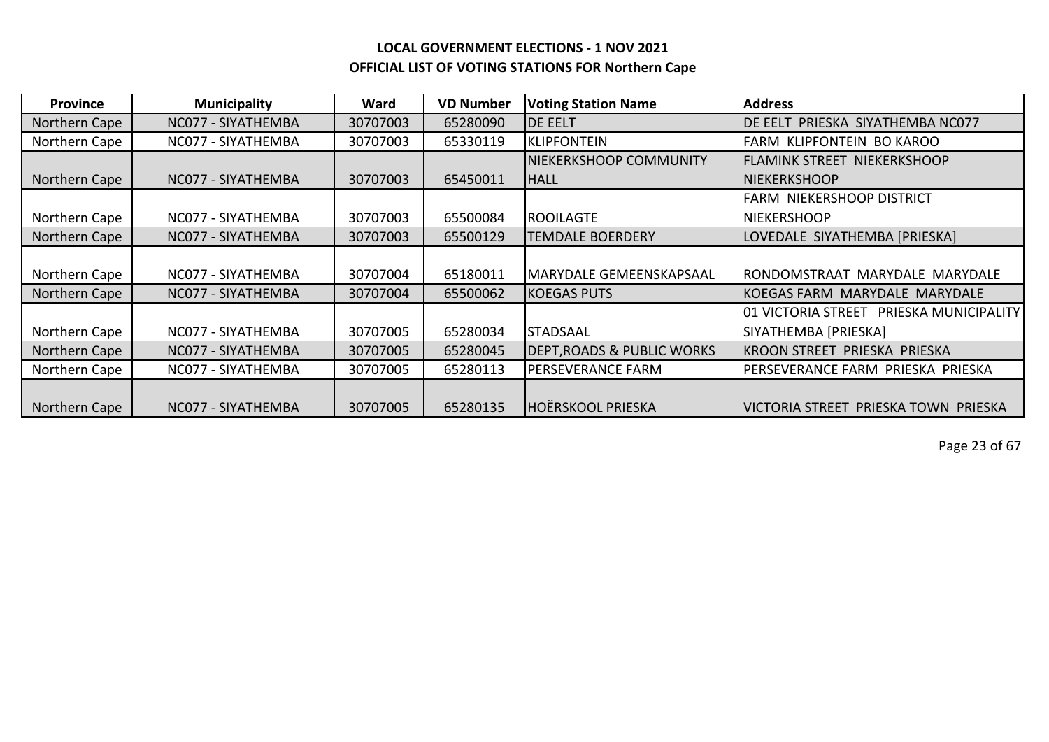# LOCAL GOVERNMENT ELECTIONS - 1 NOV 2021
## OFFICIAL LIST OF VOTING STATIONS FOR Northern Cape

| Province | Municipality | Ward | VD Number | Voting Station Name | Address |
|---|---|---|---|---|---|
| Northern Cape | NC077 - SIYATHEMBA | 30707003 | 65280090 | DE EELT | DE EELT PRIESKA SIYATHEMBA NC077 |
| Northern Cape | NC077 - SIYATHEMBA | 30707003 | 65330119 | KLIPFONTEIN | FARM KLIPFONTEIN BO KAROO |
| Northern Cape | NC077 - SIYATHEMBA | 30707003 | 65450011 | NIEKERKSHOOP COMMUNITY HALL | FLAMINK STREET NIEKERKSHOOP NIEKERKSHOOP |
| Northern Cape | NC077 - SIYATHEMBA | 30707003 | 65500084 | ROOILAGTE | FARM NIEKERSHOOP DISTRICT NIEKERSHOOP |
| Northern Cape | NC077 - SIYATHEMBA | 30707003 | 65500129 | TEMDALE BOERDERY | LOVEDALE SIYATHEMBA [PRIESKA] |
| Northern Cape | NC077 - SIYATHEMBA | 30707004 | 65180011 | MARYDALE GEMEENSKAPSAAL | RONDOMSTRAAT MARYDALE MARYDALE |
| Northern Cape | NC077 - SIYATHEMBA | 30707004 | 65500062 | KOEGAS PUTS | KOEGAS FARM MARYDALE MARYDALE |
| Northern Cape | NC077 - SIYATHEMBA | 30707005 | 65280034 | STADSAAL | 01 VICTORIA STREET PRIESKA MUNICIPALITY SIYATHEMBA [PRIESKA] |
| Northern Cape | NC077 - SIYATHEMBA | 30707005 | 65280045 | DEPT,ROADS & PUBLIC WORKS | KROON STREET PRIESKA PRIESKA |
| Northern Cape | NC077 - SIYATHEMBA | 30707005 | 65280113 | PERSEVERANCE FARM | PERSEVERANCE FARM PRIESKA PRIESKA |
| Northern Cape | NC077 - SIYATHEMBA | 30707005 | 65280135 | HOËRSKOOL PRIESKA | VICTORIA STREET PRIESKA TOWN PRIESKA |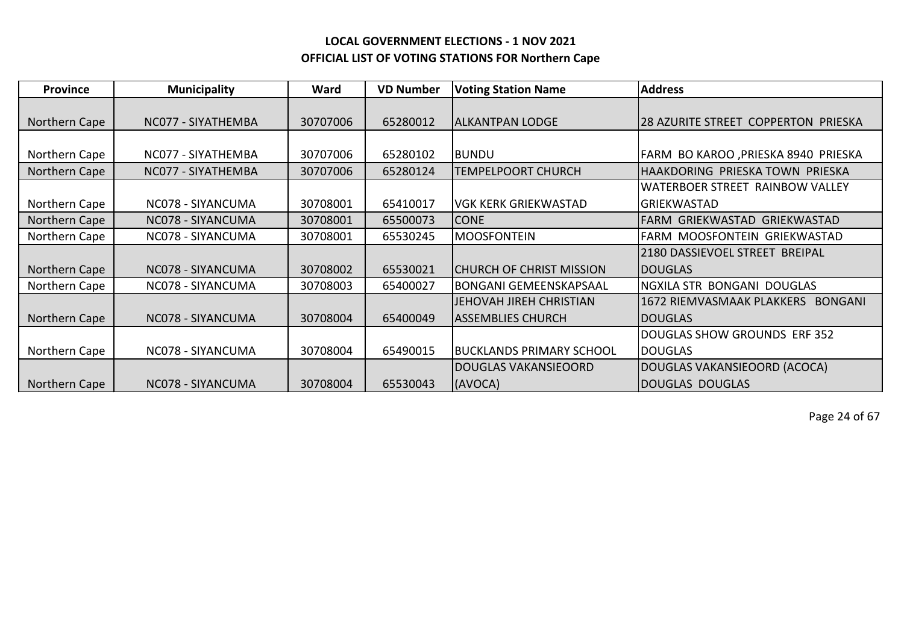**LOCAL GOVERNMENT ELECTIONS - 1 NOV 2021**
**OFFICIAL LIST OF VOTING STATIONS FOR Northern Cape**

| Province | Municipality | Ward | VD Number | Voting Station Name | Address |
|---|---|---|---|---|---|
| Northern Cape | NC077 - SIYATHEMBA | 30707006 | 65280012 | ALKANTPAN LODGE | 28 AZURITE STREET COPPERTON PRIESKA |
| Northern Cape | NC077 - SIYATHEMBA | 30707006 | 65280102 | BUNDU | FARM BO KAROO ,PRIESKA 8940 PRIESKA |
| Northern Cape | NC077 - SIYATHEMBA | 30707006 | 65280124 | TEMPELPOORT CHURCH | HAAKDORING PRIESKA TOWN PRIESKA |
| Northern Cape | NC078 - SIYANCUMA | 30708001 | 65410017 | VGK KERK GRIEKWASTAD | WATERBOER STREET RAINBOW VALLEY GRIEKWASTAD |
| Northern Cape | NC078 - SIYANCUMA | 30708001 | 65500073 | CONE | FARM GRIEKWASTAD GRIEKWASTAD |
| Northern Cape | NC078 - SIYANCUMA | 30708001 | 65530245 | MOOSFONTEIN | FARM MOOSFONTEIN GRIEKWASTAD |
| Northern Cape | NC078 - SIYANCUMA | 30708002 | 65530021 | CHURCH OF CHRIST MISSION | 2180 DASSIEVOEL STREET BREIPAL DOUGLAS |
| Northern Cape | NC078 - SIYANCUMA | 30708003 | 65400027 | BONGANI GEMEENSKAPSAAL | NGXILA STR BONGANI DOUGLAS |
| Northern Cape | NC078 - SIYANCUMA | 30708004 | 65400049 | JEHOVAH JIREH CHRISTIAN ASSEMBLIES CHURCH | 1672 RIEMVASMAAK PLAKKERS BONGANI DOUGLAS |
| Northern Cape | NC078 - SIYANCUMA | 30708004 | 65490015 | BUCKLANDS PRIMARY SCHOOL | DOUGLAS SHOW GROUNDS ERF 352 DOUGLAS |
| Northern Cape | NC078 - SIYANCUMA | 30708004 | 65530043 | DOUGLAS VAKANSIEOORD (AVOCA) | DOUGLAS VAKANSIEOORD (ACOCA) DOUGLAS DOUGLAS |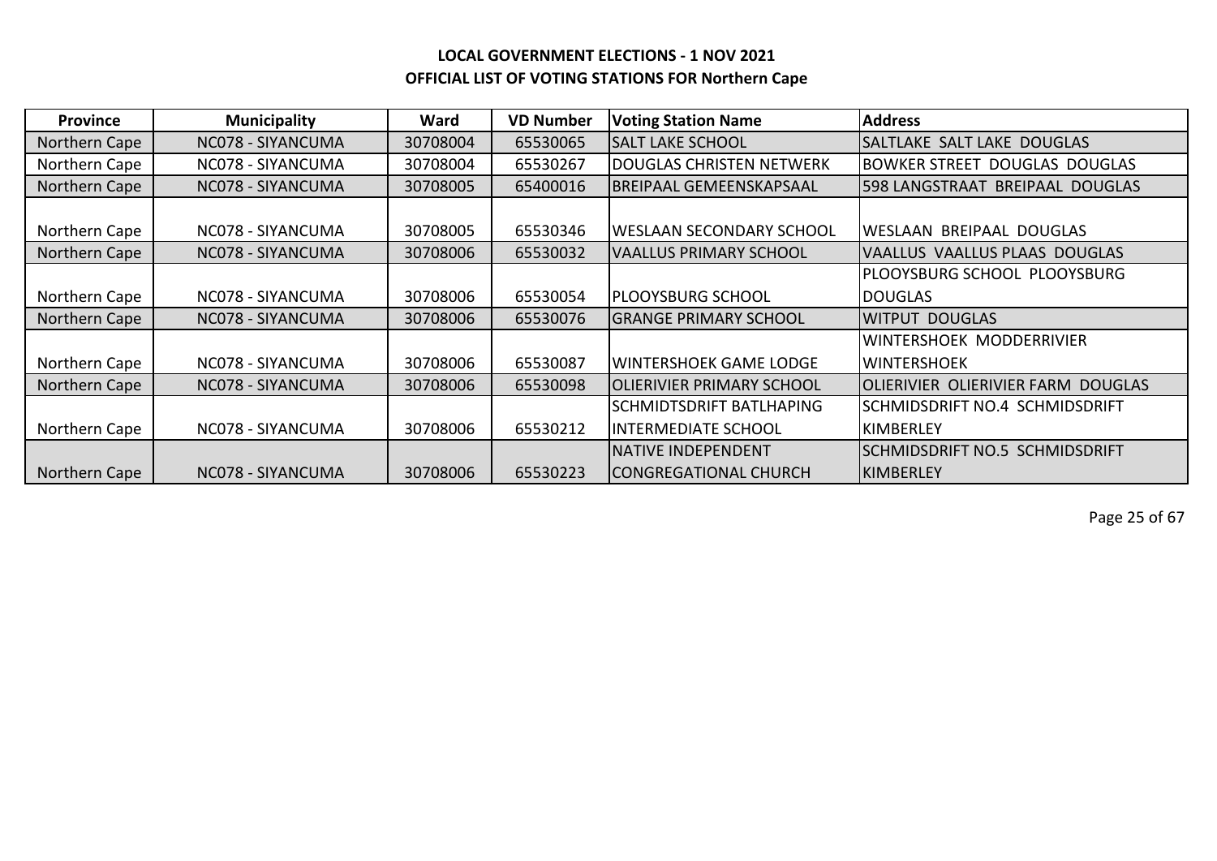## LOCAL GOVERNMENT ELECTIONS - 1 NOV 2021
## OFFICIAL LIST OF VOTING STATIONS FOR Northern Cape

| Province | Municipality | Ward | VD Number | Voting Station Name | Address |
|---|---|---|---|---|---|
| Northern Cape | NC078 - SIYANCUMA | 30708004 | 65530065 | SALT LAKE SCHOOL | SALTLAKE SALT LAKE DOUGLAS |
| Northern Cape | NC078 - SIYANCUMA | 30708004 | 65530267 | DOUGLAS CHRISTEN NETWERK | BOWKER STREET DOUGLAS DOUGLAS |
| Northern Cape | NC078 - SIYANCUMA | 30708005 | 65400016 | BREIPAAL GEMEENSKAPSAAL | 598 LANGSTRAAT BREIPAAL DOUGLAS |
| Northern Cape | NC078 - SIYANCUMA | 30708005 | 65530346 | WESLAAN SECONDARY SCHOOL | WESLAAN BREIPAAL DOUGLAS |
| Northern Cape | NC078 - SIYANCUMA | 30708006 | 65530032 | VAALLUS PRIMARY SCHOOL | VAALLUS VAALLUS PLAAS DOUGLAS |
| Northern Cape | NC078 - SIYANCUMA | 30708006 | 65530054 | PLOOYSBURG SCHOOL | PLOOYSBURG SCHOOL PLOOYSBURG DOUGLAS |
| Northern Cape | NC078 - SIYANCUMA | 30708006 | 65530076 | GRANGE PRIMARY SCHOOL | WITPUT DOUGLAS |
| Northern Cape | NC078 - SIYANCUMA | 30708006 | 65530087 | WINTERSHOEK GAME LODGE | WINTERSHOEK MODDERRIVIER WINTERSHOEK |
| Northern Cape | NC078 - SIYANCUMA | 30708006 | 65530098 | OLIERIVIER PRIMARY SCHOOL | OLIERIVIER OLIERIVIER FARM DOUGLAS |
| Northern Cape | NC078 - SIYANCUMA | 30708006 | 65530212 | SCHMIDTSDRIFT BATLHAPING INTERMEDIATE SCHOOL | SCHMIDSDRIFT NO.4 SCHMIDSDRIFT KIMBERLEY |
| Northern Cape | NC078 - SIYANCUMA | 30708006 | 65530223 | NATIVE INDEPENDENT CONGREGATIONAL CHURCH | SCHMIDSDRIFT NO.5 SCHMIDSDRIFT KIMBERLEY |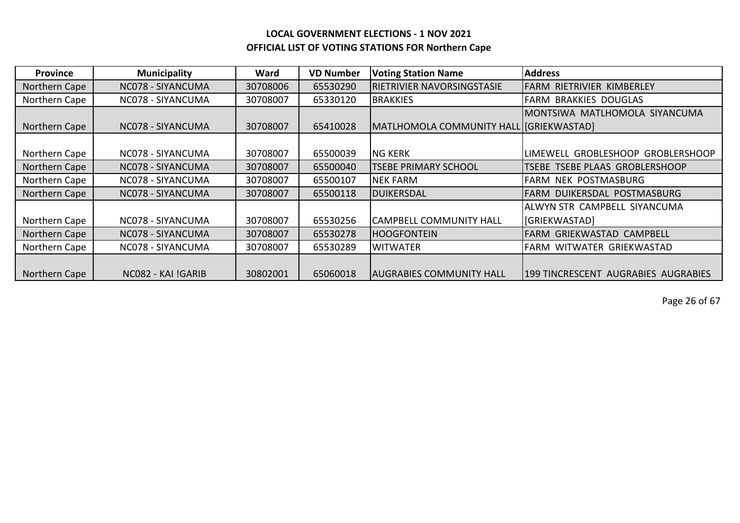**LOCAL GOVERNMENT ELECTIONS - 1 NOV 2021**
**OFFICIAL LIST OF VOTING STATIONS FOR Northern Cape**

| Province | Municipality | Ward | VD Number | Voting Station Name | Address |
|---|---|---|---|---|---|
| Northern Cape | NC078 - SIYANCUMA | 30708006 | 65530290 | RIETRIVIER NAVORSINGSTASIE | FARM RIETRIVIER KIMBERLEY |
| Northern Cape | NC078 - SIYANCUMA | 30708007 | 65330120 | BRAKKIES | FARM BRAKKIES DOUGLAS |
| Northern Cape | NC078 - SIYANCUMA | 30708007 | 65410028 | MATLHOMOLA COMMUNITY HALL | MONTSIWA MATLHOMOLA SIYANCUMA [GRIEKWASTAD] |
| Northern Cape | NC078 - SIYANCUMA | 30708007 | 65500039 | NG KERK | LIMEWELL GROBLESHOOP GROBLERSHOOP |
| Northern Cape | NC078 - SIYANCUMA | 30708007 | 65500040 | TSEBE PRIMARY SCHOOL | TSEBE TSEBE PLAAS GROBLERSHOOP |
| Northern Cape | NC078 - SIYANCUMA | 30708007 | 65500107 | NEK FARM | FARM NEK POSTMASBURG |
| Northern Cape | NC078 - SIYANCUMA | 30708007 | 65500118 | DUIKERSDAL | FARM DUIKERSDAL POSTMASBURG |
| Northern Cape | NC078 - SIYANCUMA | 30708007 | 65530256 | CAMPBELL COMMUNITY HALL | ALWYN STR CAMPBELL SIYANCUMA [GRIEKWASTAD] |
| Northern Cape | NC078 - SIYANCUMA | 30708007 | 65530278 | HOOGFONTEIN | FARM GRIEKWASTAD CAMPBELL |
| Northern Cape | NC078 - SIYANCUMA | 30708007 | 65530289 | WITWATER | FARM WITWATER GRIEKWASTAD |
| Northern Cape | NC082 - KAI !GARIB | 30802001 | 65060018 | AUGRABIES COMMUNITY HALL | 199 TINCRESCENT AUGRABIES AUGRABIES |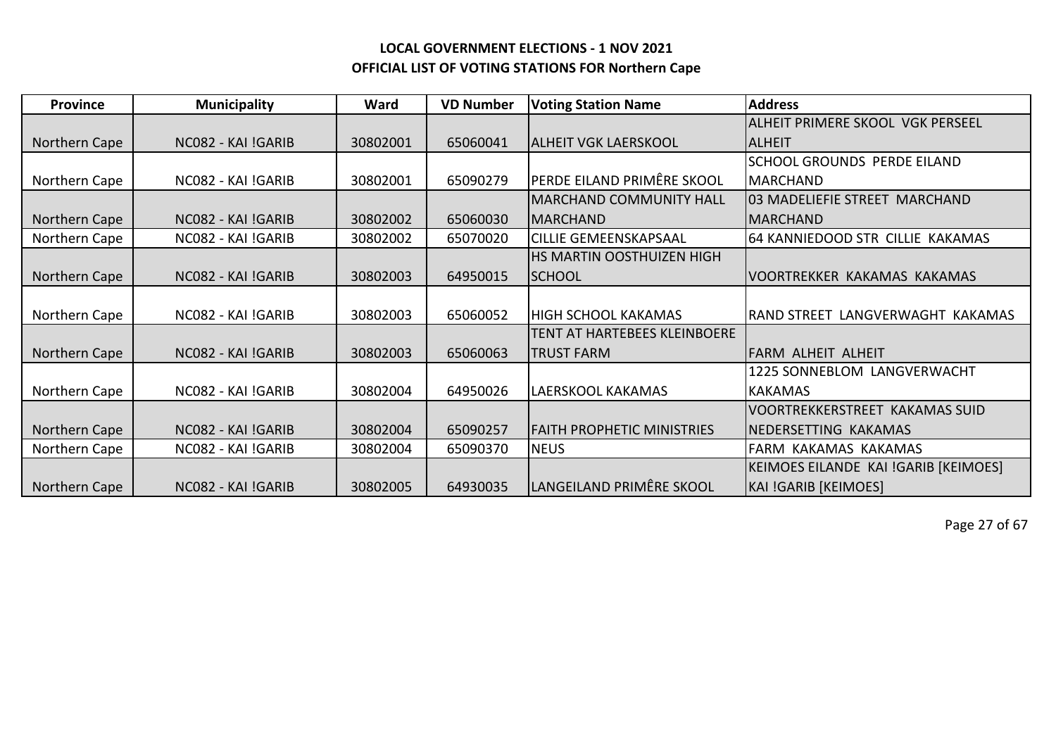**LOCAL GOVERNMENT ELECTIONS - 1 NOV 2021**
**OFFICIAL LIST OF VOTING STATIONS FOR Northern Cape**

| Province | Municipality | Ward | VD Number | Voting Station Name | Address |
|---|---|---|---|---|---|
| Northern Cape | NC082 - KAI !GARIB | 30802001 | 65060041 | ALHEIT VGK LAERSKOOL | ALHEIT PRIMERE SKOOL VGK PERSEEL ALHEIT |
| Northern Cape | NC082 - KAI !GARIB | 30802001 | 65090279 | PERDE EILAND PRIMÊRE SKOOL | SCHOOL GROUNDS PERDE EILAND MARCHAND |
| Northern Cape | NC082 - KAI !GARIB | 30802002 | 65060030 | MARCHAND COMMUNITY HALL MARCHAND | 03 MADELIEFIE STREET MARCHAND MARCHAND |
| Northern Cape | NC082 - KAI !GARIB | 30802002 | 65070020 | CILLIE GEMEENSKAPSAAL | 64 KANNIEDOOD STR CILLIE KAKAMAS |
| Northern Cape | NC082 - KAI !GARIB | 30802003 | 64950015 | HS MARTIN OOSTHUIZEN HIGH SCHOOL | VOORTREKKER KAKAMAS KAKAMAS |
| Northern Cape | NC082 - KAI !GARIB | 30802003 | 65060052 | HIGH SCHOOL KAKAMAS | RAND STREET LANGVERWAGHT KAKAMAS |
| Northern Cape | NC082 - KAI !GARIB | 30802003 | 65060063 | TENT AT HARTEBEES KLEINBOERE TRUST FARM | FARM ALHEIT ALHEIT |
| Northern Cape | NC082 - KAI !GARIB | 30802004 | 64950026 | LAERSKOOL KAKAMAS | 1225 SONNEBLOM LANGVERWACHT KAKAMAS |
| Northern Cape | NC082 - KAI !GARIB | 30802004 | 65090257 | FAITH PROPHETIC MINISTRIES | VOORTREKKERSTREET KAKAMAS SUID NEDERSETTING KAKAMAS |
| Northern Cape | NC082 - KAI !GARIB | 30802004 | 65090370 | NEUS | FARM KAKAMAS KAKAMAS |
| Northern Cape | NC082 - KAI !GARIB | 30802005 | 64930035 | LANGEILAND PRIMÊRE SKOOL | KEIMOES EILANDE KAI !GARIB [KEIMOES] KAI !GARIB [KEIMOES] |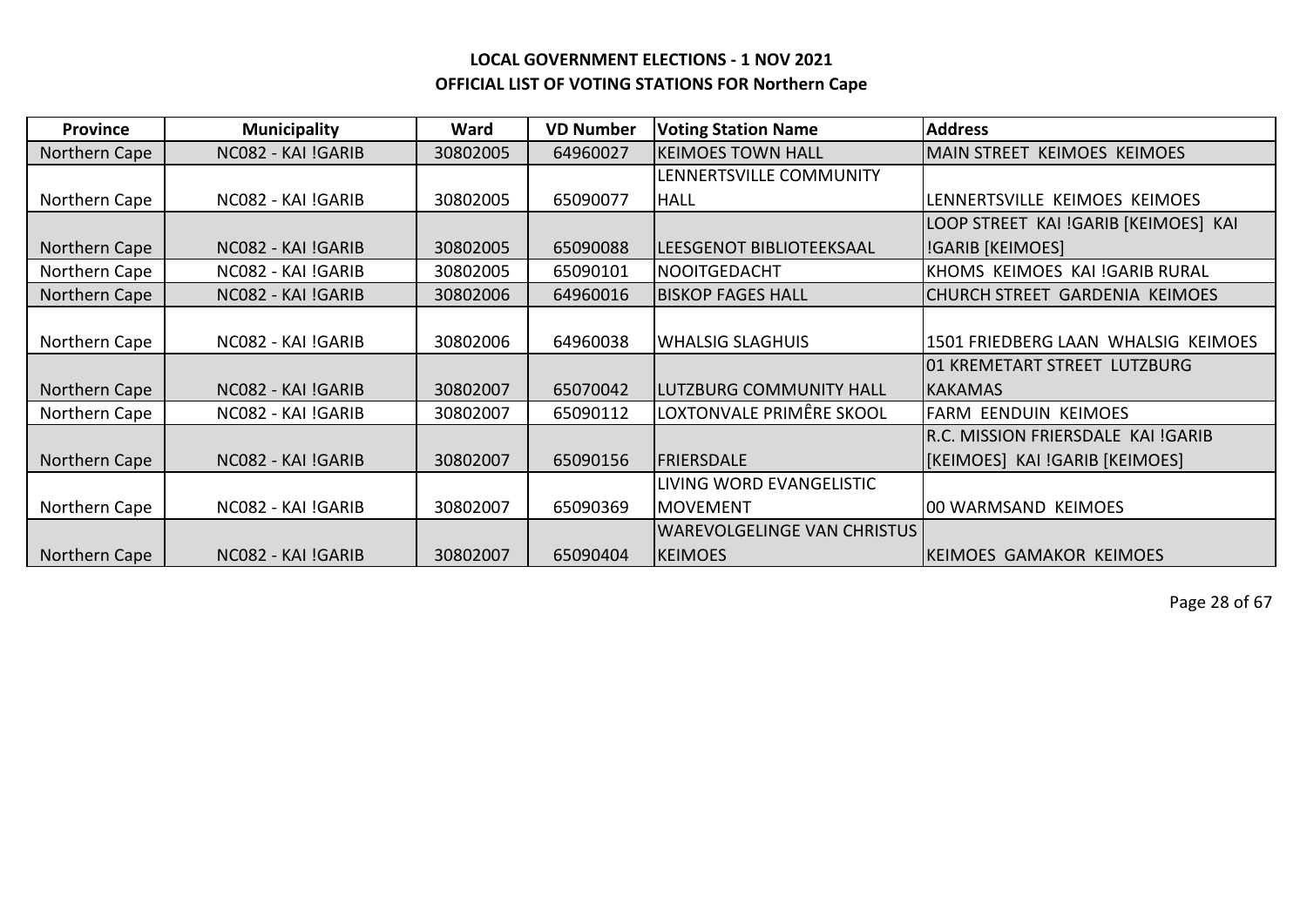**LOCAL GOVERNMENT ELECTIONS - 1 NOV 2021**

**OFFICIAL LIST OF VOTING STATIONS FOR Northern Cape**

| Province | Municipality | Ward | VD Number | Voting Station Name | Address |
|---|---|---|---|---|---|
| Northern Cape | NC082 - KAI !GARIB | 30802005 | 64960027 | KEIMOES TOWN HALL | MAIN STREET KEIMOES KEIMOES |
| Northern Cape | NC082 - KAI !GARIB | 30802005 | 65090077 | LENNERTSVILLE COMMUNITY HALL | LENNERTSVILLE KEIMOES KEIMOES |
| Northern Cape | NC082 - KAI !GARIB | 30802005 | 65090088 | LEESGENOT BIBLIOTEEKSAAL | LOOP STREET KAI !GARIB [KEIMOES] KAI !GARIB [KEIMOES] |
| Northern Cape | NC082 - KAI !GARIB | 30802005 | 65090101 | NOOITGEDACHT | KHOMS KEIMOES KAI !GARIB RURAL |
| Northern Cape | NC082 - KAI !GARIB | 30802006 | 64960016 | BISKOP FAGES HALL | CHURCH STREET GARDENIA KEIMOES |
| Northern Cape | NC082 - KAI !GARIB | 30802006 | 64960038 | WHALSIG SLAGHUIS | 1501 FRIEDBERG LAAN WHALSIG KEIMOES |
| Northern Cape | NC082 - KAI !GARIB | 30802007 | 65070042 | LUTZBURG COMMUNITY HALL | 01 KREMETART STREET LUTZBURG KAKAMAS |
| Northern Cape | NC082 - KAI !GARIB | 30802007 | 65090112 | LOXTONVALE PRIMÊRE SKOOL | FARM EENDUIN KEIMOES |
| Northern Cape | NC082 - KAI !GARIB | 30802007 | 65090156 | FRIERSDALE | R.C. MISSION FRIERSDALE KAI !GARIB [KEIMOES] KAI !GARIB [KEIMOES] |
| Northern Cape | NC082 - KAI !GARIB | 30802007 | 65090369 | LIVING WORD EVANGELISTIC MOVEMENT | 00 WARMSAND KEIMOES |
| Northern Cape | NC082 - KAI !GARIB | 30802007 | 65090404 | WAREVOLGELINGE VAN CHRISTUS KEIMOES | KEIMOES GAMAKOR KEIMOES |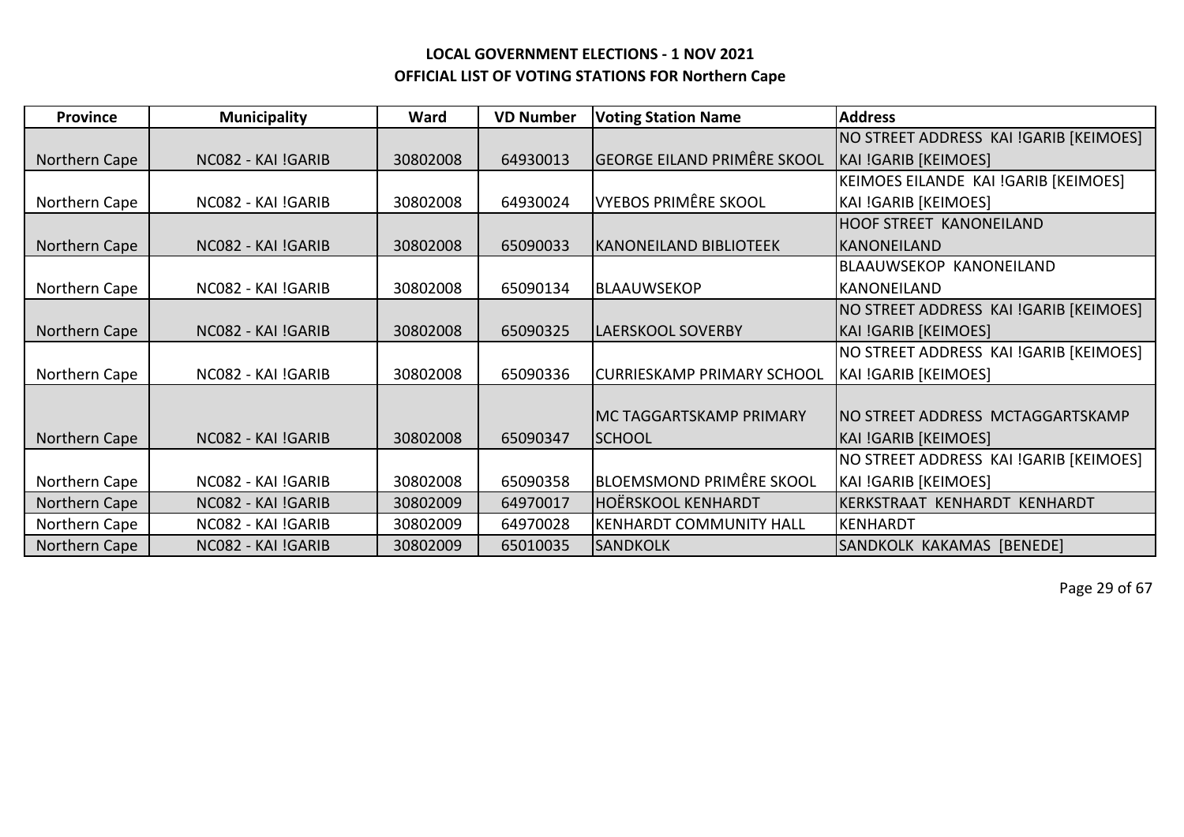**LOCAL GOVERNMENT ELECTIONS - 1 NOV 2021**
**OFFICIAL LIST OF VOTING STATIONS FOR Northern Cape**

| Province | Municipality | Ward | VD Number | Voting Station Name | Address |
|---|---|---|---|---|---|
| Northern Cape | NC082 - KAI !GARIB | 30802008 | 64930013 | GEORGE EILAND PRIMÊRE SKOOL | NO STREET ADDRESS KAI !GARIB [KEIMOES] KAI !GARIB [KEIMOES] |
| Northern Cape | NC082 - KAI !GARIB | 30802008 | 64930024 | VYEBOS PRIMÊRE SKOOL | KEIMOES EILANDE KAI !GARIB [KEIMOES] KAI !GARIB [KEIMOES] |
| Northern Cape | NC082 - KAI !GARIB | 30802008 | 65090033 | KANONEILAND BIBLIOTEEK | HOOF STREET KANONEILAND KANONEILAND |
| Northern Cape | NC082 - KAI !GARIB | 30802008 | 65090134 | BLAAUWSEKOP | BLAAUWSEKOP KANONEILAND KANONEILAND |
| Northern Cape | NC082 - KAI !GARIB | 30802008 | 65090325 | LAERSKOOL SOVERBY | NO STREET ADDRESS KAI !GARIB [KEIMOES] KAI !GARIB [KEIMOES] |
| Northern Cape | NC082 - KAI !GARIB | 30802008 | 65090336 | CURRIESKAMP PRIMARY SCHOOL | NO STREET ADDRESS KAI !GARIB [KEIMOES] KAI !GARIB [KEIMOES] |
| Northern Cape | NC082 - KAI !GARIB | 30802008 | 65090347 | MC TAGGARTSKAMP PRIMARY SCHOOL | NO STREET ADDRESS MCTAGGARTSKAMP KAI !GARIB [KEIMOES] |
| Northern Cape | NC082 - KAI !GARIB | 30802008 | 65090358 | BLOEMSMOND PRIMÊRE SKOOL | NO STREET ADDRESS KAI !GARIB [KEIMOES] KAI !GARIB [KEIMOES] |
| Northern Cape | NC082 - KAI !GARIB | 30802009 | 64970017 | HOËRSKOOL KENHARDT | KERKSTRAAT KENHARDT KENHARDT |
| Northern Cape | NC082 - KAI !GARIB | 30802009 | 64970028 | KENHARDT COMMUNITY HALL | KENHARDT |
| Northern Cape | NC082 - KAI !GARIB | 30802009 | 65010035 | SANDKOLK | SANDKOLK KAKAMAS [BENEDE] |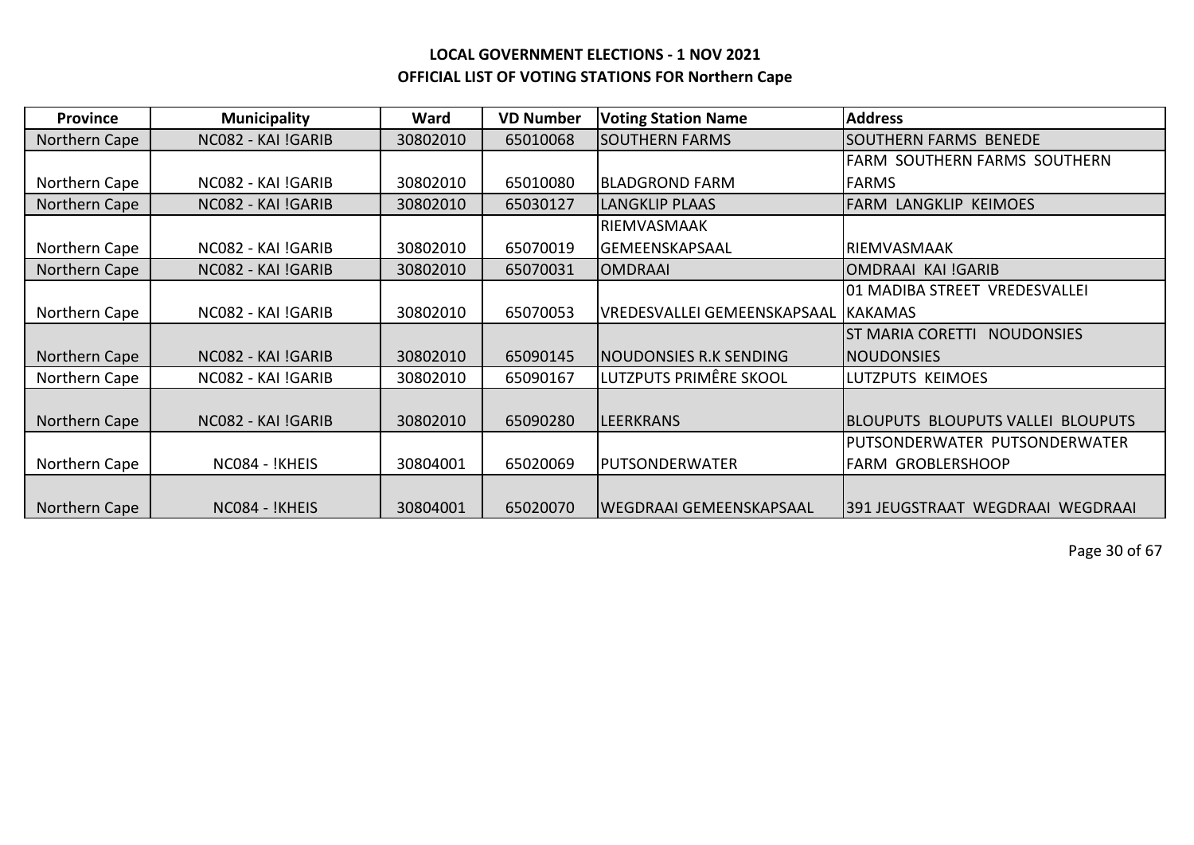**LOCAL GOVERNMENT ELECTIONS - 1 NOV 2021**
**OFFICIAL LIST OF VOTING STATIONS FOR Northern Cape**

| Province | Municipality | Ward | VD Number | Voting Station Name | Address |
|---|---|---|---|---|---|
| Northern Cape | NC082 - KAI !GARIB | 30802010 | 65010068 | SOUTHERN FARMS | SOUTHERN FARMS BENEDE |
| Northern Cape | NC082 - KAI !GARIB | 30802010 | 65010080 | BLADGROND FARM | FARM SOUTHERN FARMS SOUTHERN FARMS |
| Northern Cape | NC082 - KAI !GARIB | 30802010 | 65030127 | LANGKLIP PLAAS | FARM LANGKLIP KEIMOES |
| Northern Cape | NC082 - KAI !GARIB | 30802010 | 65070019 | RIEMVASMAAK GEMEENSKAPSAAL | RIEMVASMAAK |
| Northern Cape | NC082 - KAI !GARIB | 30802010 | 65070031 | OMDRAAI | OMDRAAI KAI !GARIB |
| Northern Cape | NC082 - KAI !GARIB | 30802010 | 65070053 | VREDESVALLEI GEMEENSKAPSAAL | 01 MADIBA STREET VREDESVALLEI KAKAMAS |
| Northern Cape | NC082 - KAI !GARIB | 30802010 | 65090145 | NOUDONSIES R.K SENDING | ST MARIA CORETTI NOUDONSIES NOUDONSIES |
| Northern Cape | NC082 - KAI !GARIB | 30802010 | 65090167 | LUTZPUTS PRIMÊRE SKOOL | LUTZPUTS KEIMOES |
| Northern Cape | NC082 - KAI !GARIB | 30802010 | 65090280 | LEERKRANS | BLOUPUTS BLOUPUTS VALLEI BLOUPUTS |
| Northern Cape | NC084 - !KHEIS | 30804001 | 65020069 | PUTSONDERWATER | PUTSONDERWATER PUTSONDERWATER FARM GROBLERSHOOP |
| Northern Cape | NC084 - !KHEIS | 30804001 | 65020070 | WEGDRAAI GEMEENSKAPSAAL | 391 JEUGSTRAAT WEGDRAAI WEGDRAAI |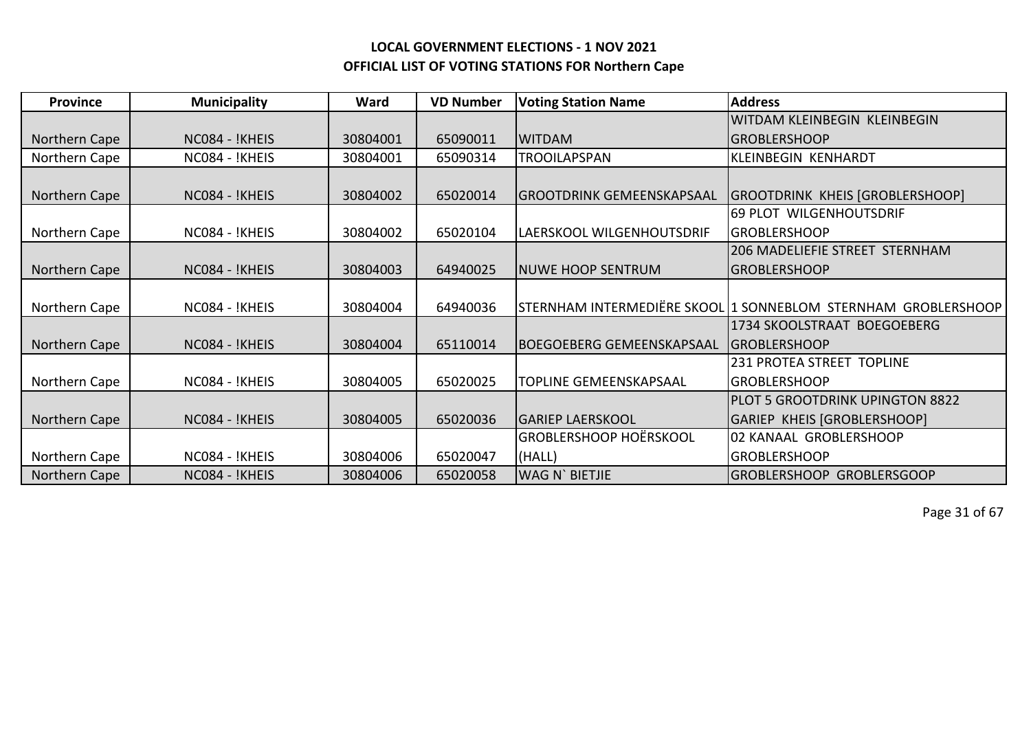**LOCAL GOVERNMENT ELECTIONS - 1 NOV 2021**
**OFFICIAL LIST OF VOTING STATIONS FOR Northern Cape**

| Province | Municipality | Ward | VD Number | Voting Station Name | Address |
|---|---|---|---|---|---|
| Northern Cape | NC084 - !KHEIS | 30804001 | 65090011 | WITDAM | WITDAM KLEINBEGIN KLEINBEGIN GROBLERSHOOP |
| Northern Cape | NC084 - !KHEIS | 30804001 | 65090314 | TROOILAPSPAN | KLEINBEGIN KENHARDT |
| Northern Cape | NC084 - !KHEIS | 30804002 | 65020014 | GROOTDRINK GEMEENSKAPSAAL | GROOTDRINK KHEIS [GROBLERSHOOP] |
| Northern Cape | NC084 - !KHEIS | 30804002 | 65020104 | LAERSKOOL WILGENHOUTSDRIF | 69 PLOT WILGENHOUTSDRIF GROBLERSHOOP |
| Northern Cape | NC084 - !KHEIS | 30804003 | 64940025 | NUWE HOOP SENTRUM | 206 MADELIEFIE STREET STERNHAM GROBLERSHOOP |
| Northern Cape | NC084 - !KHEIS | 30804004 | 64940036 | STERNHAM INTERMEDIËRE SKOOL | 1 SONNEBLOM STERNHAM GROBLERSHOOP |
| Northern Cape | NC084 - !KHEIS | 30804004 | 65110014 | BOEGOEBERG GEMEENSKAPSAAL | 1734 SKOOLSTRAAT BOEGOEBERG GROBLERSHOOP |
| Northern Cape | NC084 - !KHEIS | 30804005 | 65020025 | TOPLINE GEMEENSKAPSAAL | 231 PROTEA STREET TOPLINE GROBLERSHOOP |
| Northern Cape | NC084 - !KHEIS | 30804005 | 65020036 | GARIEP LAERSKOOL | PLOT 5 GROOTDRINK UPINGTON 8822 GARIEP KHEIS [GROBLERSHOOP] |
| Northern Cape | NC084 - !KHEIS | 30804006 | 65020047 | GROBLERSHOOP HOËRSKOOL (HALL) | 02 KANAAL GROBLERSHOOP GROBLERSHOOP |
| Northern Cape | NC084 - !KHEIS | 30804006 | 65020058 | WAG N` BIETJIE | GROBLERSHOOP GROBLERSGOOP |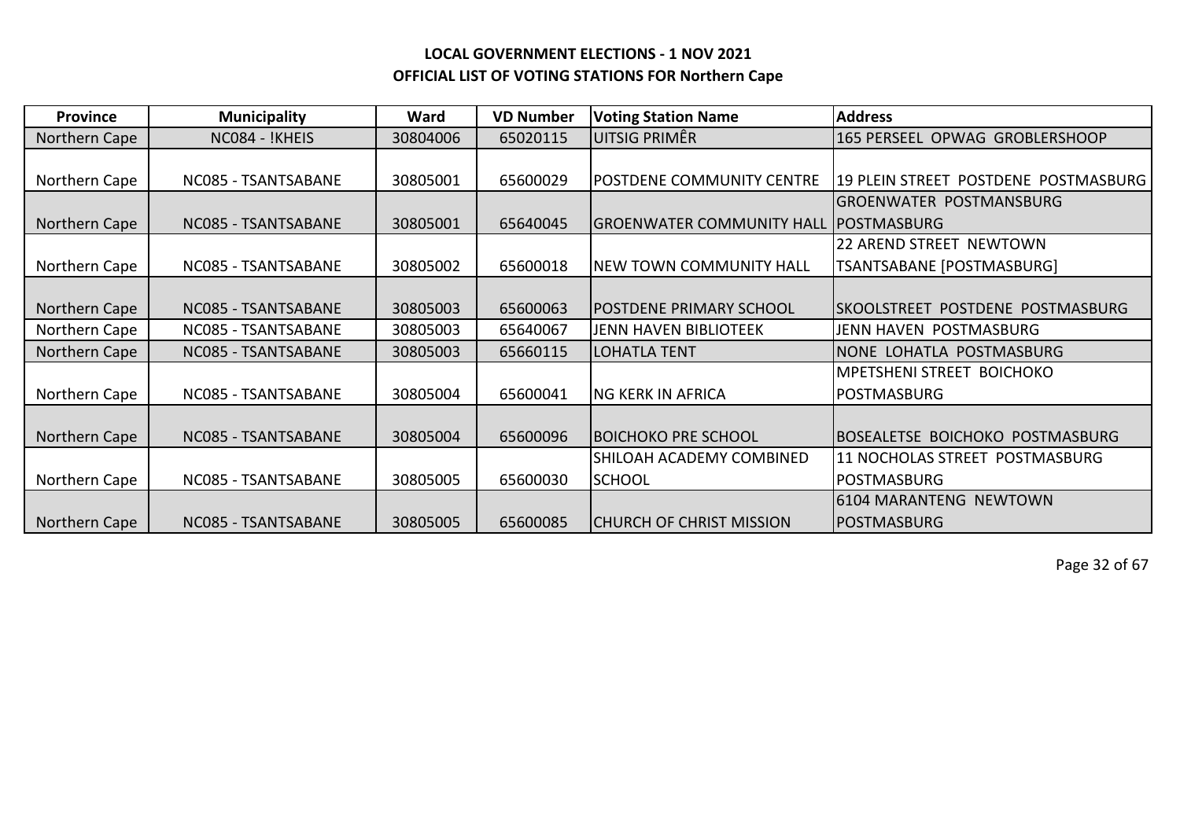**LOCAL GOVERNMENT ELECTIONS - 1 NOV 2021**
**OFFICIAL LIST OF VOTING STATIONS FOR Northern Cape**

| Province | Municipality | Ward | VD Number | Voting Station Name | Address |
|---|---|---|---|---|---|
| Northern Cape | NC084 - !KHEIS | 30804006 | 65020115 | UITSIG PRIMÊR | 165 PERSEEL OPWAG GROBLERSHOOP |
| Northern Cape | NC085 - TSANTSABANE | 30805001 | 65600029 | POSTDENE COMMUNITY CENTRE | 19 PLEIN STREET POSTDENE POSTMASBURG |
| Northern Cape | NC085 - TSANTSABANE | 30805001 | 65640045 | GROENWATER COMMUNITY HALL | GROENWATER POSTMANSBURG POSTMASBURG |
| Northern Cape | NC085 - TSANTSABANE | 30805002 | 65600018 | NEW TOWN COMMUNITY HALL | 22 AREND STREET NEWTOWN TSANTSABANE [POSTMASBURG] |
| Northern Cape | NC085 - TSANTSABANE | 30805003 | 65600063 | POSTDENE PRIMARY SCHOOL | SKOOLSTREET POSTDENE POSTMASBURG |
| Northern Cape | NC085 - TSANTSABANE | 30805003 | 65640067 | JENN HAVEN BIBLIOTEEK | JENN HAVEN POSTMASBURG |
| Northern Cape | NC085 - TSANTSABANE | 30805003 | 65660115 | LOHATLA TENT | NONE LOHATLA POSTMASBURG |
| Northern Cape | NC085 - TSANTSABANE | 30805004 | 65600041 | NG KERK IN AFRICA | MPETSHENI STREET BOICHOKO POSTMASBURG |
| Northern Cape | NC085 - TSANTSABANE | 30805004 | 65600096 | BOICHOKO PRE SCHOOL | BOSEALETSE BOICHOKO POSTMASBURG |
| Northern Cape | NC085 - TSANTSABANE | 30805005 | 65600030 | SHILOAH ACADEMY COMBINED SCHOOL | 11 NOCHOLAS STREET POSTMASBURG POSTMASBURG |
| Northern Cape | NC085 - TSANTSABANE | 30805005 | 65600085 | CHURCH OF CHRIST MISSION | 6104 MARANTENG NEWTOWN POSTMASBURG |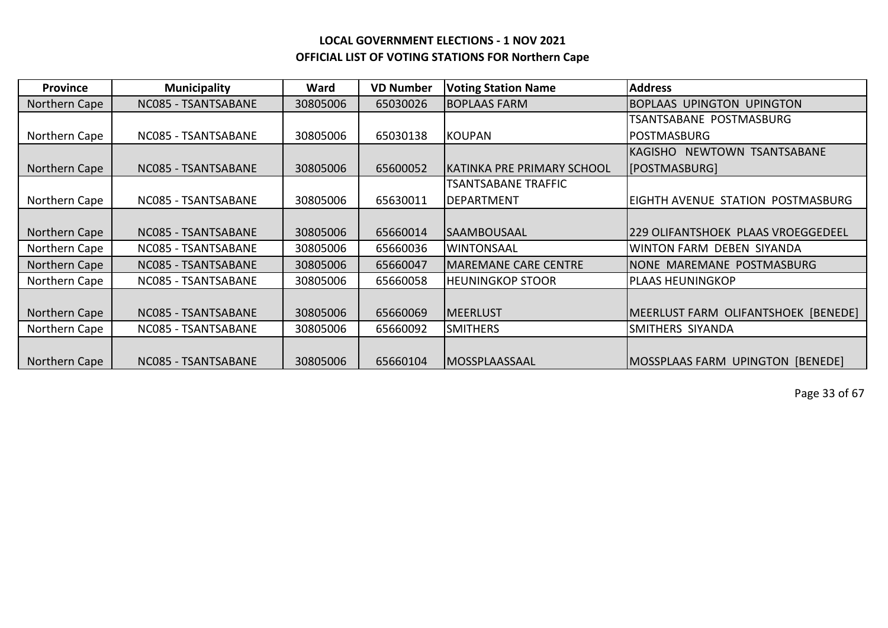**LOCAL GOVERNMENT ELECTIONS - 1 NOV 2021**
**OFFICIAL LIST OF VOTING STATIONS FOR Northern Cape**

| Province | Municipality | Ward | VD Number | Voting Station Name | Address |
|---|---|---|---|---|---|
| Northern Cape | NC085 - TSANTSABANE | 30805006 | 65030026 | BOPLAAS FARM | BOPLAAS UPINGTON UPINGTON |
| Northern Cape | NC085 - TSANTSABANE | 30805006 | 65030138 | KOUPAN | TSANTSABANE POSTMASBURG POSTMASBURG |
| Northern Cape | NC085 - TSANTSABANE | 30805006 | 65600052 | KATINKA PRE PRIMARY SCHOOL | KAGISHO NEWTOWN TSANTSABANE [POSTMASBURG] |
| Northern Cape | NC085 - TSANTSABANE | 30805006 | 65630011 | TSANTSABANE TRAFFIC DEPARTMENT | EIGHTH AVENUE STATION POSTMASBURG |
| Northern Cape | NC085 - TSANTSABANE | 30805006 | 65660014 | SAAMBOUSAAL | 229 OLIFANTSHOEK PLAAS VROEGGEDEEL |
| Northern Cape | NC085 - TSANTSABANE | 30805006 | 65660036 | WINTONSAAL | WINTON FARM DEBEN SIYANDA |
| Northern Cape | NC085 - TSANTSABANE | 30805006 | 65660047 | MAREMANE CARE CENTRE | NONE MAREMANE POSTMASBURG |
| Northern Cape | NC085 - TSANTSABANE | 30805006 | 65660058 | HEUNINGKOP STOOR | PLAAS HEUNINGKOP |
| Northern Cape | NC085 - TSANTSABANE | 30805006 | 65660069 | MEERLUST | MEERLUST FARM OLIFANTSHOEK [BENEDE] |
| Northern Cape | NC085 - TSANTSABANE | 30805006 | 65660092 | SMITHERS | SMITHERS SIYANDA |
| Northern Cape | NC085 - TSANTSABANE | 30805006 | 65660104 | MOSSPLAASSAAL | MOSSPLAAS FARM UPINGTON [BENEDE] |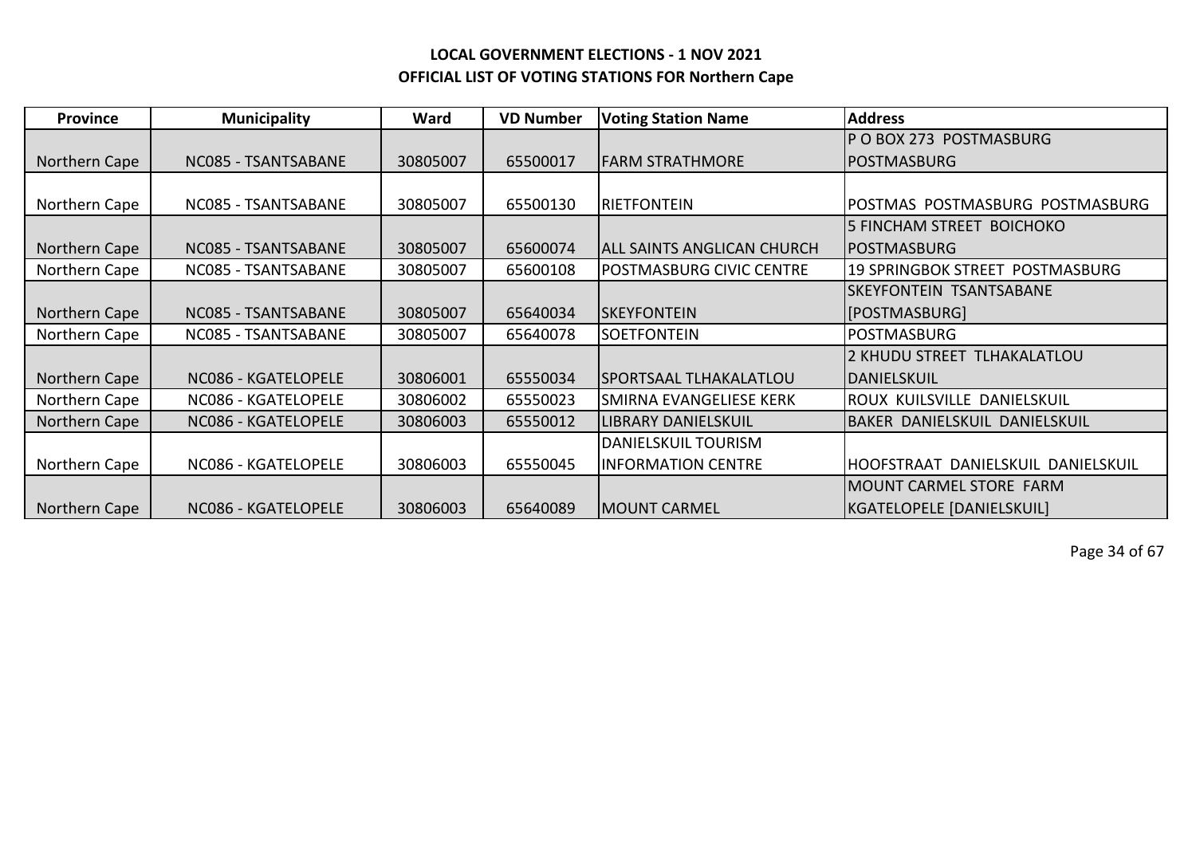**LOCAL GOVERNMENT ELECTIONS - 1 NOV 2021**

**OFFICIAL LIST OF VOTING STATIONS FOR Northern Cape**

| Province | Municipality | Ward | VD Number | Voting Station Name | Address |
|---|---|---|---|---|---|
| Northern Cape | NC085 - TSANTSABANE | 30805007 | 65500017 | FARM STRATHMORE | P O BOX 273 POSTMASBURG POSTMASBURG |
| Northern Cape | NC085 - TSANTSABANE | 30805007 | 65500130 | RIETFONTEIN | POSTMAS POSTMASBURG POSTMASBURG |
| Northern Cape | NC085 - TSANTSABANE | 30805007 | 65600074 | ALL SAINTS ANGLICAN CHURCH | 5 FINCHAM STREET BOICHOKO POSTMASBURG |
| Northern Cape | NC085 - TSANTSABANE | 30805007 | 65600108 | POSTMASBURG CIVIC CENTRE | 19 SPRINGBOK STREET POSTMASBURG |
| Northern Cape | NC085 - TSANTSABANE | 30805007 | 65640034 | SKEYFONTEIN | SKEYFONTEIN TSANTSABANE [POSTMASBURG] |
| Northern Cape | NC085 - TSANTSABANE | 30805007 | 65640078 | SOETFONTEIN | POSTMASBURG |
| Northern Cape | NC086 - KGATELOPELE | 30806001 | 65550034 | SPORTSAAL TLHAKALATLOU | 2 KHUDU STREET TLHAKALATLOU DANIELSKUIL |
| Northern Cape | NC086 - KGATELOPELE | 30806002 | 65550023 | SMIRNA EVANGELIESE KERK | ROUX KUILSVILLE DANIELSKUIL |
| Northern Cape | NC086 - KGATELOPELE | 30806003 | 65550012 | LIBRARY DANIELSKUIL | BAKER DANIELSKUIL DANIELSKUIL |
| Northern Cape | NC086 - KGATELOPELE | 30806003 | 65550045 | DANIELSKUIL TOURISM INFORMATION CENTRE | HOOFSTRAAT DANIELSKUIL DANIELSKUIL |
| Northern Cape | NC086 - KGATELOPELE | 30806003 | 65640089 | MOUNT CARMEL | MOUNT CARMEL STORE FARM KGATELOPELE [DANIELSKUIL] |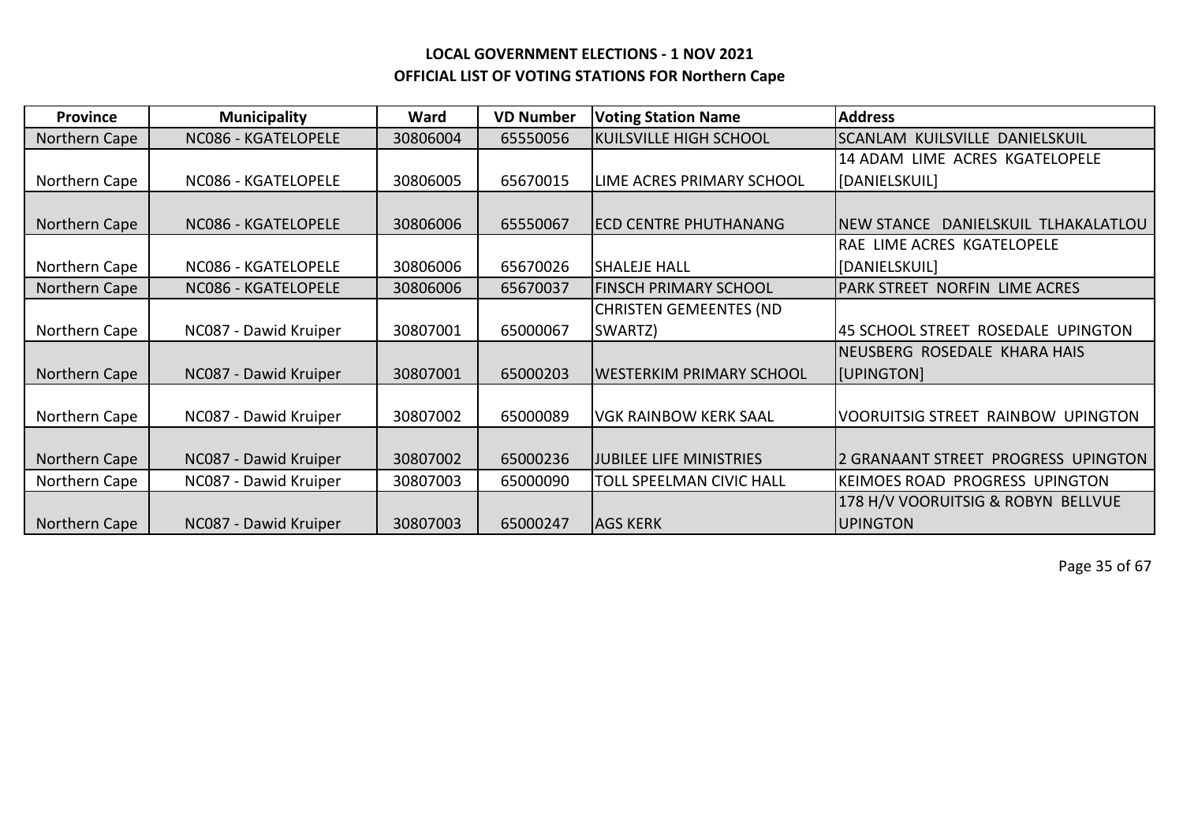**LOCAL GOVERNMENT ELECTIONS - 1 NOV 2021**
**OFFICIAL LIST OF VOTING STATIONS FOR Northern Cape**

| Province | Municipality | Ward | VD Number | Voting Station Name | Address |
|---|---|---|---|---|---|
| Northern Cape | NC086 - KGATELOPELE | 30806004 | 65550056 | KUILSVILLE HIGH SCHOOL | SCANLAM KUILSVILLE DANIELSKUIL |
| Northern Cape | NC086 - KGATELOPELE | 30806005 | 65670015 | LIME ACRES PRIMARY SCHOOL | 14 ADAM LIME ACRES KGATELOPELE [DANIELSKUIL] |
| Northern Cape | NC086 - KGATELOPELE | 30806006 | 65550067 | ECD CENTRE PHUTHANANG | NEW STANCE DANIELSKUIL TLHAKALATLOU |
| Northern Cape | NC086 - KGATELOPELE | 30806006 | 65670026 | SHALEJE HALL | RAE LIME ACRES KGATELOPELE [DANIELSKUIL] |
| Northern Cape | NC086 - KGATELOPELE | 30806006 | 65670037 | FINSCH PRIMARY SCHOOL | PARK STREET NORFIN LIME ACRES |
| Northern Cape | NC087 - Dawid Kruiper | 30807001 | 65000067 | CHRISTEN GEMEENTES (ND SWARTZ) | 45 SCHOOL STREET ROSEDALE UPINGTON |
| Northern Cape | NC087 - Dawid Kruiper | 30807001 | 65000203 | WESTERKIM PRIMARY SCHOOL | NEUSBERG ROSEDALE KHARA HAIS [UPINGTON] |
| Northern Cape | NC087 - Dawid Kruiper | 30807002 | 65000089 | VGK RAINBOW KERK SAAL | VOORUITSIG STREET RAINBOW UPINGTON |
| Northern Cape | NC087 - Dawid Kruiper | 30807002 | 65000236 | JUBILEE LIFE MINISTRIES | 2 GRANAANT STREET PROGRESS UPINGTON |
| Northern Cape | NC087 - Dawid Kruiper | 30807003 | 65000090 | TOLL SPEELMAN CIVIC HALL | KEIMOES ROAD PROGRESS UPINGTON |
| Northern Cape | NC087 - Dawid Kruiper | 30807003 | 65000247 | AGS KERK | 178 H/V VOORUITSIG & ROBYN BELLVUE UPINGTON |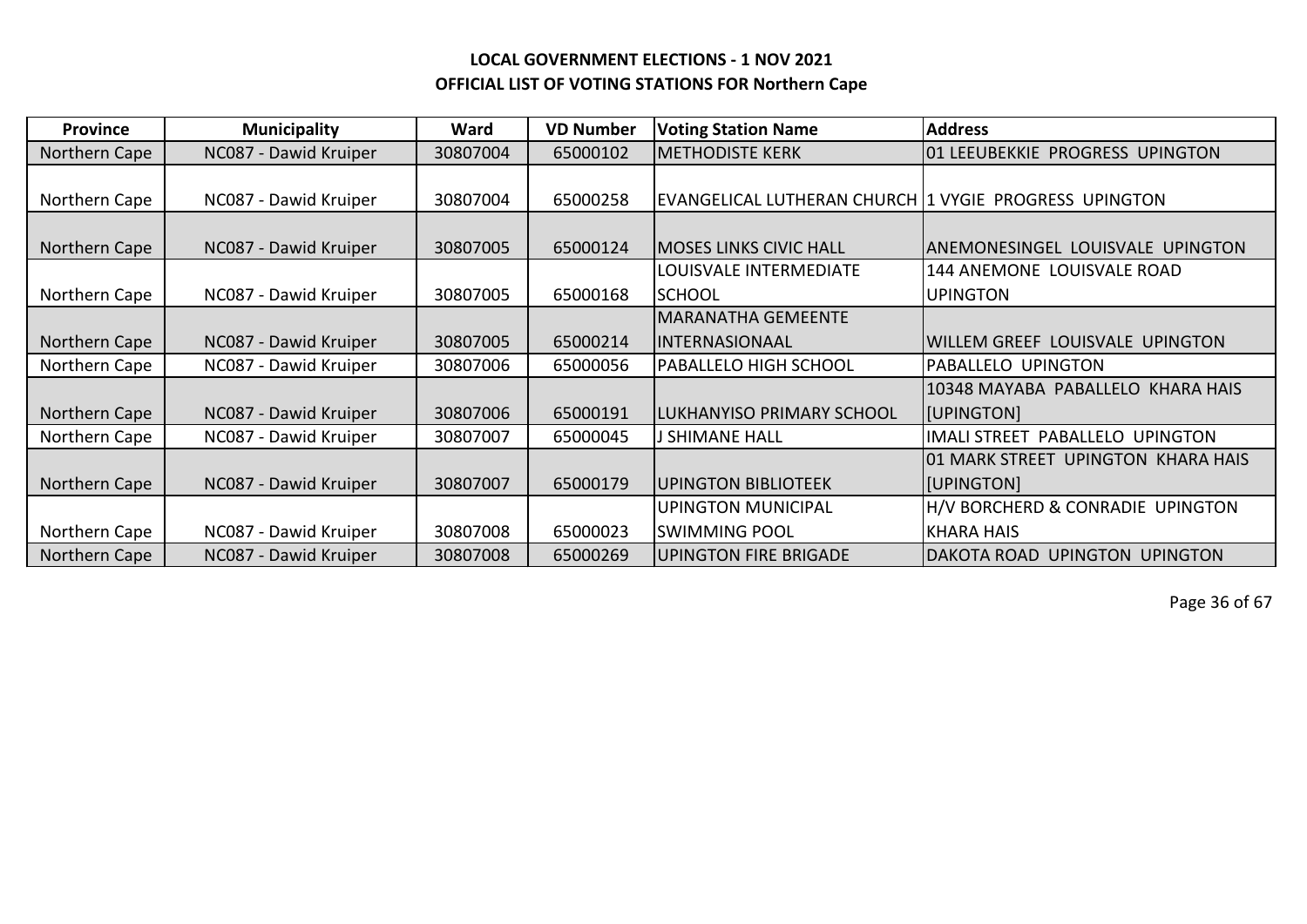**LOCAL GOVERNMENT ELECTIONS - 1 NOV 2021**

**OFFICIAL LIST OF VOTING STATIONS FOR Northern Cape**

| Province | Municipality | Ward | VD Number | Voting Station Name | Address |
|---|---|---|---|---|---|
| Northern Cape | NC087 - Dawid Kruiper | 30807004 | 65000102 | METHODISTE KERK | 01 LEEUBEKKIE PROGRESS UPINGTON |
| Northern Cape | NC087 - Dawid Kruiper | 30807004 | 65000258 | EVANGELICAL LUTHERAN CHURCH | 1 VYGIE PROGRESS UPINGTON |
| Northern Cape | NC087 - Dawid Kruiper | 30807005 | 65000124 | MOSES LINKS CIVIC HALL | ANEMONESINGEL LOUISVALE UPINGTON |
| Northern Cape | NC087 - Dawid Kruiper | 30807005 | 65000168 | LOUISVALE INTERMEDIATE SCHOOL | 144 ANEMONE LOUISVALE ROAD UPINGTON |
| Northern Cape | NC087 - Dawid Kruiper | 30807005 | 65000214 | MARANATHA GEMEENTE INTERNASIONAAL | WILLEM GREEF LOUISVALE UPINGTON |
| Northern Cape | NC087 - Dawid Kruiper | 30807006 | 65000056 | PABALLELO HIGH SCHOOL | PABALLELO UPINGTON |
| Northern Cape | NC087 - Dawid Kruiper | 30807006 | 65000191 | LUKHANYISO PRIMARY SCHOOL | 10348 MAYABA PABALLELO KHARA HAIS [UPINGTON] |
| Northern Cape | NC087 - Dawid Kruiper | 30807007 | 65000045 | J SHIMANE HALL | IMALI STREET PABALLELO UPINGTON |
| Northern Cape | NC087 - Dawid Kruiper | 30807007 | 65000179 | UPINGTON BIBLIOTEEK | 01 MARK STREET UPINGTON KHARA HAIS [UPINGTON] |
| Northern Cape | NC087 - Dawid Kruiper | 30807008 | 65000023 | UPINGTON MUNICIPAL SWIMMING POOL | H/V BORCHERD & CONRADIE UPINGTON KHARA HAIS |
| Northern Cape | NC087 - Dawid Kruiper | 30807008 | 65000269 | UPINGTON FIRE BRIGADE | DAKOTA ROAD UPINGTON UPINGTON |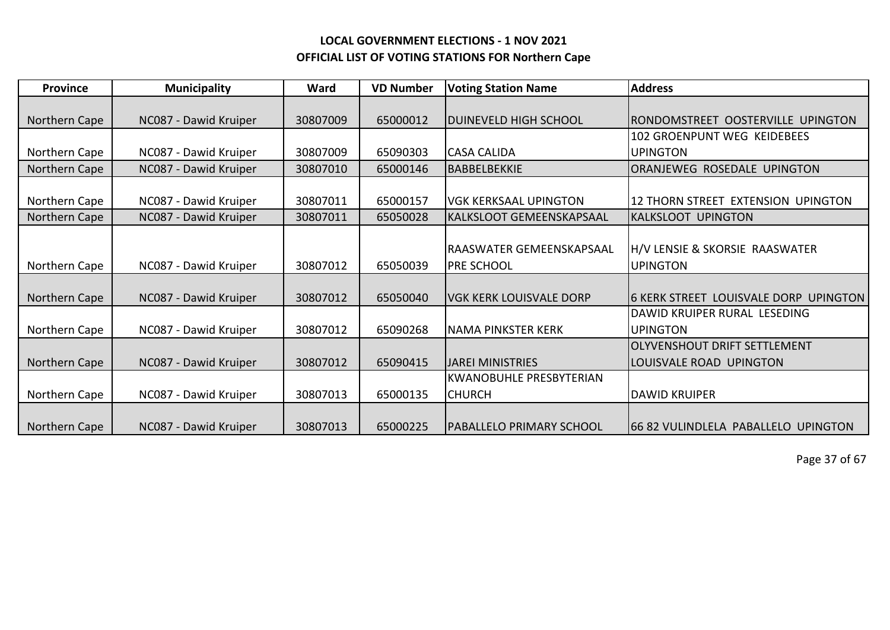**LOCAL GOVERNMENT ELECTIONS - 1 NOV 2021**
**OFFICIAL LIST OF VOTING STATIONS FOR Northern Cape**

| Province | Municipality | Ward | VD Number | Voting Station Name | Address |
|---|---|---|---|---|---|
| Northern Cape | NC087 - Dawid Kruiper | 30807009 | 65000012 | DUINEVELD HIGH SCHOOL | RONDOMSTREET OOSTERVILLE UPINGTON |
| Northern Cape | NC087 - Dawid Kruiper | 30807009 | 65090303 | CASA CALIDA | 102 GROENPUNT WEG KEIDEBEES UPINGTON |
| Northern Cape | NC087 - Dawid Kruiper | 30807010 | 65000146 | BABBELBEKKIE | ORANJEWEG ROSEDALE UPINGTON |
| Northern Cape | NC087 - Dawid Kruiper | 30807011 | 65000157 | VGK KERKSAAL UPINGTON | 12 THORN STREET EXTENSION UPINGTON |
| Northern Cape | NC087 - Dawid Kruiper | 30807011 | 65050028 | KALKSLOOT GEMEENSKAPSAAL | KALKSLOOT UPINGTON |
| Northern Cape | NC087 - Dawid Kruiper | 30807012 | 65050039 | RAASWATER GEMEENSKAPSAAL PRE SCHOOL | H/V LENSIE & SKORSIE RAASWATER UPINGTON |
| Northern Cape | NC087 - Dawid Kruiper | 30807012 | 65050040 | VGK KERK LOUISVALE DORP | 6 KERK STREET LOUISVALE DORP UPINGTON |
| Northern Cape | NC087 - Dawid Kruiper | 30807012 | 65090268 | NAMA PINKSTER KERK | DAWID KRUIPER RURAL LESEDING UPINGTON |
| Northern Cape | NC087 - Dawid Kruiper | 30807012 | 65090415 | JAREI MINISTRIES | OLYVENSHOUT DRIFT SETTLEMENT LOUISVALE ROAD UPINGTON |
| Northern Cape | NC087 - Dawid Kruiper | 30807013 | 65000135 | KWANOBUHLE PRESBYTERIAN CHURCH | DAWID KRUIPER |
| Northern Cape | NC087 - Dawid Kruiper | 30807013 | 65000225 | PABALLELO PRIMARY SCHOOL | 66 82 VULINDLELA PABALLELO UPINGTON |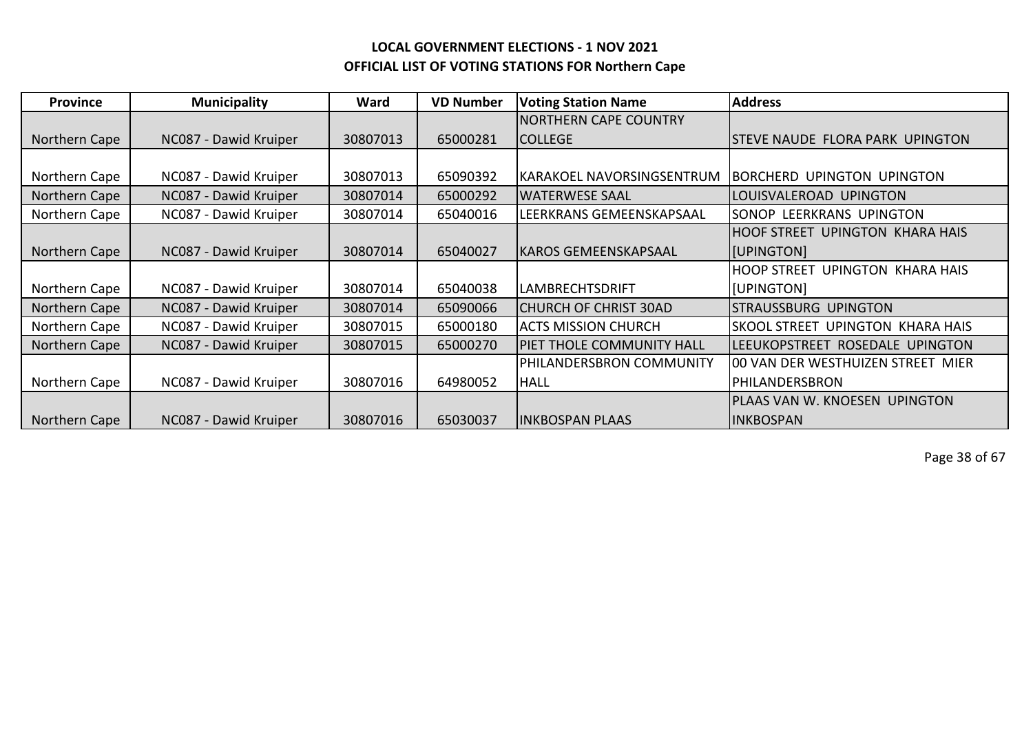**LOCAL GOVERNMENT ELECTIONS - 1 NOV 2021**
**OFFICIAL LIST OF VOTING STATIONS FOR Northern Cape**

| Province | Municipality | Ward | VD Number | Voting Station Name | Address |
|---|---|---|---|---|---|
| Northern Cape | NC087 - Dawid Kruiper | 30807013 | 65000281 | NORTHERN CAPE COUNTRY COLLEGE | STEVE NAUDE FLORA PARK UPINGTON |
| Northern Cape | NC087 - Dawid Kruiper | 30807013 | 65090392 | KARAKOEL NAVORSINGSENTRUM | BORCHERD UPINGTON UPINGTON |
| Northern Cape | NC087 - Dawid Kruiper | 30807014 | 65000292 | WATERWESE SAAL | LOUISVALEROAD UPINGTON |
| Northern Cape | NC087 - Dawid Kruiper | 30807014 | 65040016 | LEERKRANS GEMEENSKAPSAAL | SONOP LEERKRANS UPINGTON |
| Northern Cape | NC087 - Dawid Kruiper | 30807014 | 65040027 | KAROS GEMEENSKAPSAAL | HOOF STREET UPINGTON KHARA HAIS [UPINGTON] |
| Northern Cape | NC087 - Dawid Kruiper | 30807014 | 65040038 | LAMBRECHTSDRIFT | HOOP STREET UPINGTON KHARA HAIS [UPINGTON] |
| Northern Cape | NC087 - Dawid Kruiper | 30807014 | 65090066 | CHURCH OF CHRIST 30AD | STRAUSSBURG UPINGTON |
| Northern Cape | NC087 - Dawid Kruiper | 30807015 | 65000180 | ACTS MISSION CHURCH | SKOOL STREET UPINGTON KHARA HAIS |
| Northern Cape | NC087 - Dawid Kruiper | 30807015 | 65000270 | PIET THOLE COMMUNITY HALL | LEEUKOPSTREET ROSEDALE UPINGTON |
| Northern Cape | NC087 - Dawid Kruiper | 30807016 | 64980052 | PHILANDERSBRON COMMUNITY HALL | 00 VAN DER WESTHUIZEN STREET MIER PHILANDERSBRON |
| Northern Cape | NC087 - Dawid Kruiper | 30807016 | 65030037 | INKBOSPAN PLAAS | PLAAS VAN W. KNOESEN UPINGTON INKBOSPAN |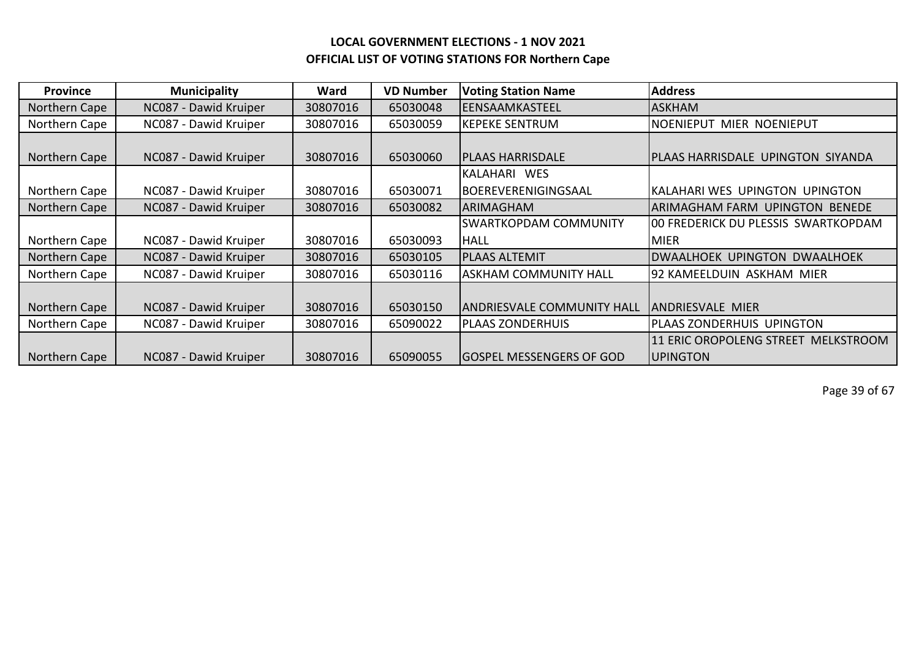**LOCAL GOVERNMENT ELECTIONS - 1 NOV 2021**

**OFFICIAL LIST OF VOTING STATIONS FOR Northern Cape**

| Province | Municipality | Ward | VD Number | Voting Station Name | Address |
|---|---|---|---|---|---|
| Northern Cape | NC087 - Dawid Kruiper | 30807016 | 65030048 | EENSAAMKASTEEL | ASKHAM |
| Northern Cape | NC087 - Dawid Kruiper | 30807016 | 65030059 | KEPEKE SENTRUM | NOENIEPUT MIER NOENIEPUT |
| Northern Cape | NC087 - Dawid Kruiper | 30807016 | 65030060 | PLAAS HARRISDALE | PLAAS HARRISDALE UPINGTON SIYANDA |
| Northern Cape | NC087 - Dawid Kruiper | 30807016 | 65030071 | KALAHARI WES BOEREVERENIGINGSAAL | KALAHARI WES UPINGTON UPINGTON |
| Northern Cape | NC087 - Dawid Kruiper | 30807016 | 65030082 | ARIMAGHAM | ARIMAGHAM FARM UPINGTON BENEDE |
| Northern Cape | NC087 - Dawid Kruiper | 30807016 | 65030093 | SWARTKOPDAM COMMUNITY HALL | 00 FREDERICK DU PLESSIS SWARTKOPDAM MIER |
| Northern Cape | NC087 - Dawid Kruiper | 30807016 | 65030105 | PLAAS ALTEMIT | DWAALHOEK UPINGTON DWAALHOEK |
| Northern Cape | NC087 - Dawid Kruiper | 30807016 | 65030116 | ASKHAM COMMUNITY HALL | 92 KAMEELDUIN ASKHAM MIER |
| Northern Cape | NC087 - Dawid Kruiper | 30807016 | 65030150 | ANDRIESVALE COMMUNITY HALL | ANDRIESVALE MIER |
| Northern Cape | NC087 - Dawid Kruiper | 30807016 | 65090022 | PLAAS ZONDERHUIS | PLAAS ZONDERHUIS UPINGTON |
| Northern Cape | NC087 - Dawid Kruiper | 30807016 | 65090055 | GOSPEL MESSENGERS OF GOD | 11 ERIC OROPOLENG STREET MELKSTROOM UPINGTON |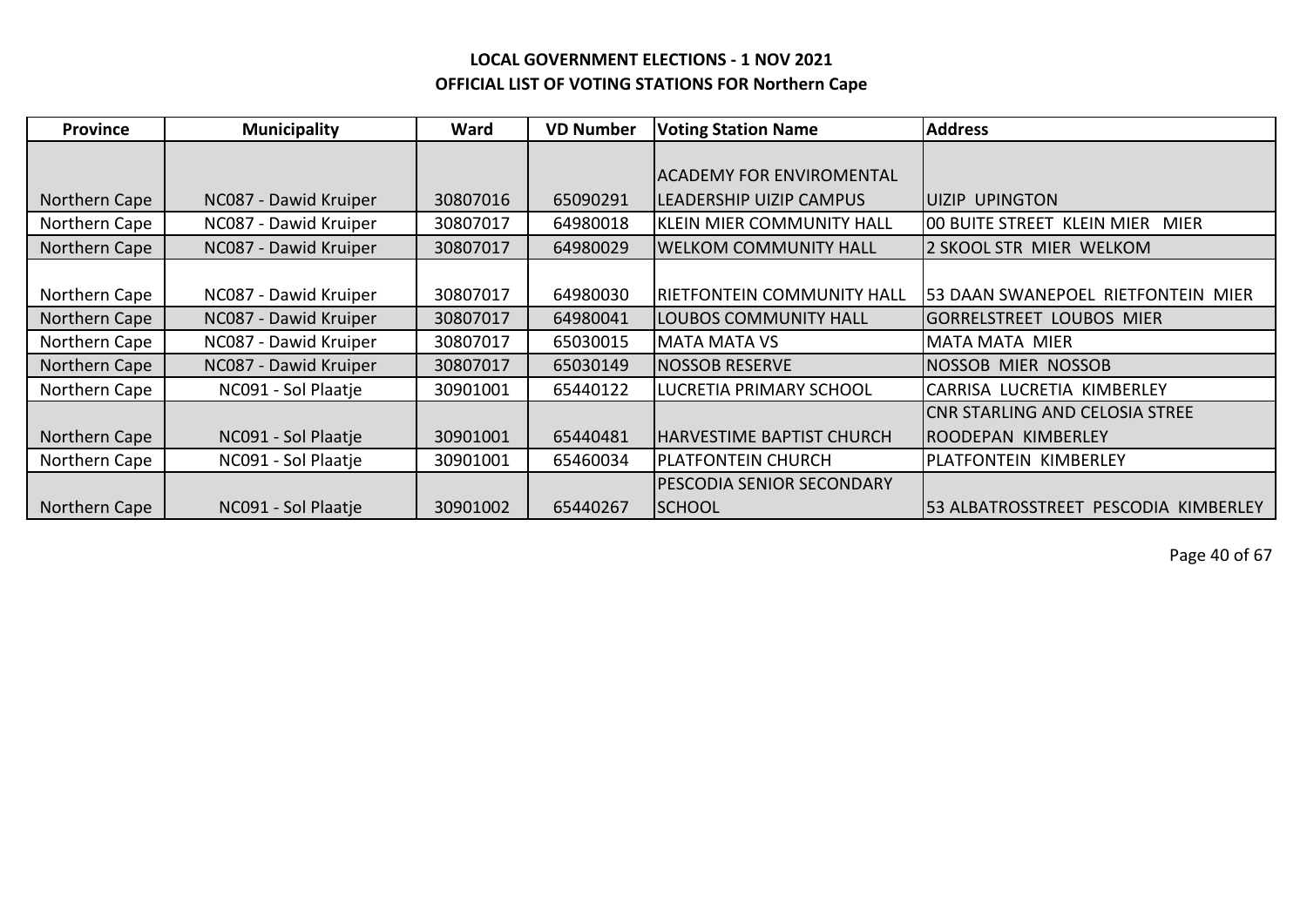# LOCAL GOVERNMENT ELECTIONS - 1 NOV 2021

## OFFICIAL LIST OF VOTING STATIONS FOR Northern Cape

| Province | Municipality | Ward | VD Number | Voting Station Name | Address |
|---|---|---|---|---|---|
| Northern Cape | NC087 - Dawid Kruiper | 30807016 | 65090291 | ACADEMY FOR ENVIROMENTAL LEADERSHIP UIZIP CAMPUS | UIZIP UPINGTON |
| Northern Cape | NC087 - Dawid Kruiper | 30807017 | 64980018 | KLEIN MIER COMMUNITY HALL | 00 BUITE STREET KLEIN MIER MIER |
| Northern Cape | NC087 - Dawid Kruiper | 30807017 | 64980029 | WELKOM COMMUNITY HALL | 2 SKOOL STR MIER WELKOM |
| Northern Cape | NC087 - Dawid Kruiper | 30807017 | 64980030 | RIETFONTEIN COMMUNITY HALL | 53 DAAN SWANEPOEL RIETFONTEIN MIER |
| Northern Cape | NC087 - Dawid Kruiper | 30807017 | 64980041 | LOUBOS COMMUNITY HALL | GORRELSTREET LOUBOS MIER |
| Northern Cape | NC087 - Dawid Kruiper | 30807017 | 65030015 | MATA MATA VS | MATA MATA MIER |
| Northern Cape | NC087 - Dawid Kruiper | 30807017 | 65030149 | NOSSOB RESERVE | NOSSOB MIER NOSSOB |
| Northern Cape | NC091 - Sol Plaatje | 30901001 | 65440122 | LUCRETIA PRIMARY SCHOOL | CARRISA LUCRETIA KIMBERLEY |
| Northern Cape | NC091 - Sol Plaatje | 30901001 | 65440481 | HARVESTIME BAPTIST CHURCH | CNR STARLING AND CELOSIA STREE ROODEPAN KIMBERLEY |
| Northern Cape | NC091 - Sol Plaatje | 30901001 | 65460034 | PLATFONTEIN CHURCH | PLATFONTEIN KIMBERLEY |
| Northern Cape | NC091 - Sol Plaatje | 30901002 | 65440267 | PESCODIA SENIOR SECONDARY SCHOOL | 53 ALBATROSSTREET PESCODIA KIMBERLEY |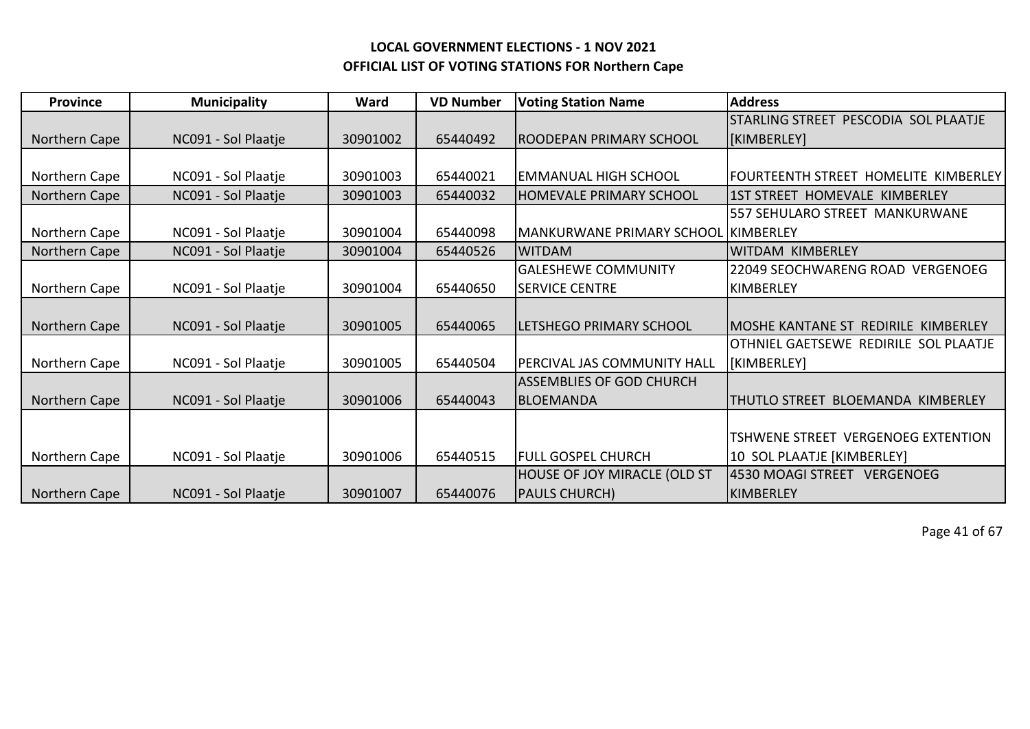**LOCAL GOVERNMENT ELECTIONS - 1 NOV 2021**
**OFFICIAL LIST OF VOTING STATIONS FOR Northern Cape**

| Province | Municipality | Ward | VD Number | Voting Station Name | Address |
|---|---|---|---|---|---|
| Northern Cape | NC091 - Sol Plaatje | 30901002 | 65440492 | ROODEPAN PRIMARY SCHOOL | STARLING STREET PESCODIA SOL PLAATJE [KIMBERLEY] |
| Northern Cape | NC091 - Sol Plaatje | 30901003 | 65440021 | EMMANUAL HIGH SCHOOL | FOURTEENTH STREET HOMELITE KIMBERLEY |
| Northern Cape | NC091 - Sol Plaatje | 30901003 | 65440032 | HOMEVALE PRIMARY SCHOOL | 1ST STREET HOMEVALE KIMBERLEY |
| Northern Cape | NC091 - Sol Plaatje | 30901004 | 65440098 | MANKURWANE PRIMARY SCHOOL | 557 SEHULARO STREET MANKURWANE KIMBERLEY |
| Northern Cape | NC091 - Sol Plaatje | 30901004 | 65440526 | WITDAM | WITDAM KIMBERLEY |
| Northern Cape | NC091 - Sol Plaatje | 30901004 | 65440650 | GALESHEWE COMMUNITY SERVICE CENTRE | 22049 SEOCHWARENG ROAD VERGENOEG KIMBERLEY |
| Northern Cape | NC091 - Sol Plaatje | 30901005 | 65440065 | LETSHEGO PRIMARY SCHOOL | MOSHE KANTANE ST REDIRILE KIMBERLEY |
| Northern Cape | NC091 - Sol Plaatje | 30901005 | 65440504 | PERCIVAL JAS COMMUNITY HALL | OTHNIEL GAETSEWE REDIRILE SOL PLAATJE [KIMBERLEY] |
| Northern Cape | NC091 - Sol Plaatje | 30901006 | 65440043 | ASSEMBLIES OF GOD CHURCH BLOEMANDA | THUTLO STREET BLOEMANDA KIMBERLEY |
| Northern Cape | NC091 - Sol Plaatje | 30901006 | 65440515 | FULL GOSPEL CHURCH | TSHWENE STREET VERGENOEG EXTENTION 10 SOL PLAATJE [KIMBERLEY] |
| Northern Cape | NC091 - Sol Plaatje | 30901007 | 65440076 | HOUSE OF JOY MIRACLE (OLD ST PAULS CHURCH) | 4530 MOAGI STREET VERGENOEG KIMBERLEY |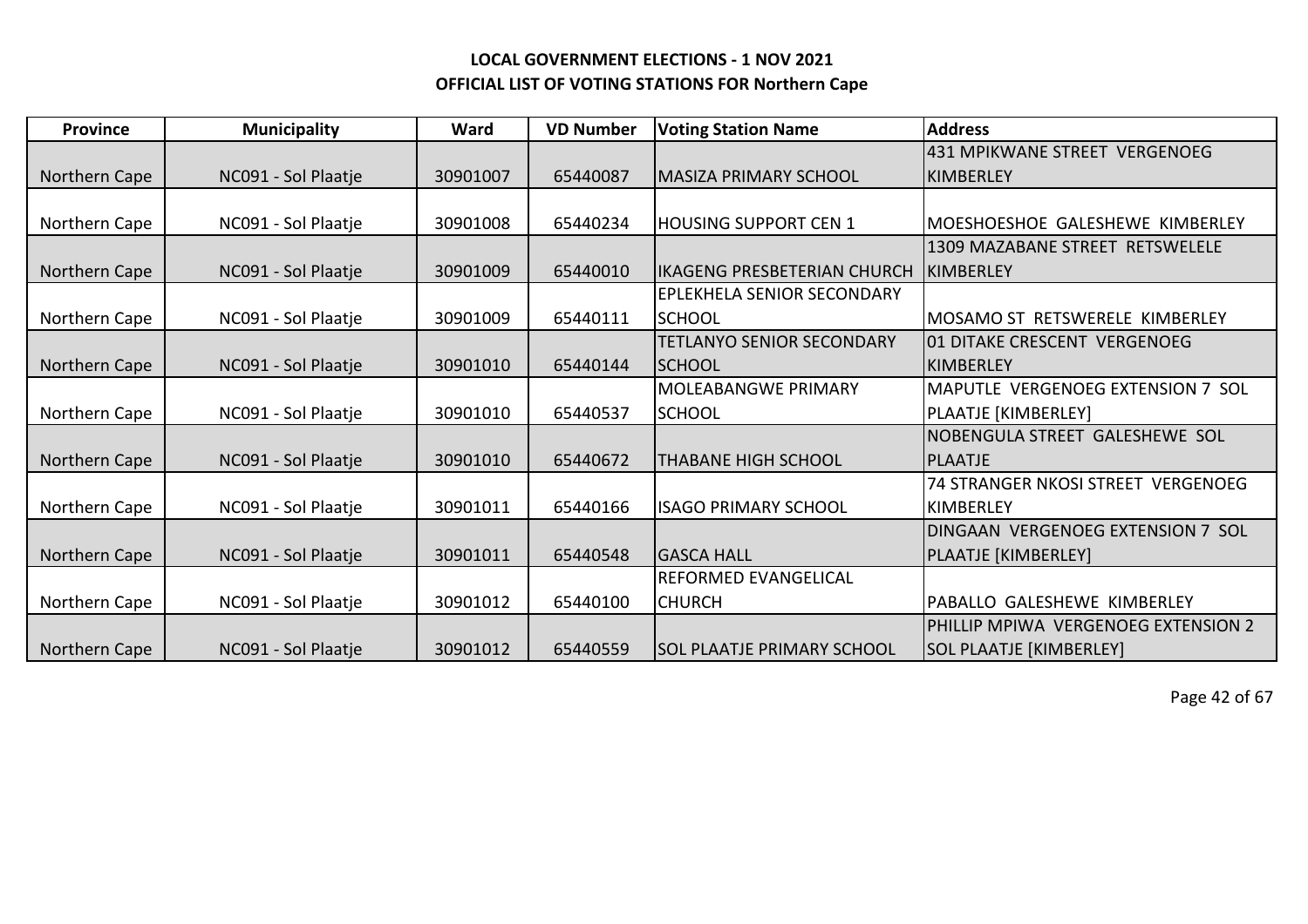**LOCAL GOVERNMENT ELECTIONS - 1 NOV 2021**
**OFFICIAL LIST OF VOTING STATIONS FOR Northern Cape**

| Province | Municipality | Ward | VD Number | Voting Station Name | Address |
|---|---|---|---|---|---|
| Northern Cape | NC091 - Sol Plaatje | 30901007 | 65440087 | MASIZA PRIMARY SCHOOL | 431 MPIKWANE STREET VERGENOEG KIMBERLEY |
| Northern Cape | NC091 - Sol Plaatje | 30901008 | 65440234 | HOUSING SUPPORT CEN 1 | MOESHOESHOE GALESHEWE KIMBERLEY |
| Northern Cape | NC091 - Sol Plaatje | 30901009 | 65440010 | IKAGENG PRESBETERIAN CHURCH | 1309 MAZABANE STREET RETSWELELE KIMBERLEY |
| Northern Cape | NC091 - Sol Plaatje | 30901009 | 65440111 | EPLEKHELA SENIOR SECONDARY SCHOOL | MOSAMO ST RETSWERELE KIMBERLEY |
| Northern Cape | NC091 - Sol Plaatje | 30901010 | 65440144 | TETLANYO SENIOR SECONDARY SCHOOL | 01 DITAKE CRESCENT VERGENOEG KIMBERLEY |
| Northern Cape | NC091 - Sol Plaatje | 30901010 | 65440537 | MOLEABANGWE PRIMARY SCHOOL | MAPUTLE VERGENOEG EXTENSION 7 SOL PLAATJE [KIMBERLEY] |
| Northern Cape | NC091 - Sol Plaatje | 30901010 | 65440672 | THABANE HIGH SCHOOL | NOBENGULA STREET GALESHEWE SOL PLAATJE |
| Northern Cape | NC091 - Sol Plaatje | 30901011 | 65440166 | ISAGO PRIMARY SCHOOL | 74 STRANGER NKOSI STREET VERGENOEG KIMBERLEY |
| Northern Cape | NC091 - Sol Plaatje | 30901011 | 65440548 | GASCA HALL | DINGAAN VERGENOEG EXTENSION 7 SOL PLAATJE [KIMBERLEY] |
| Northern Cape | NC091 - Sol Plaatje | 30901012 | 65440100 | REFORMED EVANGELICAL CHURCH | PABALLO GALESHEWE KIMBERLEY |
| Northern Cape | NC091 - Sol Plaatje | 30901012 | 65440559 | SOL PLAATJE PRIMARY SCHOOL | PHILLIP MPIWA VERGENOEG EXTENSION 2 SOL PLAATJE [KIMBERLEY] |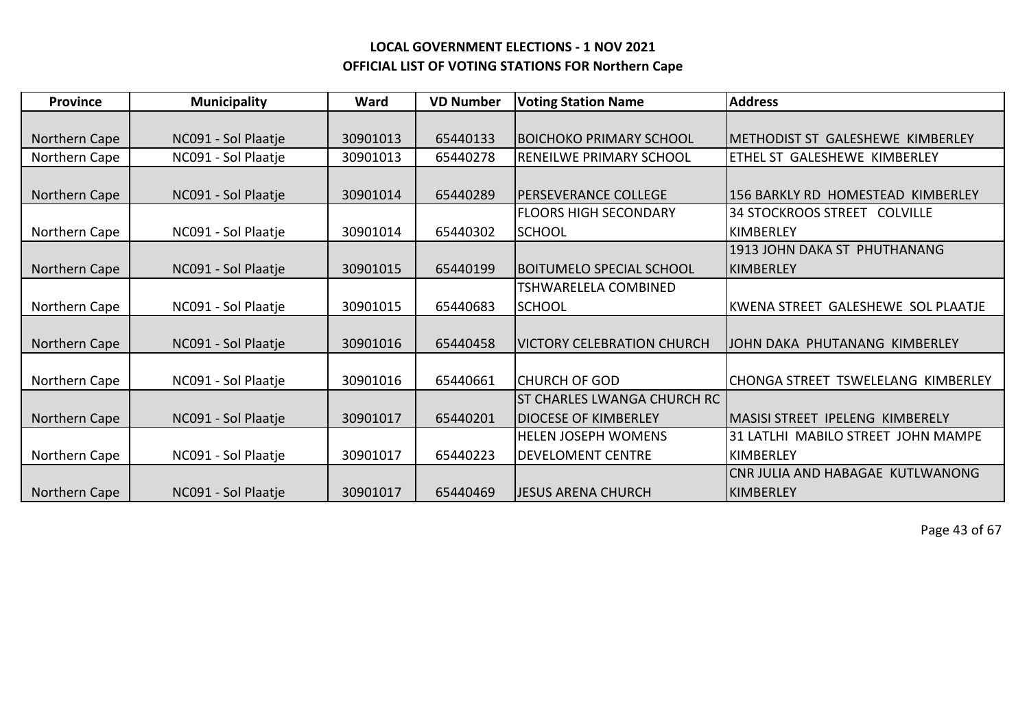**LOCAL GOVERNMENT ELECTIONS - 1 NOV 2021**
**OFFICIAL LIST OF VOTING STATIONS FOR Northern Cape**

| Province | Municipality | Ward | VD Number | Voting Station Name | Address |
|---|---|---|---|---|---|
| Northern Cape | NC091 - Sol Plaatje | 30901013 | 65440133 | BOICHOKO PRIMARY SCHOOL | METHODIST ST GALESHEWE KIMBERLEY |
| Northern Cape | NC091 - Sol Plaatje | 30901013 | 65440278 | RENEILWE PRIMARY SCHOOL | ETHEL ST GALESHEWE KIMBERLEY |
| Northern Cape | NC091 - Sol Plaatje | 30901014 | 65440289 | PERSEVERANCE COLLEGE | 156 BARKLY RD HOMESTEAD KIMBERLEY |
| Northern Cape | NC091 - Sol Plaatje | 30901014 | 65440302 | FLOORS HIGH SECONDARY SCHOOL | 34 STOCKROOS STREET COLVILLE KIMBERLEY |
| Northern Cape | NC091 - Sol Plaatje | 30901015 | 65440199 | BOITUMELO SPECIAL SCHOOL | 1913 JOHN DAKA ST PHUTHANANG KIMBERLEY |
| Northern Cape | NC091 - Sol Plaatje | 30901015 | 65440683 | TSHWARELELA COMBINED SCHOOL | KWENA STREET GALESHEWE SOL PLAATJE |
| Northern Cape | NC091 - Sol Plaatje | 30901016 | 65440458 | VICTORY CELEBRATION CHURCH | JOHN DAKA PHUTANANG KIMBERLEY |
| Northern Cape | NC091 - Sol Plaatje | 30901016 | 65440661 | CHURCH OF GOD | CHONGA STREET TSWELELANG KIMBERLEY |
| Northern Cape | NC091 - Sol Plaatje | 30901017 | 65440201 | ST CHARLES LWANGA CHURCH RC DIOCESE OF KIMBERLEY | MASISI STREET IPELENG KIMBERELY |
| Northern Cape | NC091 - Sol Plaatje | 30901017 | 65440223 | HELEN JOSEPH WOMENS DEVELOMENT CENTRE | 31 LATLHI MABILO STREET JOHN MAMPE KIMBERLEY |
| Northern Cape | NC091 - Sol Plaatje | 30901017 | 65440469 | JESUS ARENA CHURCH | CNR JULIA AND HABAGAE KUTLWANONG KIMBERLEY |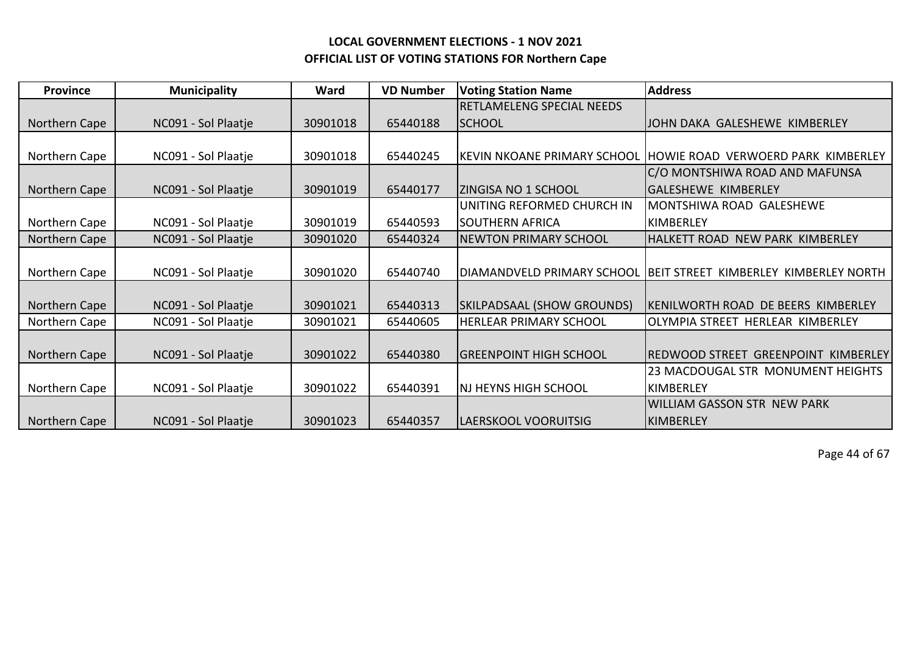**LOCAL GOVERNMENT ELECTIONS - 1 NOV 2021**
**OFFICIAL LIST OF VOTING STATIONS FOR Northern Cape**

| Province | Municipality | Ward | VD Number | Voting Station Name | Address |
|---|---|---|---|---|---|
| Northern Cape | NC091 - Sol Plaatje | 30901018 | 65440188 | RETLAMELENG SPECIAL NEEDS SCHOOL | JOHN DAKA GALESHEWE KIMBERLEY |
| Northern Cape | NC091 - Sol Plaatje | 30901018 | 65440245 | KEVIN NKOANE PRIMARY SCHOOL | HOWIE ROAD VERWOERD PARK KIMBERLEY |
| Northern Cape | NC091 - Sol Plaatje | 30901019 | 65440177 | ZINGISA NO 1 SCHOOL | C/O MONTSHIWA ROAD AND MAFUNSA GALESHEWE KIMBERLEY |
| Northern Cape | NC091 - Sol Plaatje | 30901019 | 65440593 | UNITING REFORMED CHURCH IN SOUTHERN AFRICA | MONTSHIWA ROAD GALESHEWE KIMBERLEY |
| Northern Cape | NC091 - Sol Plaatje | 30901020 | 65440324 | NEWTON PRIMARY SCHOOL | HALKETT ROAD NEW PARK KIMBERLEY |
| Northern Cape | NC091 - Sol Plaatje | 30901020 | 65440740 | DIAMANDVELD PRIMARY SCHOOL | BEIT STREET KIMBERLEY KIMBERLEY NORTH |
| Northern Cape | NC091 - Sol Plaatje | 30901021 | 65440313 | SKILPADSAAL (SHOW GROUNDS) | KENILWORTH ROAD DE BEERS KIMBERLEY |
| Northern Cape | NC091 - Sol Plaatje | 30901021 | 65440605 | HERLEAR PRIMARY SCHOOL | OLYMPIA STREET HERLEAR KIMBERLEY |
| Northern Cape | NC091 - Sol Plaatje | 30901022 | 65440380 | GREENPOINT HIGH SCHOOL | REDWOOD STREET GREENPOINT KIMBERLEY |
| Northern Cape | NC091 - Sol Plaatje | 30901022 | 65440391 | NJ HEYNS HIGH SCHOOL | 23 MACDOUGAL STR MONUMENT HEIGHTS KIMBERLEY |
| Northern Cape | NC091 - Sol Plaatje | 30901023 | 65440357 | LAERSKOOL VOORUITSIG | WILLIAM GASSON STR NEW PARK KIMBERLEY |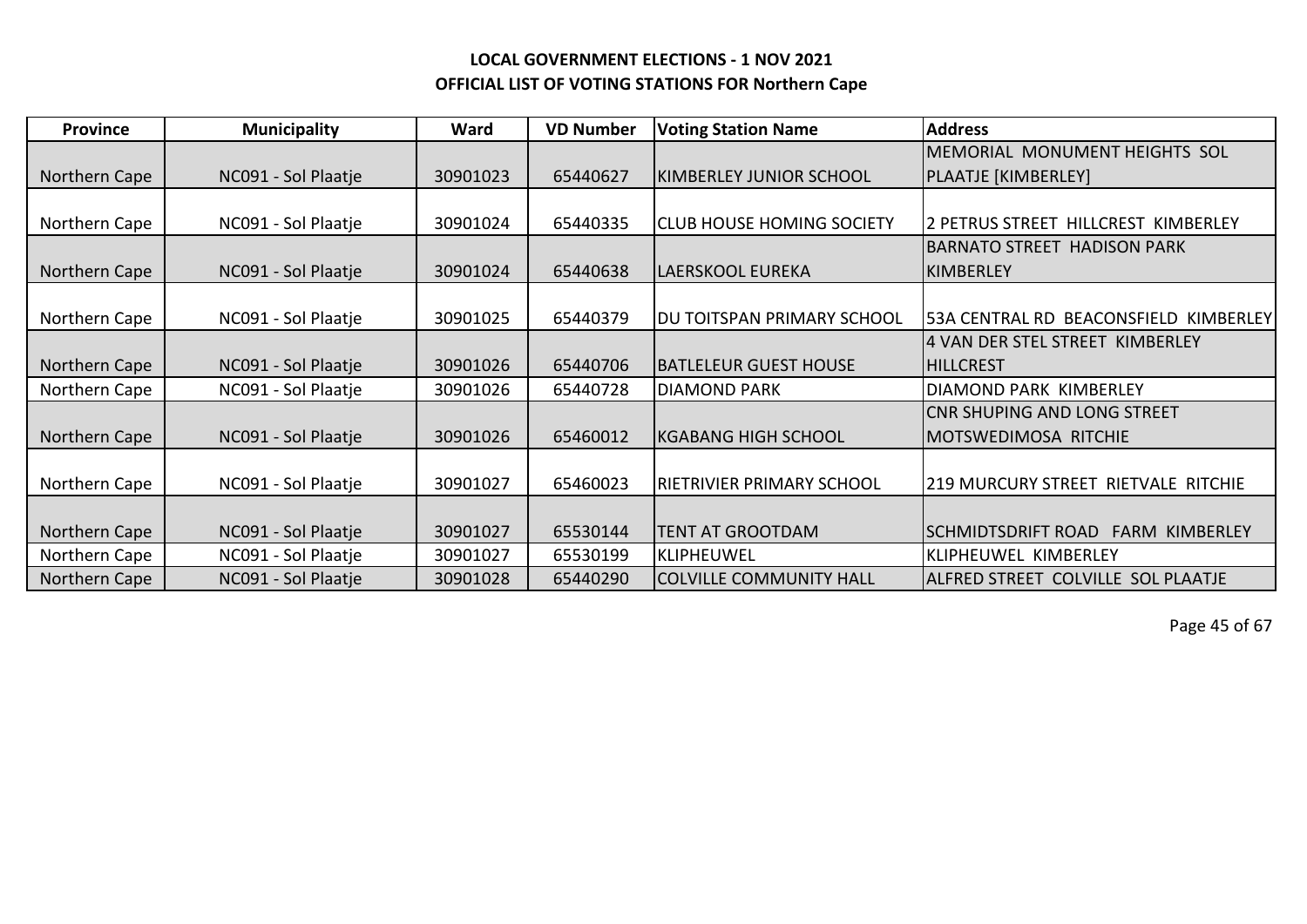**LOCAL GOVERNMENT ELECTIONS - 1 NOV 2021**
**OFFICIAL LIST OF VOTING STATIONS FOR Northern Cape**

| Province | Municipality | Ward | VD Number | Voting Station Name | Address |
|---|---|---|---|---|---|
| Northern Cape | NC091 - Sol Plaatje | 30901023 | 65440627 | KIMBERLEY JUNIOR SCHOOL | MEMORIAL MONUMENT HEIGHTS SOL PLAATJE [KIMBERLEY] |
| Northern Cape | NC091 - Sol Plaatje | 30901024 | 65440335 | CLUB HOUSE HOMING SOCIETY | 2 PETRUS STREET HILLCREST KIMBERLEY |
| Northern Cape | NC091 - Sol Plaatje | 30901024 | 65440638 | LAERSKOOL EUREKA | BARNATO STREET HADISON PARK KIMBERLEY |
| Northern Cape | NC091 - Sol Plaatje | 30901025 | 65440379 | DU TOITSPAN PRIMARY SCHOOL | 53A CENTRAL RD BEACONSFIELD KIMBERLEY |
| Northern Cape | NC091 - Sol Plaatje | 30901026 | 65440706 | BATLELEUR GUEST HOUSE | 4 VAN DER STEL STREET KIMBERLEY HILLCREST |
| Northern Cape | NC091 - Sol Plaatje | 30901026 | 65440728 | DIAMOND PARK | DIAMOND PARK KIMBERLEY |
| Northern Cape | NC091 - Sol Plaatje | 30901026 | 65460012 | KGABANG HIGH SCHOOL | CNR SHUPING AND LONG STREET MOTSWEDIMOSA RITCHIE |
| Northern Cape | NC091 - Sol Plaatje | 30901027 | 65460023 | RIETRIVIER PRIMARY SCHOOL | 219 MURCURY STREET RIETVALE RITCHIE |
| Northern Cape | NC091 - Sol Plaatje | 30901027 | 65530144 | TENT AT GROOTDAM | SCHMIDTSDRIFT ROAD FARM KIMBERLEY |
| Northern Cape | NC091 - Sol Plaatje | 30901027 | 65530199 | KLIPHEUWEL | KLIPHEUWEL KIMBERLEY |
| Northern Cape | NC091 - Sol Plaatje | 30901028 | 65440290 | COLVILLE COMMUNITY HALL | ALFRED STREET COLVILLE SOL PLAATJE |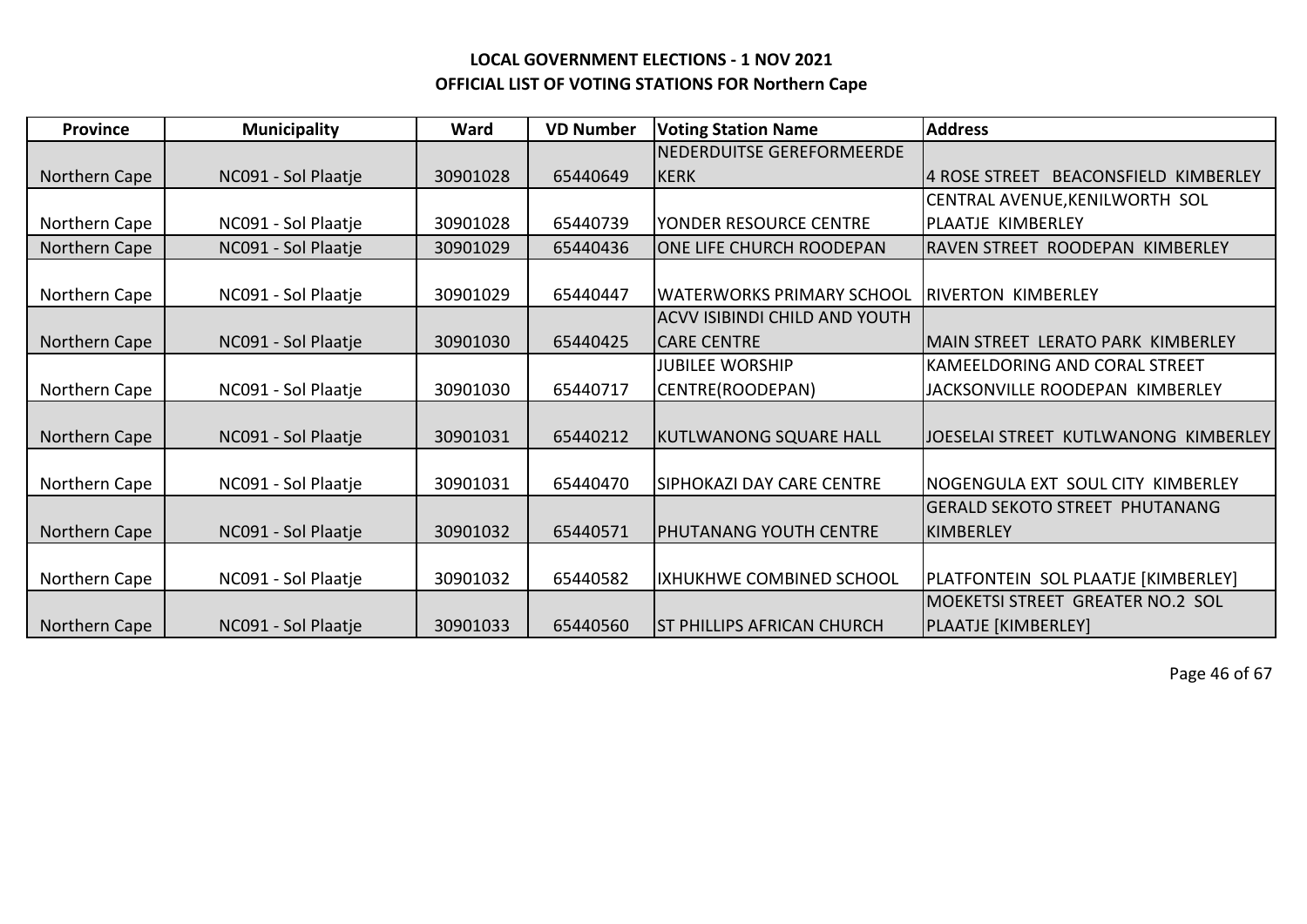**LOCAL GOVERNMENT ELECTIONS - 1 NOV 2021**
**OFFICIAL LIST OF VOTING STATIONS FOR Northern Cape**

| Province | Municipality | Ward | VD Number | Voting Station Name | Address |
|---|---|---|---|---|---|
| Northern Cape | NC091 - Sol Plaatje | 30901028 | 65440649 | NEDERDUITSE GEREFORMEERDE KERK | 4 ROSE STREET BEACONSFIELD KIMBERLEY |
| Northern Cape | NC091 - Sol Plaatje | 30901028 | 65440739 | YONDER RESOURCE CENTRE | CENTRAL AVENUE,KENILWORTH SOL PLAATJE KIMBERLEY |
| Northern Cape | NC091 - Sol Plaatje | 30901029 | 65440436 | ONE LIFE CHURCH ROODEPAN | RAVEN STREET ROODEPAN KIMBERLEY |
| Northern Cape | NC091 - Sol Plaatje | 30901029 | 65440447 | WATERWORKS PRIMARY SCHOOL | RIVERTON KIMBERLEY |
| Northern Cape | NC091 - Sol Plaatje | 30901030 | 65440425 | ACVV ISIBINDI CHILD AND YOUTH CARE CENTRE | MAIN STREET LERATO PARK KIMBERLEY |
| Northern Cape | NC091 - Sol Plaatje | 30901030 | 65440717 | JUBILEE WORSHIP CENTRE(ROODEPAN) | KAMEELDORING AND CORAL STREET JACKSONVILLE ROODEPAN KIMBERLEY |
| Northern Cape | NC091 - Sol Plaatje | 30901031 | 65440212 | KUTLWANONG SQUARE HALL | JOESELAI STREET KUTLWANONG KIMBERLEY |
| Northern Cape | NC091 - Sol Plaatje | 30901031 | 65440470 | SIPHOKAZI DAY CARE CENTRE | NOGENGULA EXT SOUL CITY KIMBERLEY |
| Northern Cape | NC091 - Sol Plaatje | 30901032 | 65440571 | PHUTANANG YOUTH CENTRE | GERALD SEKOTO STREET PHUTANANG KIMBERLEY |
| Northern Cape | NC091 - Sol Plaatje | 30901032 | 65440582 | IXHUKHWE COMBINED SCHOOL | PLATFONTEIN SOL PLAATJE [KIMBERLEY] |
| Northern Cape | NC091 - Sol Plaatje | 30901033 | 65440560 | ST PHILLIPS AFRICAN CHURCH | MOEKETSI STREET GREATER NO.2 SOL PLAATJE [KIMBERLEY] |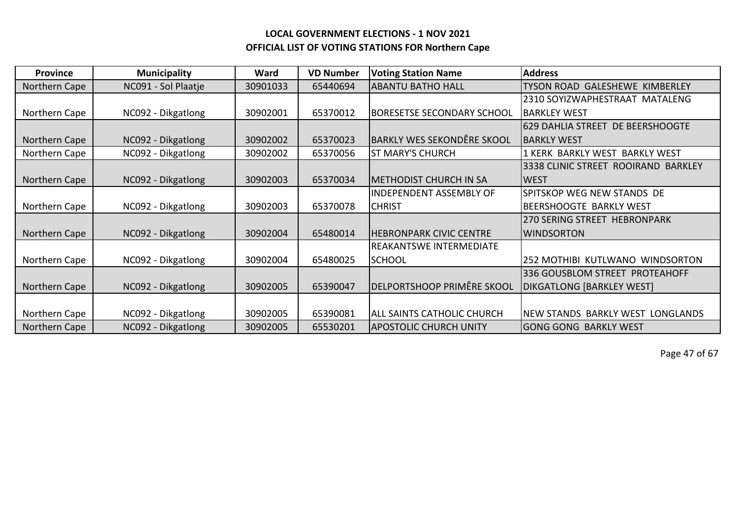# LOCAL GOVERNMENT ELECTIONS - 1 NOV 2021
## OFFICIAL LIST OF VOTING STATIONS FOR Northern Cape

| Province | Municipality | Ward | VD Number | Voting Station Name | Address |
|---|---|---|---|---|---|
| Northern Cape | NC091 - Sol Plaatje | 30901033 | 65440694 | ABANTU BATHO HALL | TYSON ROAD GALESHEWE KIMBERLEY |
| Northern Cape | NC092 - Dikgatlong | 30902001 | 65370012 | BORESETSE SECONDARY SCHOOL | 2310 SOYIZWAPHESTRAAT MATALENG BARKLEY WEST |
| Northern Cape | NC092 - Dikgatlong | 30902002 | 65370023 | BARKLY WES SEKONDÊRE SKOOL | 629 DAHLIA STREET DE BEERSHOOGTE BARKLY WEST |
| Northern Cape | NC092 - Dikgatlong | 30902002 | 65370056 | ST MARY'S CHURCH | 1 KERK BARKLY WEST BARKLY WEST |
| Northern Cape | NC092 - Dikgatlong | 30902003 | 65370034 | METHODIST CHURCH IN SA | 3338 CLINIC STREET ROOIRAND BARKLEY WEST |
| Northern Cape | NC092 - Dikgatlong | 30902003 | 65370078 | INDEPENDENT ASSEMBLY OF CHRIST | SPITSKOP WEG NEW STANDS DE BEERSHOOGTE BARKLY WEST |
| Northern Cape | NC092 - Dikgatlong | 30902004 | 65480014 | HEBRONPARK CIVIC CENTRE | 270 SERING STREET HEBRONPARK WINDSORTON |
| Northern Cape | NC092 - Dikgatlong | 30902004 | 65480025 | REAKANTSWE INTERMEDIATE SCHOOL | 252 MOTHIBI KUTLWANO WINDSORTON |
| Northern Cape | NC092 - Dikgatlong | 30902005 | 65390047 | DELPORTSHOOP PRIMÊRE SKOOL | 336 GOUSBLOM STREET PROTEAHOFF DIKGATLONG [BARKLEY WEST] |
| Northern Cape | NC092 - Dikgatlong | 30902005 | 65390081 | ALL SAINTS CATHOLIC CHURCH | NEW STANDS BARKLY WEST LONGLANDS |
| Northern Cape | NC092 - Dikgatlong | 30902005 | 65530201 | APOSTOLIC CHURCH UNITY | GONG GONG BARKLY WEST |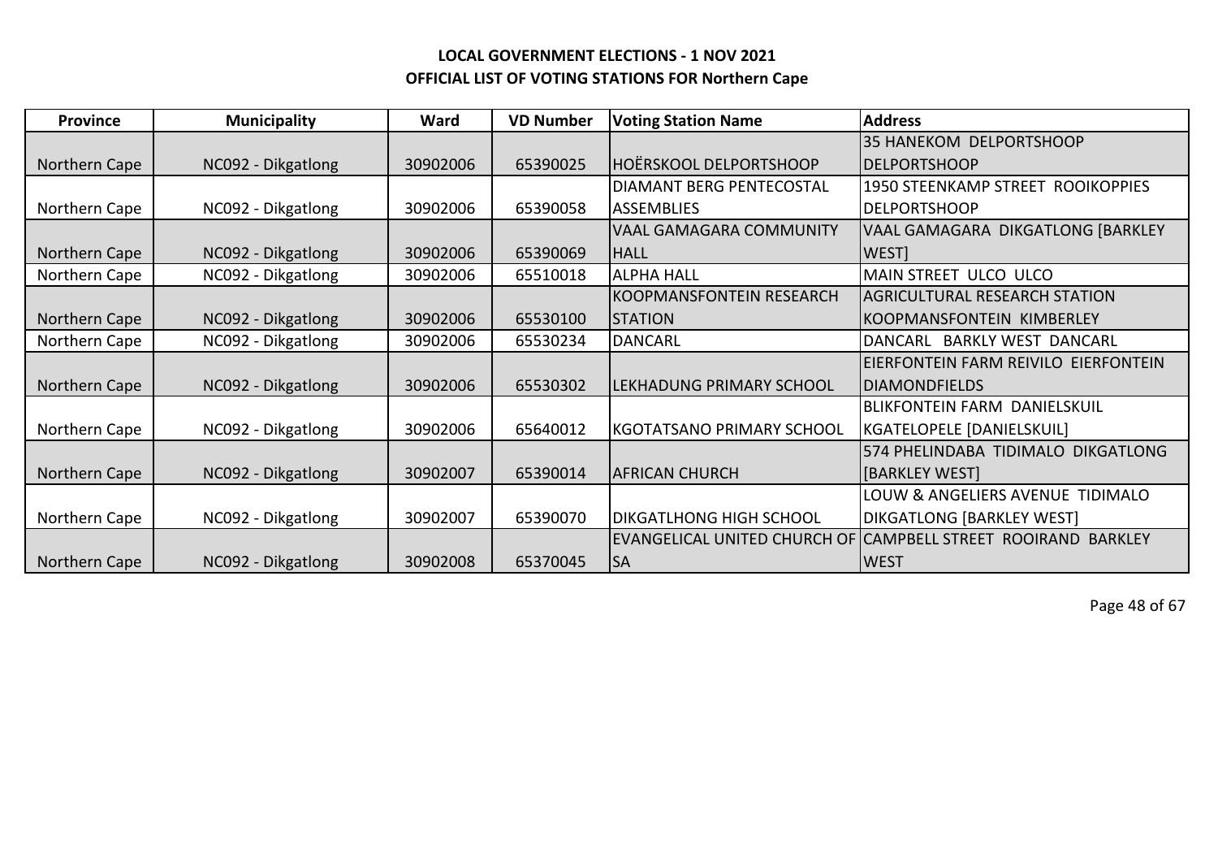**LOCAL GOVERNMENT ELECTIONS - 1 NOV 2021**

**OFFICIAL LIST OF VOTING STATIONS FOR Northern Cape**

| Province | Municipality | Ward | VD Number | Voting Station Name | Address |
|---|---|---|---|---|---|
| Northern Cape | NC092 - Dikgatlong | 30902006 | 65390025 | HOËRSKOOL DELPORTSHOOP | 35 HANEKOM DELPORTSHOOP DELPORTSHOOP |
| Northern Cape | NC092 - Dikgatlong | 30902006 | 65390058 | DIAMANT BERG PENTECOSTAL ASSEMBLIES | 1950 STEENKAMP STREET ROOIKOPPIES DELPORTSHOOP |
| Northern Cape | NC092 - Dikgatlong | 30902006 | 65390069 | VAAL GAMAGARA COMMUNITY HALL | VAAL GAMAGARA DIKGATLONG [BARKLEY WEST] |
| Northern Cape | NC092 - Dikgatlong | 30902006 | 65510018 | ALPHA HALL | MAIN STREET ULCO ULCO |
| Northern Cape | NC092 - Dikgatlong | 30902006 | 65530100 | KOOPMANSFONTEIN RESEARCH STATION | AGRICULTURAL RESEARCH STATION KOOPMANSFONTEIN KIMBERLEY |
| Northern Cape | NC092 - Dikgatlong | 30902006 | 65530234 | DANCARL | DANCARL BARKLY WEST DANCARL |
| Northern Cape | NC092 - Dikgatlong | 30902006 | 65530302 | LEKHADUNG PRIMARY SCHOOL | EIERFONTEIN FARM REIVILO EIERFONTEIN DIAMONDFIELDS |
| Northern Cape | NC092 - Dikgatlong | 30902006 | 65640012 | KGOTATSANO PRIMARY SCHOOL | BLIKFONTEIN FARM DANIELSKUIL KGATELOPELE [DANIELSKUIL] |
| Northern Cape | NC092 - Dikgatlong | 30902007 | 65390014 | AFRICAN CHURCH | 574 PHELINDABA TIDIMALO DIKGATLONG [BARKLEY WEST] |
| Northern Cape | NC092 - Dikgatlong | 30902007 | 65390070 | DIKGATLHONG HIGH SCHOOL | LOUW & ANGELIERS AVENUE TIDIMALO DIKGATLONG [BARKLEY WEST] |
| Northern Cape | NC092 - Dikgatlong | 30902008 | 65370045 | EVANGELICAL UNITED CHURCH OF SA | CAMPBELL STREET ROOIRAND BARKLEY WEST |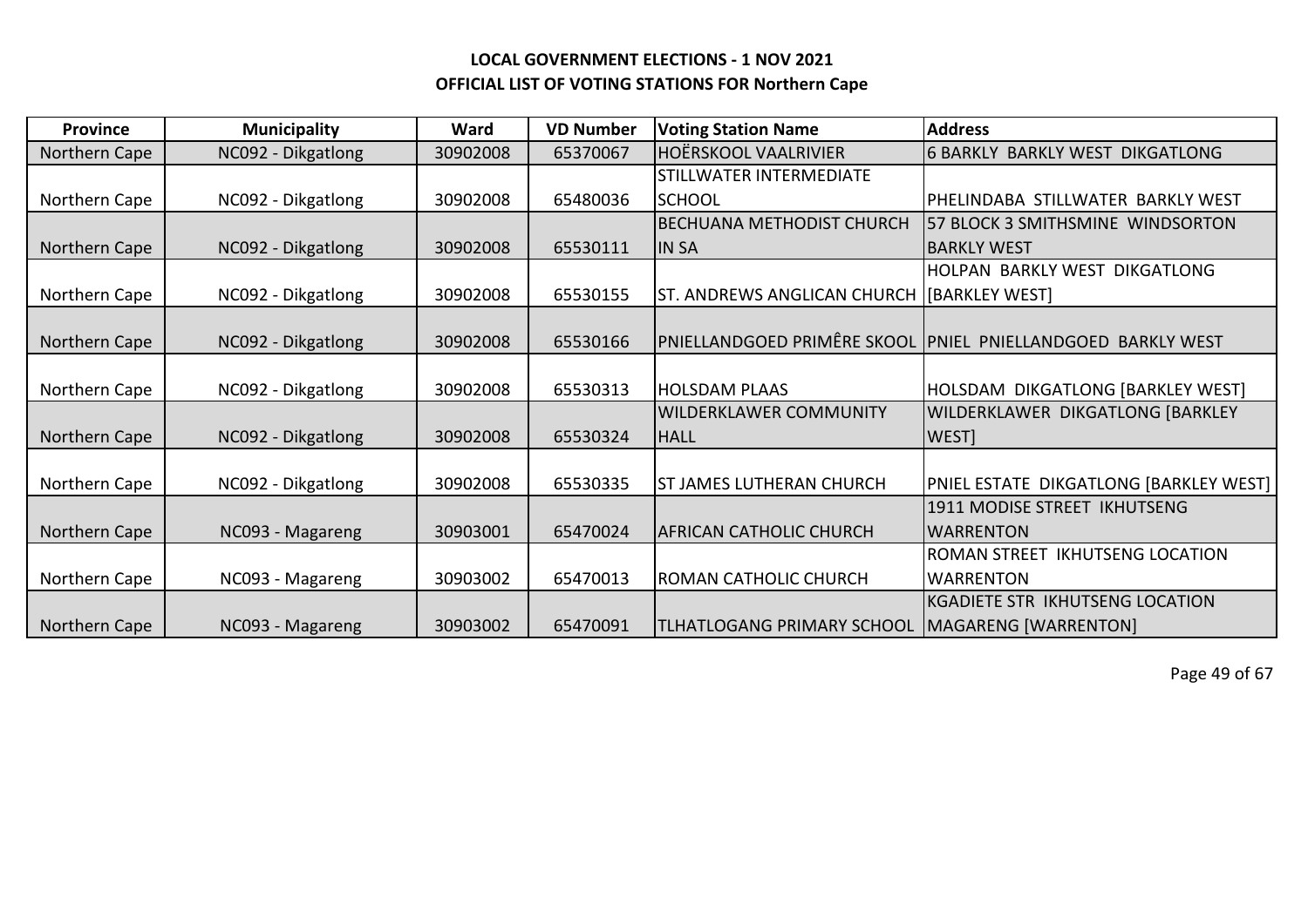**LOCAL GOVERNMENT ELECTIONS - 1 NOV 2021**
**OFFICIAL LIST OF VOTING STATIONS FOR Northern Cape**

| Province | Municipality | Ward | VD Number | Voting Station Name | Address |
|---|---|---|---|---|---|
| Northern Cape | NC092 - Dikgatlong | 30902008 | 65370067 | HOËRSKOOL VAALRIVIER | 6 BARKLY BARKLY WEST DIKGATLONG |
| Northern Cape | NC092 - Dikgatlong | 30902008 | 65480036 | STILLWATER INTERMEDIATE SCHOOL | PHELINDABA STILLWATER BARKLY WEST |
| Northern Cape | NC092 - Dikgatlong | 30902008 | 65530111 | BECHUANA METHODIST CHURCH IN SA | 57 BLOCK 3 SMITHSMINE WINDSORTON BARKLY WEST |
| Northern Cape | NC092 - Dikgatlong | 30902008 | 65530155 | ST. ANDREWS ANGLICAN CHURCH | HOLPAN BARKLY WEST DIKGATLONG [BARKLEY WEST] |
| Northern Cape | NC092 - Dikgatlong | 30902008 | 65530166 | PNIELLANDGOED PRIMÊRE SKOOL | PNIEL PNIELLANDGOED BARKLY WEST |
| Northern Cape | NC092 - Dikgatlong | 30902008 | 65530313 | HOLSDAM PLAAS | HOLSDAM DIKGATLONG [BARKLEY WEST] |
| Northern Cape | NC092 - Dikgatlong | 30902008 | 65530324 | WILDERKLAWER COMMUNITY HALL | WILDERKLAWER DIKGATLONG [BARKLEY WEST] |
| Northern Cape | NC092 - Dikgatlong | 30902008 | 65530335 | ST JAMES LUTHERAN CHURCH | PNIEL ESTATE DIKGATLONG [BARKLEY WEST] |
| Northern Cape | NC093 - Magareng | 30903001 | 65470024 | AFRICAN CATHOLIC CHURCH | 1911 MODISE STREET IKHUTSENG WARRENTON |
| Northern Cape | NC093 - Magareng | 30903002 | 65470013 | ROMAN CATHOLIC CHURCH | ROMAN STREET IKHUTSENG LOCATION WARRENTON |
| Northern Cape | NC093 - Magareng | 30903002 | 65470091 | TLHATLOGANG PRIMARY SCHOOL | KGADIETE STR IKHUTSENG LOCATION MAGARENG [WARRENTON] |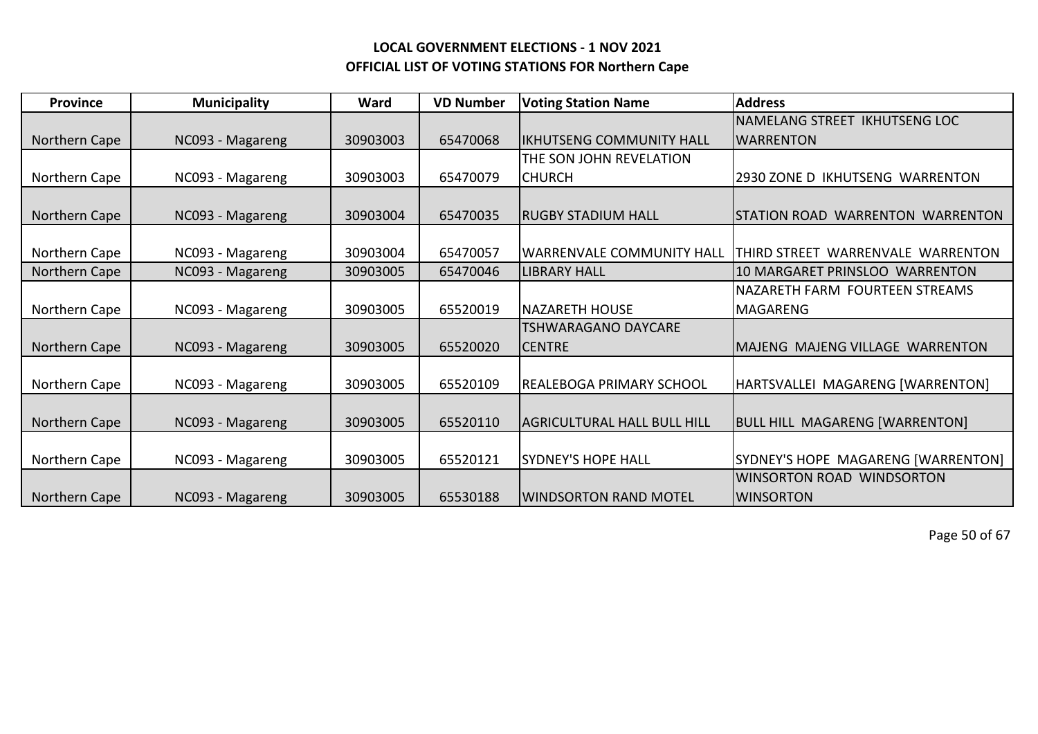**LOCAL GOVERNMENT ELECTIONS - 1 NOV 2021**
**OFFICIAL LIST OF VOTING STATIONS FOR Northern Cape**

| Province | Municipality | Ward | VD Number | Voting Station Name | Address |
|---|---|---|---|---|---|
| Northern Cape | NC093 - Magareng | 30903003 | 65470068 | IKHUTSENG COMMUNITY HALL | NAMELANG STREET IKHUTSENG LOC WARRENTON |
| Northern Cape | NC093 - Magareng | 30903003 | 65470079 | THE SON JOHN REVELATION CHURCH | 2930 ZONE D IKHUTSENG WARRENTON |
| Northern Cape | NC093 - Magareng | 30903004 | 65470035 | RUGBY STADIUM HALL | STATION ROAD WARRENTON WARRENTON |
| Northern Cape | NC093 - Magareng | 30903004 | 65470057 | WARRENVALE COMMUNITY HALL | THIRD STREET WARRENVALE WARRENTON |
| Northern Cape | NC093 - Magareng | 30903005 | 65470046 | LIBRARY HALL | 10 MARGARET PRINSLOO WARRENTON |
| Northern Cape | NC093 - Magareng | 30903005 | 65520019 | NAZARETH HOUSE | NAZARETH FARM FOURTEEN STREAMS MAGARENG |
| Northern Cape | NC093 - Magareng | 30903005 | 65520020 | TSHWARAGANO DAYCARE CENTRE | MAJENG MAJENG VILLAGE WARRENTON |
| Northern Cape | NC093 - Magareng | 30903005 | 65520109 | REALEBOGA PRIMARY SCHOOL | HARTSVALLEI MAGARENG [WARRENTON] |
| Northern Cape | NC093 - Magareng | 30903005 | 65520110 | AGRICULTURAL HALL BULL HILL | BULL HILL MAGARENG [WARRENTON] |
| Northern Cape | NC093 - Magareng | 30903005 | 65520121 | SYDNEY'S HOPE HALL | SYDNEY'S HOPE MAGARENG [WARRENTON] |
| Northern Cape | NC093 - Magareng | 30903005 | 65530188 | WINDSORTON RAND MOTEL | WINSORTON ROAD WINDSORTON WINSORTON |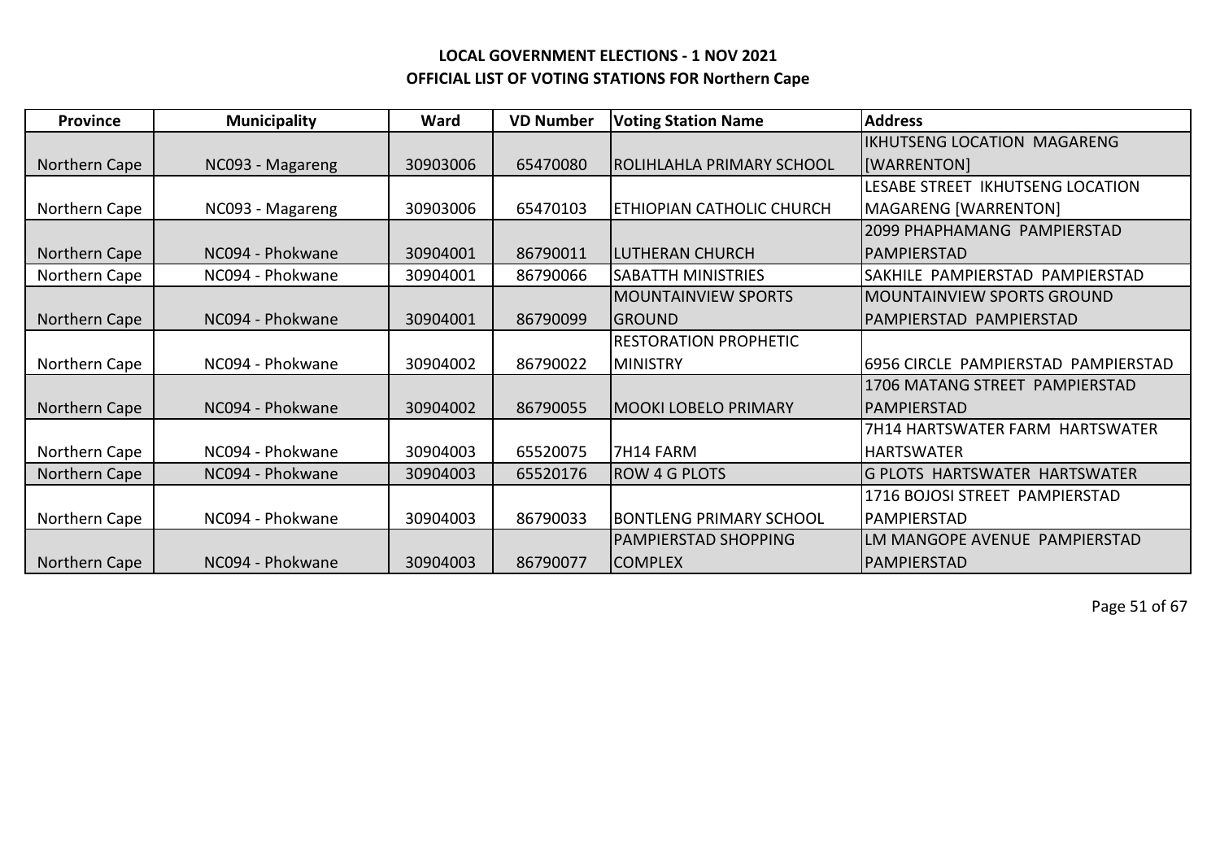**LOCAL GOVERNMENT ELECTIONS - 1 NOV 2021**

**OFFICIAL LIST OF VOTING STATIONS FOR Northern Cape**

| Province | Municipality | Ward | VD Number | Voting Station Name | Address |
|---|---|---|---|---|---|
| Northern Cape | NC093 - Magareng | 30903006 | 65470080 | ROLIHLAHLA PRIMARY SCHOOL | IKHUTSENG LOCATION MAGARENG [WARRENTON] |
| Northern Cape | NC093 - Magareng | 30903006 | 65470103 | ETHIOPIAN CATHOLIC CHURCH | LESABE STREET IKHUTSENG LOCATION MAGARENG [WARRENTON] |
| Northern Cape | NC094 - Phokwane | 30904001 | 86790011 | LUTHERAN CHURCH | 2099 PHAPHAMANG PAMPIERSTAD PAMPIERSTAD |
| Northern Cape | NC094 - Phokwane | 30904001 | 86790066 | SABATTH MINISTRIES | SAKHILE PAMPIERSTAD PAMPIERSTAD |
| Northern Cape | NC094 - Phokwane | 30904001 | 86790099 | MOUNTAINVIEW SPORTS GROUND | MOUNTAINVIEW SPORTS GROUND PAMPIERSTAD PAMPIERSTAD |
| Northern Cape | NC094 - Phokwane | 30904002 | 86790022 | RESTORATION PROPHETIC MINISTRY | 6956 CIRCLE PAMPIERSTAD PAMPIERSTAD |
| Northern Cape | NC094 - Phokwane | 30904002 | 86790055 | MOOKI LOBELO PRIMARY | 1706 MATANG STREET PAMPIERSTAD PAMPIERSTAD |
| Northern Cape | NC094 - Phokwane | 30904003 | 65520075 | 7H14 FARM | 7H14 HARTSWATER FARM HARTSWATER HARTSWATER |
| Northern Cape | NC094 - Phokwane | 30904003 | 65520176 | ROW 4 G PLOTS | G PLOTS HARTSWATER HARTSWATER |
| Northern Cape | NC094 - Phokwane | 30904003 | 86790033 | BONTLENG PRIMARY SCHOOL | 1716 BOJOSI STREET PAMPIERSTAD PAMPIERSTAD |
| Northern Cape | NC094 - Phokwane | 30904003 | 86790077 | PAMPIERSTAD SHOPPING COMPLEX | LM MANGOPE AVENUE PAMPIERSTAD PAMPIERSTAD |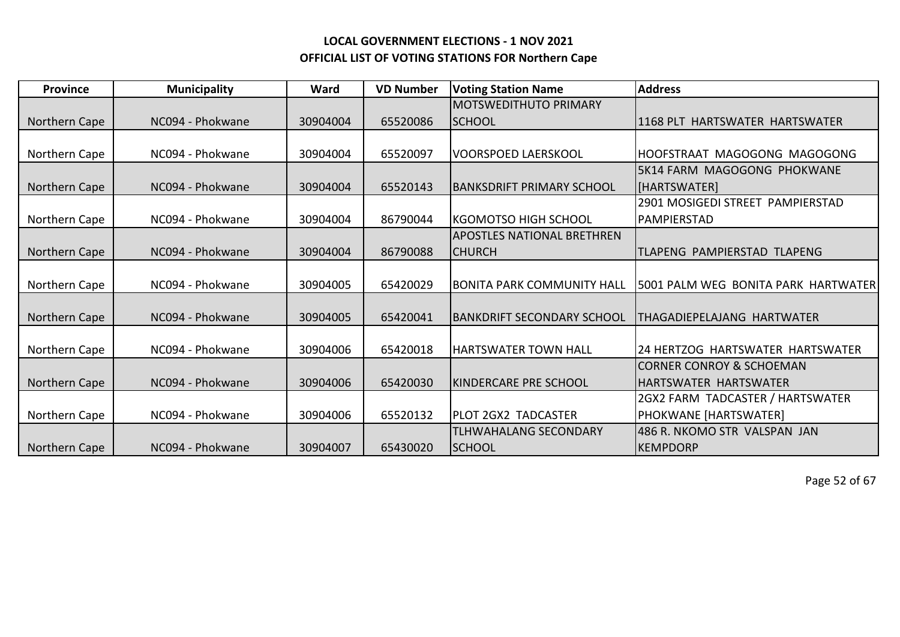# LOCAL GOVERNMENT ELECTIONS - 1 NOV 2021
## OFFICIAL LIST OF VOTING STATIONS FOR Northern Cape

| Province | Municipality | Ward | VD Number | Voting Station Name | Address |
|---|---|---|---|---|---|
| Northern Cape | NC094 - Phokwane | 30904004 | 65520086 | MOTSWEDITHUTO PRIMARY SCHOOL | 1168 PLT HARTSWATER HARTSWATER |
| Northern Cape | NC094 - Phokwane | 30904004 | 65520097 | VOORSPOED LAERSKOOL | HOOFSTRAAT MAGOGONG MAGOGONG |
| Northern Cape | NC094 - Phokwane | 30904004 | 65520143 | BANKSDRIFT PRIMARY SCHOOL | 5K14 FARM MAGOGONG PHOKWANE [HARTSWATER] |
| Northern Cape | NC094 - Phokwane | 30904004 | 86790044 | KGOMOTSO HIGH SCHOOL | 2901 MOSIGEDI STREET PAMPIERSTAD PAMPIERSTAD |
| Northern Cape | NC094 - Phokwane | 30904004 | 86790088 | APOSTLES NATIONAL BRETHREN CHURCH | TLAPENG PAMPIERSTAD TLAPENG |
| Northern Cape | NC094 - Phokwane | 30904005 | 65420029 | BONITA PARK COMMUNITY HALL | 5001 PALM WEG BONITA PARK HARTWATER |
| Northern Cape | NC094 - Phokwane | 30904005 | 65420041 | BANKDRIFT SECONDARY SCHOOL | THAGADIEPELAJANG HARTWATER |
| Northern Cape | NC094 - Phokwane | 30904006 | 65420018 | HARTSWATER TOWN HALL | 24 HERTZOG HARTSWATER HARTSWATER |
| Northern Cape | NC094 - Phokwane | 30904006 | 65420030 | KINDERCARE PRE SCHOOL | CORNER CONROY & SCHOEMAN HARTSWATER HARTSWATER |
| Northern Cape | NC094 - Phokwane | 30904006 | 65520132 | PLOT 2GX2 TADCASTER | 2GX2 FARM TADCASTER / HARTSWATER PHOKWANE [HARTSWATER] |
| Northern Cape | NC094 - Phokwane | 30904007 | 65430020 | TLHWAHALANG SECONDARY SCHOOL | 486 R. NKOMO STR VALSPAN JAN KEMPDORP |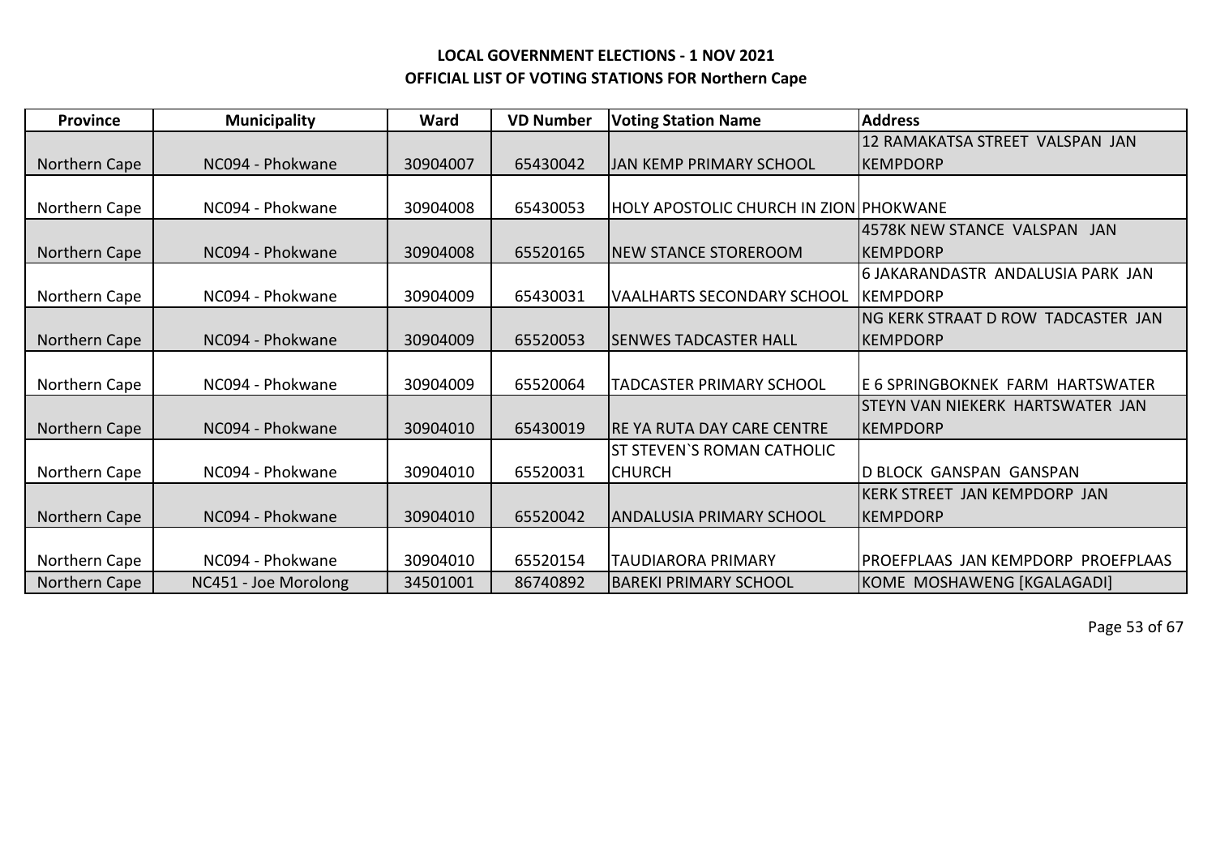**LOCAL GOVERNMENT ELECTIONS - 1 NOV 2021**
**OFFICIAL LIST OF VOTING STATIONS FOR Northern Cape**

| Province | Municipality | Ward | VD Number | Voting Station Name | Address |
|---|---|---|---|---|---|
| Northern Cape | NC094 - Phokwane | 30904007 | 65430042 | JAN KEMP PRIMARY SCHOOL | 12 RAMAKATSA STREET VALSPAN JAN KEMPDORP |
| Northern Cape | NC094 - Phokwane | 30904008 | 65430053 | HOLY APOSTOLIC CHURCH IN ZION | PHOKWANE |
| Northern Cape | NC094 - Phokwane | 30904008 | 65520165 | NEW STANCE STOREROOM | 4578K NEW STANCE VALSPAN JAN KEMPDORP |
| Northern Cape | NC094 - Phokwane | 30904009 | 65430031 | VAALHARTS SECONDARY SCHOOL | 6 JAKARANDASTR ANDALUSIA PARK JAN KEMPDORP |
| Northern Cape | NC094 - Phokwane | 30904009 | 65520053 | SENWES TADCASTER HALL | NG KERK STRAAT D ROW TADCASTER JAN KEMPDORP |
| Northern Cape | NC094 - Phokwane | 30904009 | 65520064 | TADCASTER PRIMARY SCHOOL | E 6 SPRINGBOKNEK FARM HARTSWATER |
| Northern Cape | NC094 - Phokwane | 30904010 | 65430019 | RE YA RUTA DAY CARE CENTRE | STEYN VAN NIEKERK HARTSWATER JAN KEMPDORP |
| Northern Cape | NC094 - Phokwane | 30904010 | 65520031 | ST STEVEN`S ROMAN CATHOLIC CHURCH | D BLOCK GANSPAN GANSPAN |
| Northern Cape | NC094 - Phokwane | 30904010 | 65520042 | ANDALUSIA PRIMARY SCHOOL | KERK STREET JAN KEMPDORP JAN KEMPDORP |
| Northern Cape | NC094 - Phokwane | 30904010 | 65520154 | TAUDIARORA PRIMARY | PROEFPLAAS JAN KEMPDORP PROEFPLAAS |
| Northern Cape | NC451 - Joe Morolong | 34501001 | 86740892 | BAREKI PRIMARY SCHOOL | KOME MOSHAWENG [KGALAGADI] |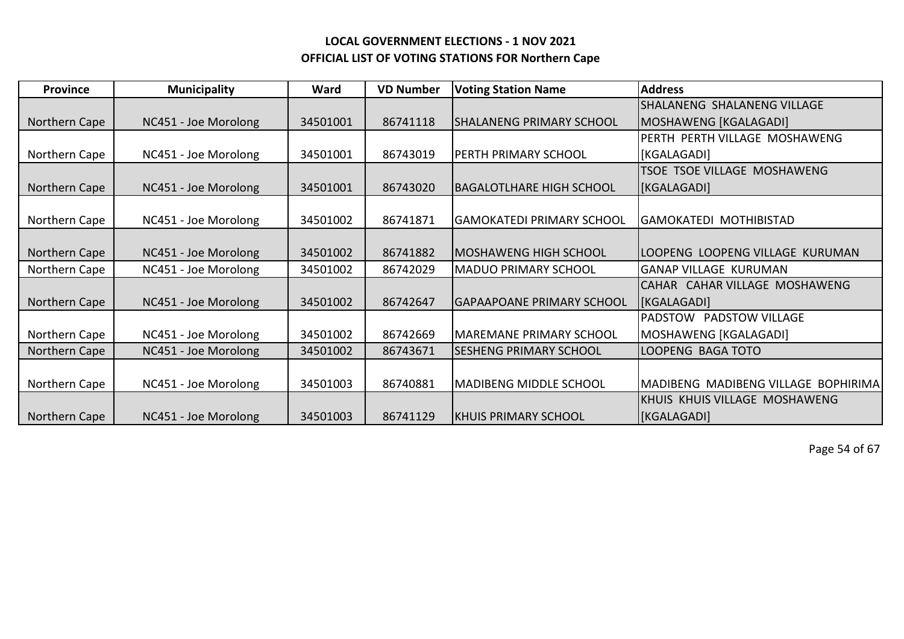# LOCAL GOVERNMENT ELECTIONS - 1 NOV 2021

## OFFICIAL LIST OF VOTING STATIONS FOR Northern Cape

| Province | Municipality | Ward | VD Number | Voting Station Name | Address |
|---|---|---|---|---|---|
| Northern Cape | NC451 - Joe Morolong | 34501001 | 86741118 | SHALANENG PRIMARY SCHOOL | SHALANENG SHALANENG VILLAGE MOSHAWENG [KGALAGADI] |
| Northern Cape | NC451 - Joe Morolong | 34501001 | 86743019 | PERTH PRIMARY SCHOOL | PERTH PERTH VILLAGE MOSHAWENG [KGALAGADI] |
| Northern Cape | NC451 - Joe Morolong | 34501001 | 86743020 | BAGALOTLHARE HIGH SCHOOL | TSOE TSOE VILLAGE MOSHAWENG [KGALAGADI] |
| Northern Cape | NC451 - Joe Morolong | 34501002 | 86741871 | GAMOKATEDI PRIMARY SCHOOL | GAMOKATEDI MOTHIBISTAD |
| Northern Cape | NC451 - Joe Morolong | 34501002 | 86741882 | MOSHAWENG HIGH SCHOOL | LOOPENG LOOPENG VILLAGE KURUMAN |
| Northern Cape | NC451 - Joe Morolong | 34501002 | 86742029 | MADUO PRIMARY SCHOOL | GANAP VILLAGE KURUMAN |
| Northern Cape | NC451 - Joe Morolong | 34501002 | 86742647 | GAPAAPOANE PRIMARY SCHOOL | CAHAR CAHAR VILLAGE MOSHAWENG [KGALAGADI] |
| Northern Cape | NC451 - Joe Morolong | 34501002 | 86742669 | MAREMANE PRIMARY SCHOOL | PADSTOW PADSTOW VILLAGE MOSHAWENG [KGALAGADI] |
| Northern Cape | NC451 - Joe Morolong | 34501002 | 86743671 | SESHENG PRIMARY SCHOOL | LOOPENG BAGA TOTO |
| Northern Cape | NC451 - Joe Morolong | 34501003 | 86740881 | MADIBENG MIDDLE SCHOOL | MADIBENG MADIBENG VILLAGE BOPHIRIMA |
| Northern Cape | NC451 - Joe Morolong | 34501003 | 86741129 | KHUIS PRIMARY SCHOOL | KHUIS KHUIS VILLAGE MOSHAWENG [KGALAGADI] |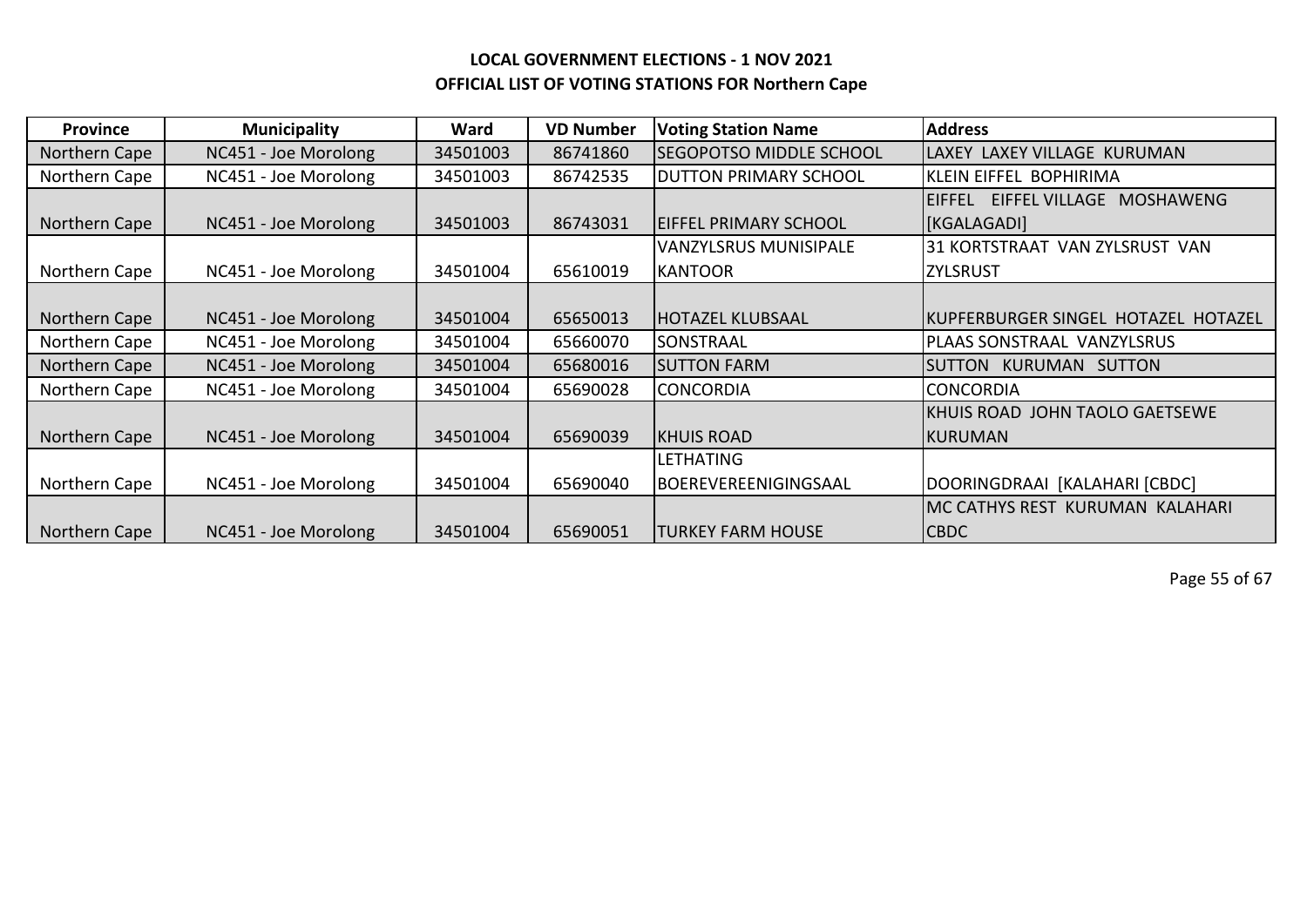## LOCAL GOVERNMENT ELECTIONS - 1 NOV 2021
## OFFICIAL LIST OF VOTING STATIONS FOR Northern Cape

| Province | Municipality | Ward | VD Number | Voting Station Name | Address |
|---|---|---|---|---|---|
| Northern Cape | NC451 - Joe Morolong | 34501003 | 86741860 | SEGOPOTSO MIDDLE SCHOOL | LAXEY LAXEY VILLAGE KURUMAN |
| Northern Cape | NC451 - Joe Morolong | 34501003 | 86742535 | DUTTON PRIMARY SCHOOL | KLEIN EIFFEL BOPHIRIMA |
| Northern Cape | NC451 - Joe Morolong | 34501003 | 86743031 | EIFFEL PRIMARY SCHOOL | EIFFEL EIFFEL VILLAGE MOSHAWENG [KGALAGADI] |
| Northern Cape | NC451 - Joe Morolong | 34501004 | 65610019 | VANZYLSRUS MUNISIPALE KANTOOR | 31 KORTSTRAAT VAN ZYLSRUST VAN ZYLSRUST |
| Northern Cape | NC451 - Joe Morolong | 34501004 | 65650013 | HOTAZEL KLUBSAAL | KUPFERBURGER SINGEL HOTAZEL HOTAZEL |
| Northern Cape | NC451 - Joe Morolong | 34501004 | 65660070 | SONSTRAAL | PLAAS SONSTRAAL VANZYLSRUS |
| Northern Cape | NC451 - Joe Morolong | 34501004 | 65680016 | SUTTON FARM | SUTTON KURUMAN SUTTON |
| Northern Cape | NC451 - Joe Morolong | 34501004 | 65690028 | CONCORDIA | CONCORDIA |
| Northern Cape | NC451 - Joe Morolong | 34501004 | 65690039 | KHUIS ROAD | KHUIS ROAD JOHN TAOLO GAETSEWE KURUMAN |
| Northern Cape | NC451 - Joe Morolong | 34501004 | 65690040 | LETHATING BOEREVEREENIGINGSAAL | DOORINGDRAAI [KALAHARI [CBDC] |
| Northern Cape | NC451 - Joe Morolong | 34501004 | 65690051 | TURKEY FARM HOUSE | MC CATHYS REST KURUMAN KALAHARI CBDC |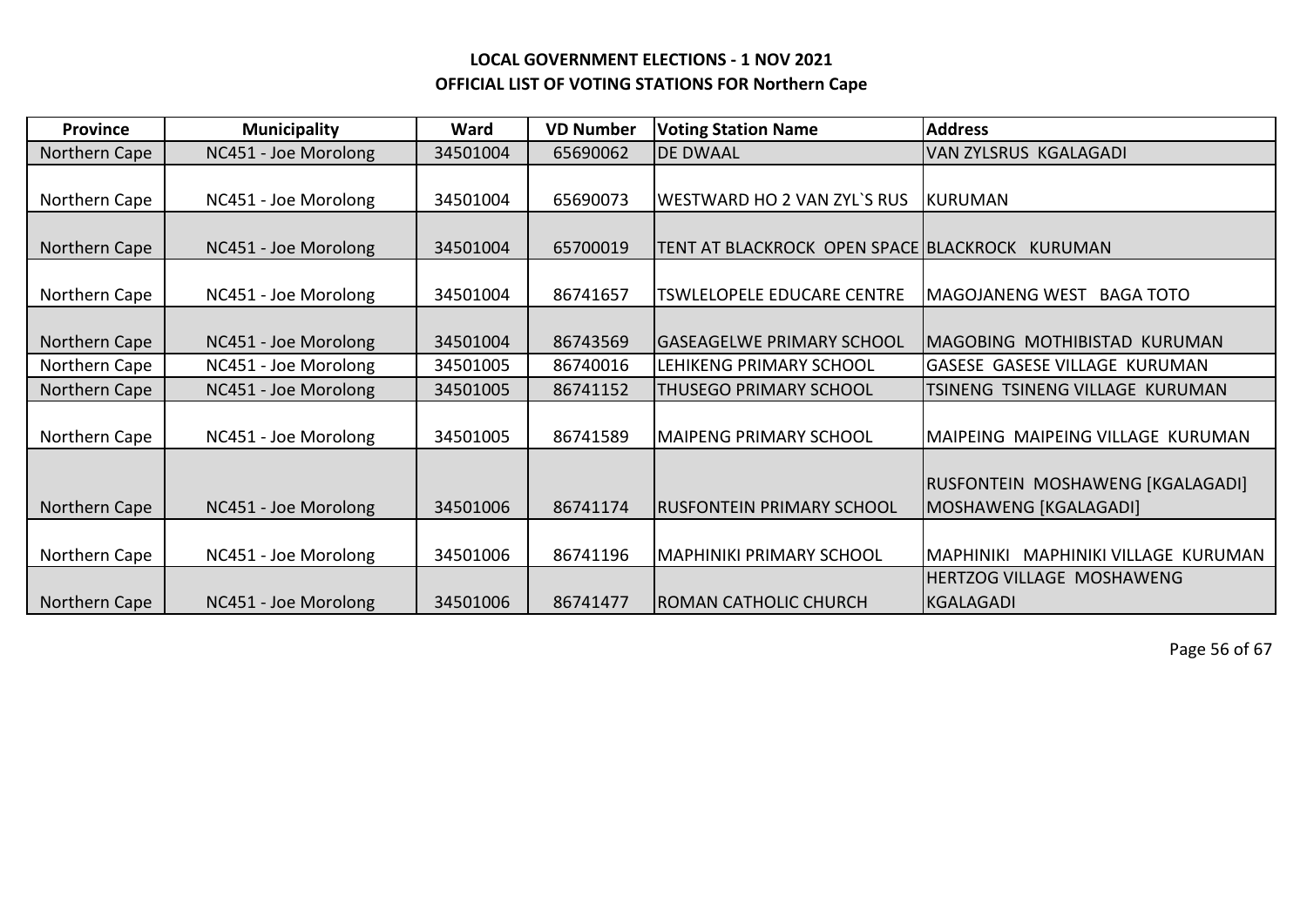**LOCAL GOVERNMENT ELECTIONS - 1 NOV 2021**
**OFFICIAL LIST OF VOTING STATIONS FOR Northern Cape**

| Province | Municipality | Ward | VD Number | Voting Station Name | Address |
|---|---|---|---|---|---|
| Northern Cape | NC451 - Joe Morolong | 34501004 | 65690062 | DE DWAAL | VAN ZYLSRUS KGALAGADI |
| Northern Cape | NC451 - Joe Morolong | 34501004 | 65690073 | WESTWARD HO 2 VAN ZYL`S RUS | KURUMAN |
| Northern Cape | NC451 - Joe Morolong | 34501004 | 65700019 | TENT AT BLACKROCK OPEN SPACE | BLACKROCK KURUMAN |
| Northern Cape | NC451 - Joe Morolong | 34501004 | 86741657 | TSWLELOPELE EDUCARE CENTRE | MAGOJANENG WEST BAGA TOTO |
| Northern Cape | NC451 - Joe Morolong | 34501004 | 86743569 | GASEAGELWE PRIMARY SCHOOL | MAGOBING MOTHIBISTAD KURUMAN |
| Northern Cape | NC451 - Joe Morolong | 34501005 | 86740016 | LEHIKENG PRIMARY SCHOOL | GASESE GASESE VILLAGE KURUMAN |
| Northern Cape | NC451 - Joe Morolong | 34501005 | 86741152 | THUSEGO PRIMARY SCHOOL | TSINENG TSINENG VILLAGE KURUMAN |
| Northern Cape | NC451 - Joe Morolong | 34501005 | 86741589 | MAIPENG PRIMARY SCHOOL | MAIPEING MAIPEING VILLAGE KURUMAN |
| Northern Cape | NC451 - Joe Morolong | 34501006 | 86741174 | RUSFONTEIN PRIMARY SCHOOL | RUSFONTEIN MOSHAWENG [KGALAGADI] MOSHAWENG [KGALAGADI] |
| Northern Cape | NC451 - Joe Morolong | 34501006 | 86741196 | MAPHINIKI PRIMARY SCHOOL | MAPHINIKI MAPHINIKI VILLAGE KURUMAN |
| Northern Cape | NC451 - Joe Morolong | 34501006 | 86741477 | ROMAN CATHOLIC CHURCH | HERTZOG VILLAGE MOSHAWENG KGALAGADI |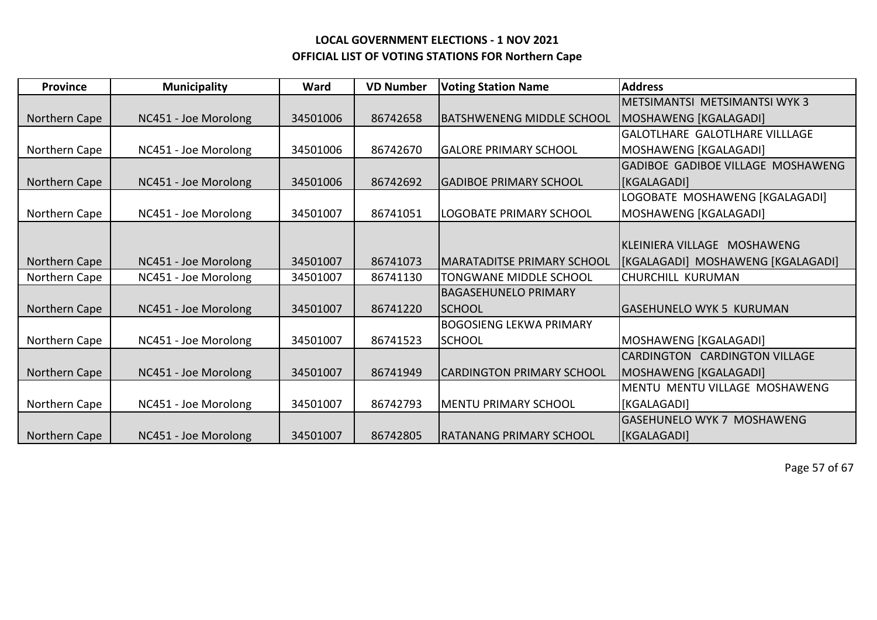# LOCAL GOVERNMENT ELECTIONS - 1 NOV 2021

## OFFICIAL LIST OF VOTING STATIONS FOR Northern Cape

| Province | Municipality | Ward | VD Number | Voting Station Name | Address |
|---|---|---|---|---|---|
| Northern Cape | NC451 - Joe Morolong | 34501006 | 86742658 | BATSHWENENG MIDDLE SCHOOL | METSIMANTSI METSIMANTSI WYK 3 MOSHAWENG [KGALAGADI] |
| Northern Cape | NC451 - Joe Morolong | 34501006 | 86742670 | GALORE PRIMARY SCHOOL | GALOTLHARE GALOTLHARE VILLLAGE MOSHAWENG [KGALAGADI] |
| Northern Cape | NC451 - Joe Morolong | 34501006 | 86742692 | GADIBOE PRIMARY SCHOOL | GADIBOE GADIBOE VILLAGE MOSHAWENG [KGALAGADI] |
| Northern Cape | NC451 - Joe Morolong | 34501007 | 86741051 | LOGOBATE PRIMARY SCHOOL | LOGOBATE MOSHAWENG [KGALAGADI] MOSHAWENG [KGALAGADI] |
| Northern Cape | NC451 - Joe Morolong | 34501007 | 86741073 | MARATADITSE PRIMARY SCHOOL | KLEINIERA VILLAGE MOSHAWENG [KGALAGADI] MOSHAWENG [KGALAGADI] |
| Northern Cape | NC451 - Joe Morolong | 34501007 | 86741130 | TONGWANE MIDDLE SCHOOL | CHURCHILL KURUMAN |
| Northern Cape | NC451 - Joe Morolong | 34501007 | 86741220 | BAGASEHUNELO PRIMARY SCHOOL | GASEHUNELO WYK 5 KURUMAN |
| Northern Cape | NC451 - Joe Morolong | 34501007 | 86741523 | BOGOSIENG LEKWA PRIMARY SCHOOL | MOSHAWENG [KGALAGADI] |
| Northern Cape | NC451 - Joe Morolong | 34501007 | 86741949 | CARDINGTON PRIMARY SCHOOL | CARDINGTON CARDINGTON VILLAGE MOSHAWENG [KGALAGADI] |
| Northern Cape | NC451 - Joe Morolong | 34501007 | 86742793 | MENTU PRIMARY SCHOOL | MENTU MENTU VILLAGE MOSHAWENG [KGALAGADI] |
| Northern Cape | NC451 - Joe Morolong | 34501007 | 86742805 | RATANANG PRIMARY SCHOOL | GASEHUNELO WYK 7 MOSHAWENG [KGALAGADI] |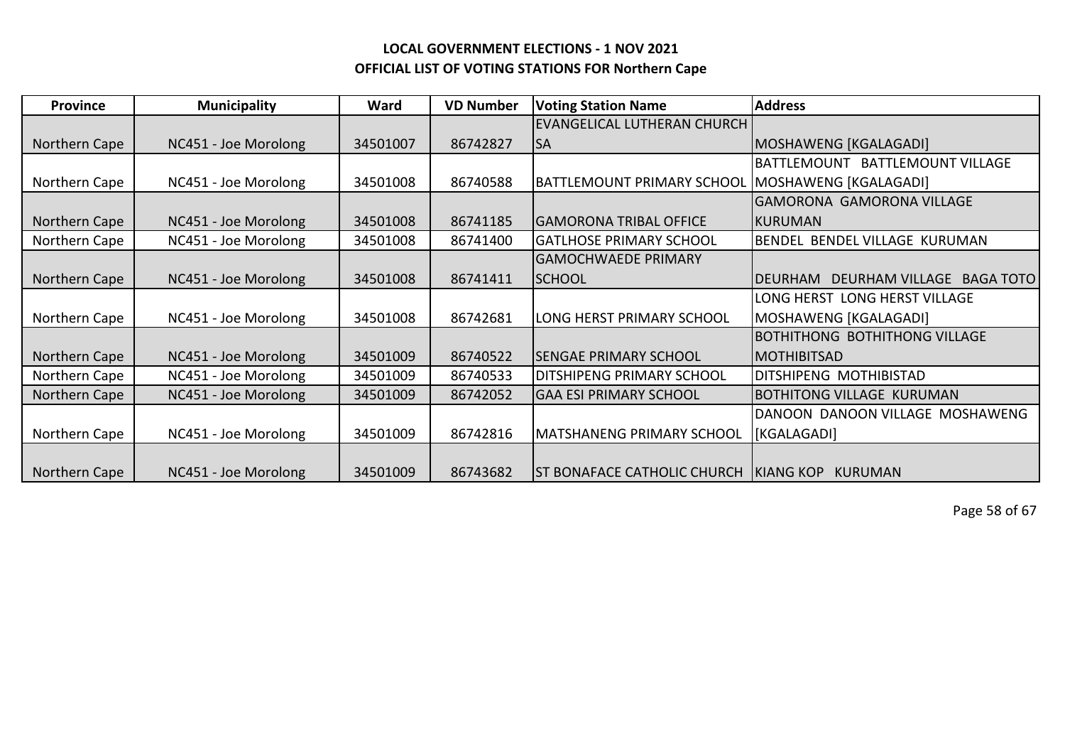**LOCAL GOVERNMENT ELECTIONS - 1 NOV 2021**

**OFFICIAL LIST OF VOTING STATIONS FOR Northern Cape**

| Province | Municipality | Ward | VD Number | Voting Station Name | Address |
|---|---|---|---|---|---|
| Northern Cape | NC451 - Joe Morolong | 34501007 | 86742827 | EVANGELICAL LUTHERAN CHURCH SA | MOSHAWENG [KGALAGADI] |
| Northern Cape | NC451 - Joe Morolong | 34501008 | 86740588 | BATTLEMOUNT PRIMARY SCHOOL | BATTLEMOUNT BATTLEMOUNT VILLAGE MOSHAWENG [KGALAGADI] |
| Northern Cape | NC451 - Joe Morolong | 34501008 | 86741185 | GAMORONA TRIBAL OFFICE | GAMORONA GAMORONA VILLAGE KURUMAN |
| Northern Cape | NC451 - Joe Morolong | 34501008 | 86741400 | GATLHOSE PRIMARY SCHOOL | BENDEL BENDEL VILLAGE KURUMAN |
| Northern Cape | NC451 - Joe Morolong | 34501008 | 86741411 | GAMOCHWAEDE PRIMARY SCHOOL | DEURHAM DEURHAM VILLAGE BAGA TOTO |
| Northern Cape | NC451 - Joe Morolong | 34501008 | 86742681 | LONG HERST PRIMARY SCHOOL | LONG HERST LONG HERST VILLAGE MOSHAWENG [KGALAGADI] |
| Northern Cape | NC451 - Joe Morolong | 34501009 | 86740522 | SENGAE PRIMARY SCHOOL | BOTHITHONG BOTHITHONG VILLAGE MOTHIBITSAD |
| Northern Cape | NC451 - Joe Morolong | 34501009 | 86740533 | DITSHIPENG PRIMARY SCHOOL | DITSHIPENG MOTHIBISTAD |
| Northern Cape | NC451 - Joe Morolong | 34501009 | 86742052 | GAA ESI PRIMARY SCHOOL | BOTHITONG VILLAGE KURUMAN |
| Northern Cape | NC451 - Joe Morolong | 34501009 | 86742816 | MATSHANENG PRIMARY SCHOOL | DANOON DANOON VILLAGE MOSHAWENG [KGALAGADI] |
| Northern Cape | NC451 - Joe Morolong | 34501009 | 86743682 | ST BONAFACE CATHOLIC CHURCH | KIANG KOP KURUMAN |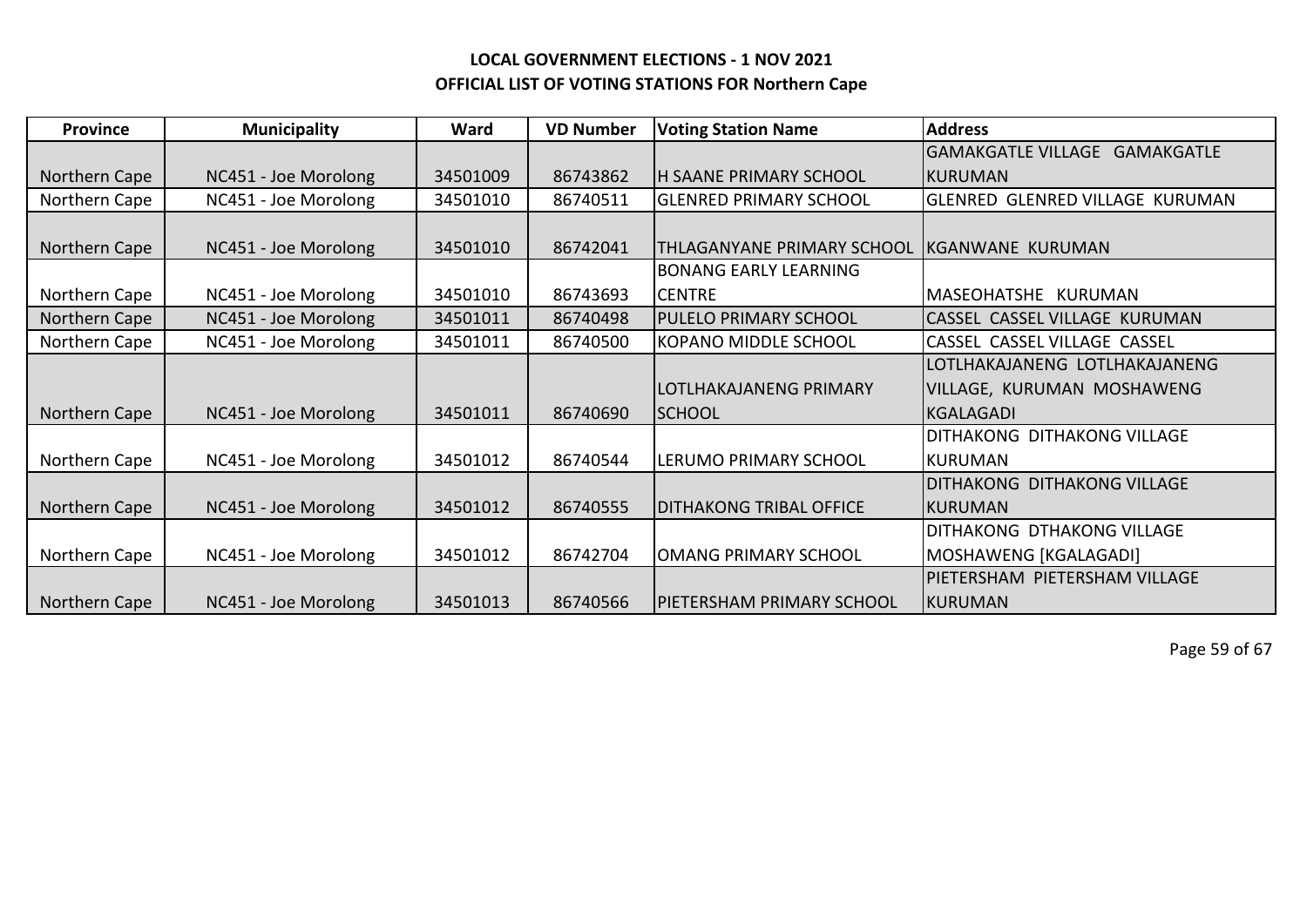**LOCAL GOVERNMENT ELECTIONS - 1 NOV 2021**
**OFFICIAL LIST OF VOTING STATIONS FOR Northern Cape**

| Province | Municipality | Ward | VD Number | Voting Station Name | Address |
|---|---|---|---|---|---|
| Northern Cape | NC451 - Joe Morolong | 34501009 | 86743862 | H SAANE PRIMARY SCHOOL | GAMAKGATLE VILLAGE GAMAKGATLE KURUMAN |
| Northern Cape | NC451 - Joe Morolong | 34501010 | 86740511 | GLENRED PRIMARY SCHOOL | GLENRED GLENRED VILLAGE KURUMAN |
| Northern Cape | NC451 - Joe Morolong | 34501010 | 86742041 | THLAGANYANE PRIMARY SCHOOL | KGANWANE KURUMAN |
| Northern Cape | NC451 - Joe Morolong | 34501010 | 86743693 | BONANG EARLY LEARNING CENTRE | MASEOHATSHE KURUMAN |
| Northern Cape | NC451 - Joe Morolong | 34501011 | 86740498 | PULELO PRIMARY SCHOOL | CASSEL CASSEL VILLAGE KURUMAN |
| Northern Cape | NC451 - Joe Morolong | 34501011 | 86740500 | KOPANO MIDDLE SCHOOL | CASSEL CASSEL VILLAGE CASSEL |
| Northern Cape | NC451 - Joe Morolong | 34501011 | 86740690 | LOTLHAKAJANENG PRIMARY SCHOOL | LOTLHAKAJANENG LOTLHAKAJANENG VILLAGE, KURUMAN MOSHAWENG KGALAGADI |
| Northern Cape | NC451 - Joe Morolong | 34501012 | 86740544 | LERUMO PRIMARY SCHOOL | DITHAKONG DITHAKONG VILLAGE KURUMAN |
| Northern Cape | NC451 - Joe Morolong | 34501012 | 86740555 | DITHAKONG TRIBAL OFFICE | DITHAKONG DITHAKONG VILLAGE KURUMAN |
| Northern Cape | NC451 - Joe Morolong | 34501012 | 86742704 | OMANG PRIMARY SCHOOL | DITHAKONG DTHAKONG VILLAGE MOSHAWENG [KGALAGADI] |
| Northern Cape | NC451 - Joe Morolong | 34501013 | 86740566 | PIETERSHAM PRIMARY SCHOOL | PIETERSHAM PIETERSHAM VILLAGE KURUMAN |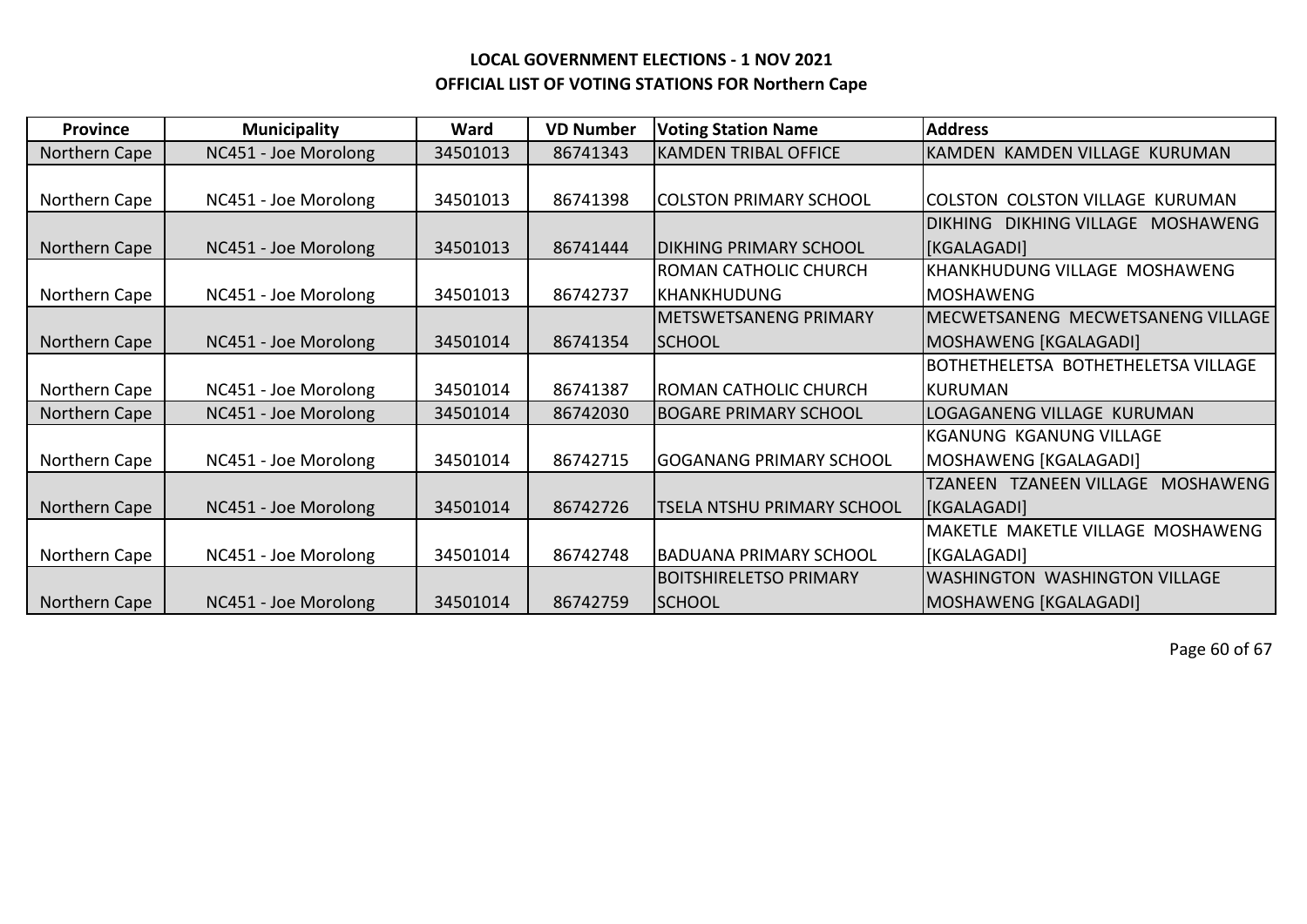**LOCAL GOVERNMENT ELECTIONS - 1 NOV 2021**

**OFFICIAL LIST OF VOTING STATIONS FOR Northern Cape**

| Province | Municipality | Ward | VD Number | Voting Station Name | Address |
|---|---|---|---|---|---|
| Northern Cape | NC451 - Joe Morolong | 34501013 | 86741343 | KAMDEN TRIBAL OFFICE | KAMDEN KAMDEN VILLAGE KURUMAN |
| Northern Cape | NC451 - Joe Morolong | 34501013 | 86741398 | COLSTON PRIMARY SCHOOL | COLSTON COLSTON VILLAGE KURUMAN |
| Northern Cape | NC451 - Joe Morolong | 34501013 | 86741444 | DIKHING PRIMARY SCHOOL | DIKHING DIKHING VILLAGE MOSHAWENG [KGALAGADI] |
| Northern Cape | NC451 - Joe Morolong | 34501013 | 86742737 | ROMAN CATHOLIC CHURCH KHANKHUDUNG | KHANKHUDUNG VILLAGE MOSHAWENG MOSHAWENG |
| Northern Cape | NC451 - Joe Morolong | 34501014 | 86741354 | METSWETSANENG PRIMARY SCHOOL | MECWETSANENG MECWETSANENG VILLAGE MOSHAWENG [KGALAGADI] |
| Northern Cape | NC451 - Joe Morolong | 34501014 | 86741387 | ROMAN CATHOLIC CHURCH | BOTHETHELETSA BOTHETHELETSA VILLAGE KURUMAN |
| Northern Cape | NC451 - Joe Morolong | 34501014 | 86742030 | BOGARE PRIMARY SCHOOL | LOGAGANENG VILLAGE KURUMAN |
| Northern Cape | NC451 - Joe Morolong | 34501014 | 86742715 | GOGANANG PRIMARY SCHOOL | KGANUNG KGANUNG VILLAGE MOSHAWENG [KGALAGADI] |
| Northern Cape | NC451 - Joe Morolong | 34501014 | 86742726 | TSELA NTSHU PRIMARY SCHOOL | TZANEEN TZANEEN VILLAGE MOSHAWENG [KGALAGADI] |
| Northern Cape | NC451 - Joe Morolong | 34501014 | 86742748 | BADUANA PRIMARY SCHOOL | MAKETLE MAKETLE VILLAGE MOSHAWENG [KGALAGADI] |
| Northern Cape | NC451 - Joe Morolong | 34501014 | 86742759 | BOITSHIRELETSO PRIMARY SCHOOL | WASHINGTON WASHINGTON VILLAGE MOSHAWENG [KGALAGADI] |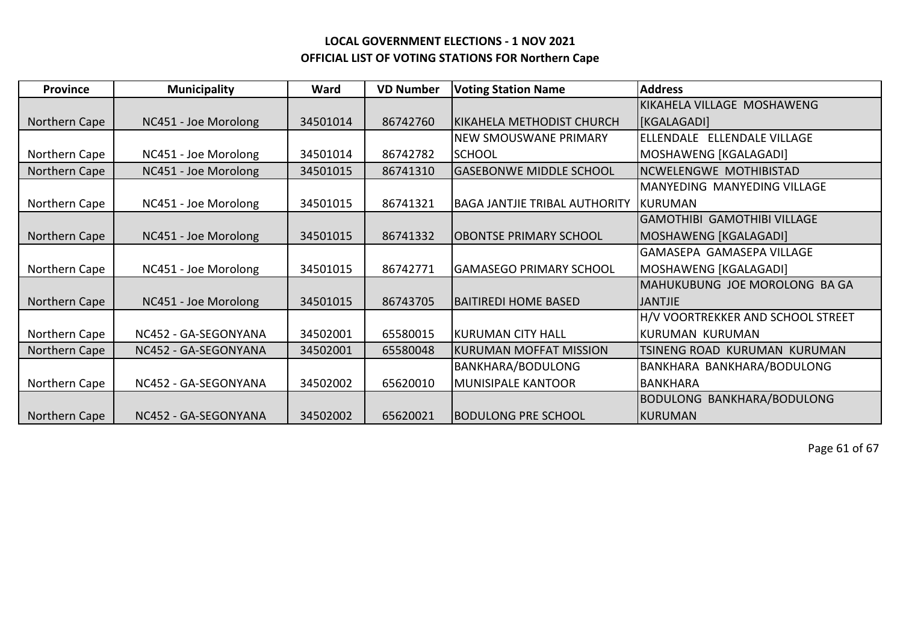**LOCAL GOVERNMENT ELECTIONS - 1 NOV 2021**

**OFFICIAL LIST OF VOTING STATIONS FOR Northern Cape**

| Province | Municipality | Ward | VD Number | Voting Station Name | Address |
|---|---|---|---|---|---|
| Northern Cape | NC451 - Joe Morolong | 34501014 | 86742760 | KIKAHELA METHODIST CHURCH | KIKAHELA VILLAGE MOSHAWENG [KGALAGADI] |
| Northern Cape | NC451 - Joe Morolong | 34501014 | 86742782 | NEW SMOUSWANE PRIMARY SCHOOL | ELLENDALE ELLENDALE VILLAGE MOSHAWENG [KGALAGADI] |
| Northern Cape | NC451 - Joe Morolong | 34501015 | 86741310 | GASEBONWE MIDDLE SCHOOL | NCWELENGWE MOTHIBISTAD |
| Northern Cape | NC451 - Joe Morolong | 34501015 | 86741321 | BAGA JANTJIE TRIBAL AUTHORITY | MANYEDING MANYEDING VILLAGE KURUMAN |
| Northern Cape | NC451 - Joe Morolong | 34501015 | 86741332 | OBONTSE PRIMARY SCHOOL | GAMOTHIBI GAMOTHIBI VILLAGE MOSHAWENG [KGALAGADI] |
| Northern Cape | NC451 - Joe Morolong | 34501015 | 86742771 | GAMASEGO PRIMARY SCHOOL | GAMASEPA GAMASEPA VILLAGE MOSHAWENG [KGALAGADI] |
| Northern Cape | NC451 - Joe Morolong | 34501015 | 86743705 | BAITIREDI HOME BASED | MAHUKUBUNG JOE MOROLONG BA GA JANTJIE |
| Northern Cape | NC452 - GA-SEGONYANA | 34502001 | 65580015 | KURUMAN CITY HALL | H/V VOORTREKKER AND SCHOOL STREET KURUMAN KURUMAN |
| Northern Cape | NC452 - GA-SEGONYANA | 34502001 | 65580048 | KURUMAN MOFFAT MISSION | TSINENG ROAD KURUMAN KURUMAN |
| Northern Cape | NC452 - GA-SEGONYANA | 34502002 | 65620010 | BANKHARA/BODULONG MUNISIPALE KANTOOR | BANKHARA BANKHARA/BODULONG BANKHARA |
| Northern Cape | NC452 - GA-SEGONYANA | 34502002 | 65620021 | BODULONG PRE SCHOOL | BODULONG BANKHARA/BODULONG KURUMAN |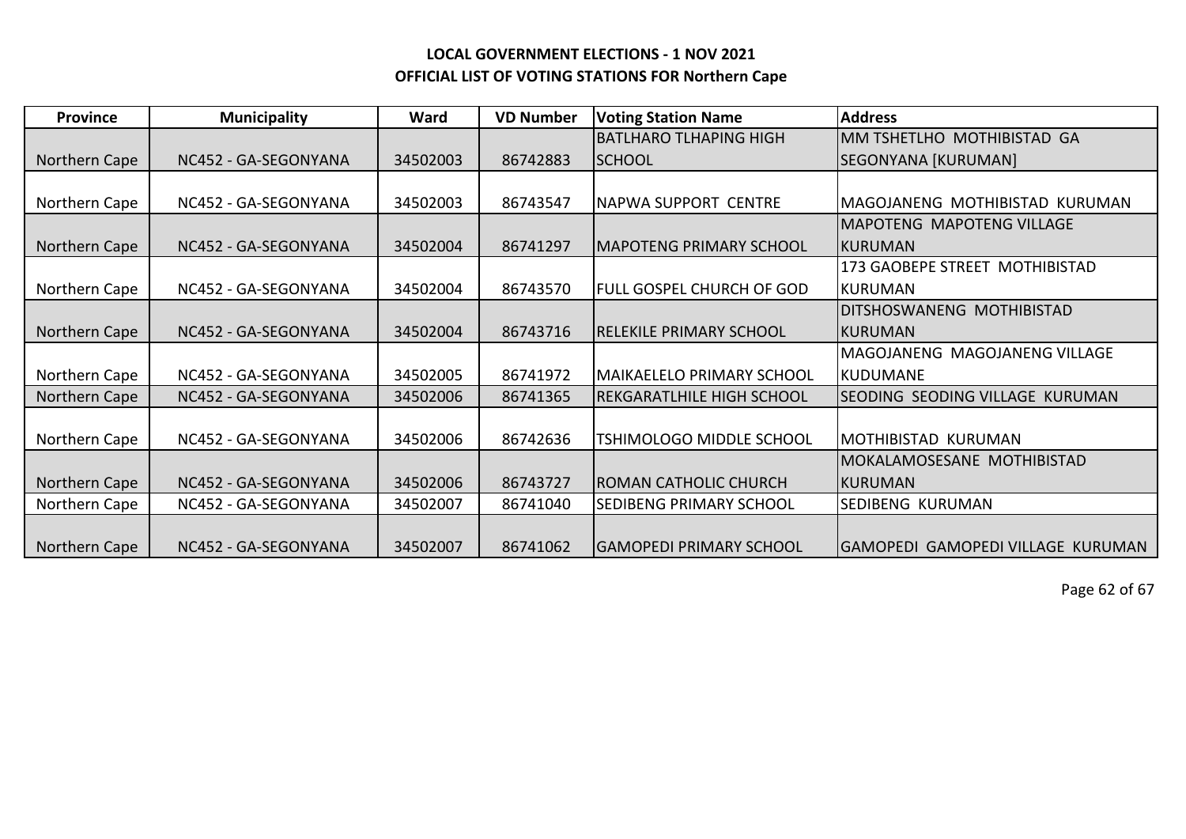**LOCAL GOVERNMENT ELECTIONS - 1 NOV 2021**
**OFFICIAL LIST OF VOTING STATIONS FOR Northern Cape**

| Province | Municipality | Ward | VD Number | Voting Station Name | Address |
|---|---|---|---|---|---|
| Northern Cape | NC452 - GA-SEGONYANA | 34502003 | 86742883 | BATLHARO TLHAPING HIGH SCHOOL | MM TSHETLHO MOTHIBISTAD GA SEGONYANA [KURUMAN] |
| Northern Cape | NC452 - GA-SEGONYANA | 34502003 | 86743547 | NAPWA SUPPORT CENTRE | MAGOJANENG MOTHIBISTAD KURUMAN |
| Northern Cape | NC452 - GA-SEGONYANA | 34502004 | 86741297 | MAPOTENG PRIMARY SCHOOL | MAPOTENG MAPOTENG VILLAGE KURUMAN |
| Northern Cape | NC452 - GA-SEGONYANA | 34502004 | 86743570 | FULL GOSPEL CHURCH OF GOD | 173 GAOBEPE STREET MOTHIBISTAD KURUMAN |
| Northern Cape | NC452 - GA-SEGONYANA | 34502004 | 86743716 | RELEKILE PRIMARY SCHOOL | DITSHOSWANENG MOTHIBISTAD KURUMAN |
| Northern Cape | NC452 - GA-SEGONYANA | 34502005 | 86741972 | MAIKAELELO PRIMARY SCHOOL | MAGOJANENG MAGOJANENG VILLAGE KUDUMANE |
| Northern Cape | NC452 - GA-SEGONYANA | 34502006 | 86741365 | REKGARATLHILE HIGH SCHOOL | SEODING SEODING VILLAGE KURUMAN |
| Northern Cape | NC452 - GA-SEGONYANA | 34502006 | 86742636 | TSHIMOLOGO MIDDLE SCHOOL | MOTHIBISTAD KURUMAN |
| Northern Cape | NC452 - GA-SEGONYANA | 34502006 | 86743727 | ROMAN CATHOLIC CHURCH | MOKALAMOSESANE MOTHIBISTAD KURUMAN |
| Northern Cape | NC452 - GA-SEGONYANA | 34502007 | 86741040 | SEDIBENG PRIMARY SCHOOL | SEDIBENG KURUMAN |
| Northern Cape | NC452 - GA-SEGONYANA | 34502007 | 86741062 | GAMOPEDI PRIMARY SCHOOL | GAMOPEDI GAMOPEDI VILLAGE KURUMAN |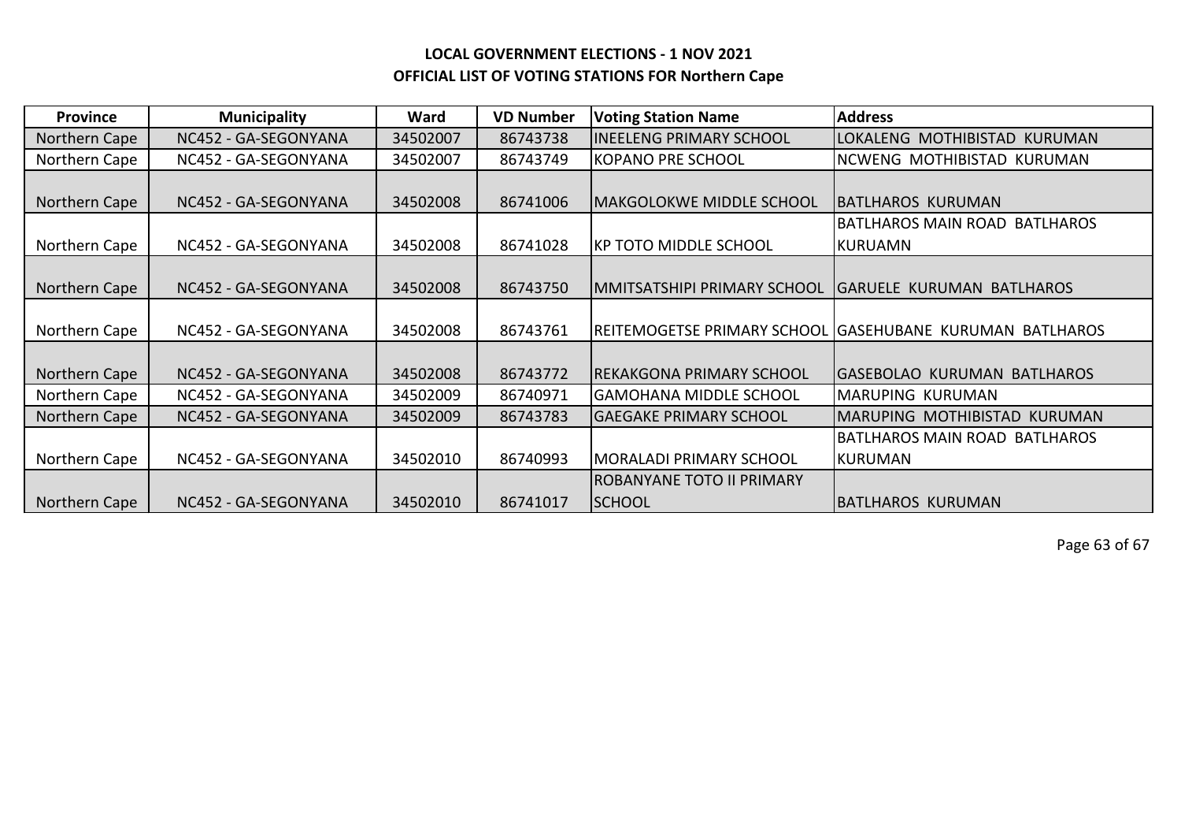**LOCAL GOVERNMENT ELECTIONS - 1 NOV 2021**
**OFFICIAL LIST OF VOTING STATIONS FOR Northern Cape**

| Province | Municipality | Ward | VD Number | Voting Station Name | Address |
|---|---|---|---|---|---|
| Northern Cape | NC452 - GA-SEGONYANA | 34502007 | 86743738 | INEELENG PRIMARY SCHOOL | LOKALENG MOTHIBISTAD KURUMAN |
| Northern Cape | NC452 - GA-SEGONYANA | 34502007 | 86743749 | KOPANO PRE SCHOOL | NCWENG MOTHIBISTAD KURUMAN |
| Northern Cape | NC452 - GA-SEGONYANA | 34502008 | 86741006 | MAKGOLOKWE MIDDLE SCHOOL | BATLHAROS KURUMAN |
| Northern Cape | NC452 - GA-SEGONYANA | 34502008 | 86741028 | KP TOTO MIDDLE SCHOOL | BATLHAROS MAIN ROAD BATLHAROS KURUAMN |
| Northern Cape | NC452 - GA-SEGONYANA | 34502008 | 86743750 | MMITSATSHIPI PRIMARY SCHOOL | GARUELE KURUMAN BATLHAROS |
| Northern Cape | NC452 - GA-SEGONYANA | 34502008 | 86743761 | REITEMOGETSE PRIMARY SCHOOL | GASEHUBANE KURUMAN BATLHAROS |
| Northern Cape | NC452 - GA-SEGONYANA | 34502008 | 86743772 | REKAKGONA PRIMARY SCHOOL | GASEBOLAO KURUMAN BATLHAROS |
| Northern Cape | NC452 - GA-SEGONYANA | 34502009 | 86740971 | GAMOHANA MIDDLE SCHOOL | MARUPING KURUMAN |
| Northern Cape | NC452 - GA-SEGONYANA | 34502009 | 86743783 | GAEGAKE PRIMARY SCHOOL | MARUPING MOTHIBISTAD KURUMAN |
| Northern Cape | NC452 - GA-SEGONYANA | 34502010 | 86740993 | MORALADI PRIMARY SCHOOL | BATLHAROS MAIN ROAD BATLHAROS KURUMAN |
| Northern Cape | NC452 - GA-SEGONYANA | 34502010 | 86741017 | ROBANYANE TOTO II PRIMARY SCHOOL | BATLHAROS KURUMAN |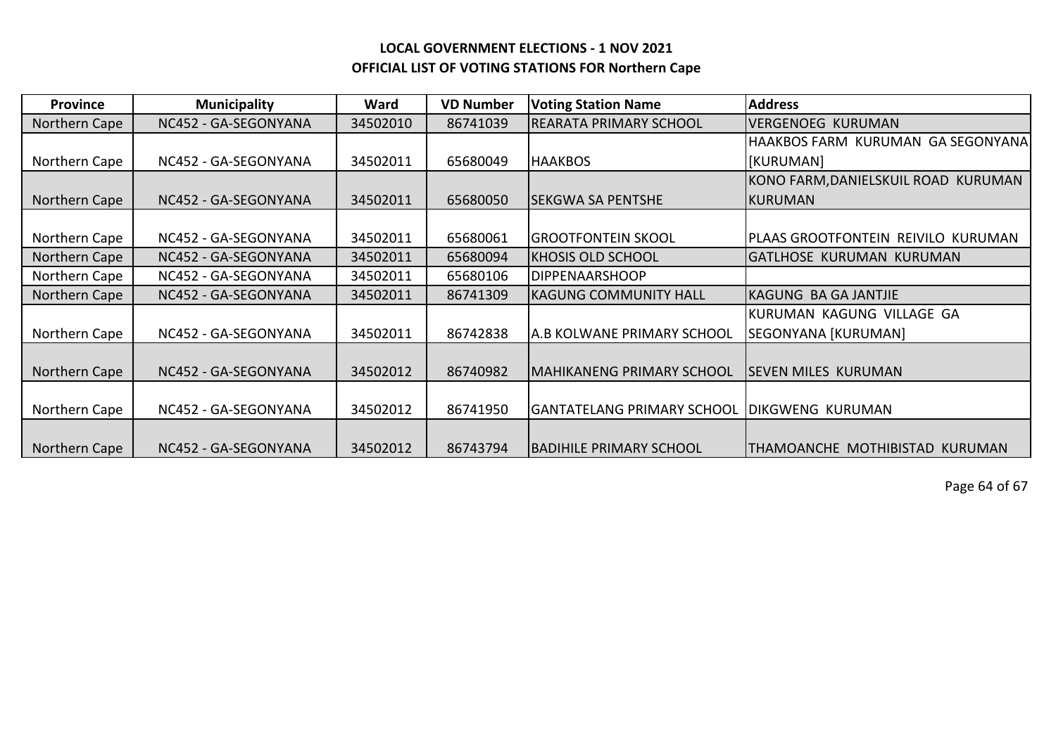**LOCAL GOVERNMENT ELECTIONS - 1 NOV 2021**
**OFFICIAL LIST OF VOTING STATIONS FOR Northern Cape**

| Province | Municipality | Ward | VD Number | Voting Station Name | Address |
|---|---|---|---|---|---|
| Northern Cape | NC452 - GA-SEGONYANA | 34502010 | 86741039 | REARATA PRIMARY SCHOOL | VERGENOEG KURUMAN |
| Northern Cape | NC452 - GA-SEGONYANA | 34502011 | 65680049 | HAAKBOS | HAAKBOS FARM KURUMAN GA SEGONYANA [KURUMAN] |
| Northern Cape | NC452 - GA-SEGONYANA | 34502011 | 65680050 | SEKGWA SA PENTSHE | KONO FARM,DANIELSKUIL ROAD KURUMAN KURUMAN |
| Northern Cape | NC452 - GA-SEGONYANA | 34502011 | 65680061 | GROOTFONTEIN SKOOL | PLAAS GROOTFONTEIN REIVILO KURUMAN |
| Northern Cape | NC452 - GA-SEGONYANA | 34502011 | 65680094 | KHOSIS OLD SCHOOL | GATLHOSE KURUMAN KURUMAN |
| Northern Cape | NC452 - GA-SEGONYANA | 34502011 | 65680106 | DIPPENAARSHOOP | |
| Northern Cape | NC452 - GA-SEGONYANA | 34502011 | 86741309 | KAGUNG COMMUNITY HALL | KAGUNG BA GA JANTJIE |
| Northern Cape | NC452 - GA-SEGONYANA | 34502011 | 86742838 | A.B KOLWANE PRIMARY SCHOOL | KURUMAN KAGUNG VILLAGE GA SEGONYANA [KURUMAN] |
| Northern Cape | NC452 - GA-SEGONYANA | 34502012 | 86740982 | MAHIKANENG PRIMARY SCHOOL | SEVEN MILES KURUMAN |
| Northern Cape | NC452 - GA-SEGONYANA | 34502012 | 86741950 | GANTATELANG PRIMARY SCHOOL | DIKGWENG KURUMAN |
| Northern Cape | NC452 - GA-SEGONYANA | 34502012 | 86743794 | BADIHILE PRIMARY SCHOOL | THAMOANCHE MOTHIBISTAD KURUMAN |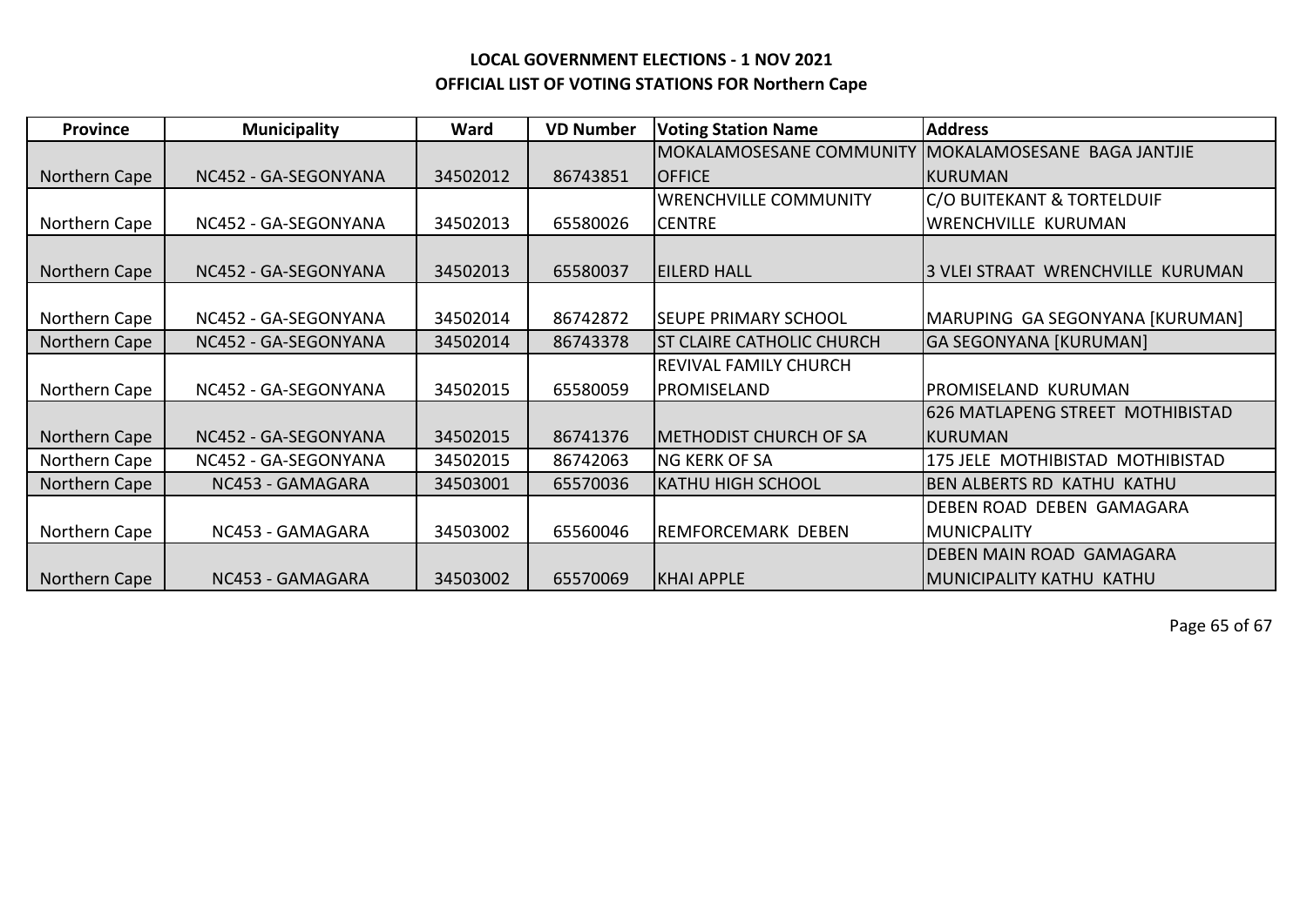**LOCAL GOVERNMENT ELECTIONS - 1 NOV 2021**
**OFFICIAL LIST OF VOTING STATIONS FOR Northern Cape**

| Province | Municipality | Ward | VD Number | Voting Station Name | Address |
|---|---|---|---|---|---|
| Northern Cape | NC452 - GA-SEGONYANA | 34502012 | 86743851 | MOKALAMOSESANE COMMUNITY OFFICE | MOKALAMOSESANE BAGA JANTJIE KURUMAN |
| Northern Cape | NC452 - GA-SEGONYANA | 34502013 | 65580026 | WRENCHVILLE COMMUNITY CENTRE | C/O BUITEKANT & TORTELDUIF WRENCHVILLE KURUMAN |
| Northern Cape | NC452 - GA-SEGONYANA | 34502013 | 65580037 | EILERD HALL | 3 VLEI STRAAT WRENCHVILLE KURUMAN |
| Northern Cape | NC452 - GA-SEGONYANA | 34502014 | 86742872 | SEUPE PRIMARY SCHOOL | MARUPING GA SEGONYANA [KURUMAN] |
| Northern Cape | NC452 - GA-SEGONYANA | 34502014 | 86743378 | ST CLAIRE CATHOLIC CHURCH | GA SEGONYANA [KURUMAN] |
| Northern Cape | NC452 - GA-SEGONYANA | 34502015 | 65580059 | REVIVAL FAMILY CHURCH PROMISELAND | PROMISELAND KURUMAN |
| Northern Cape | NC452 - GA-SEGONYANA | 34502015 | 86741376 | METHODIST CHURCH OF SA | 626 MATLAPENG STREET MOTHIBISTAD KURUMAN |
| Northern Cape | NC452 - GA-SEGONYANA | 34502015 | 86742063 | NG KERK OF SA | 175 JELE MOTHIBISTAD MOTHIBISTAD |
| Northern Cape | NC453 - GAMAGARA | 34503001 | 65570036 | KATHU HIGH SCHOOL | BEN ALBERTS RD KATHU KATHU |
| Northern Cape | NC453 - GAMAGARA | 34503002 | 65560046 | REMFORCEMARK DEBEN | DEBEN ROAD DEBEN GAMAGARA MUNICPALITY |
| Northern Cape | NC453 - GAMAGARA | 34503002 | 65570069 | KHAI APPLE | DEBEN MAIN ROAD GAMAGARA MUNICIPALITY KATHU KATHU |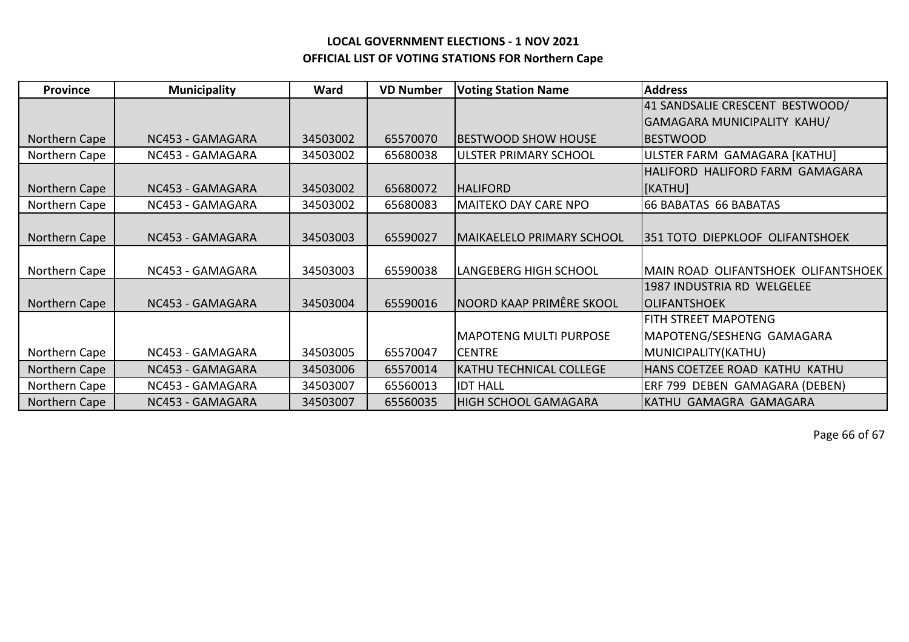**LOCAL GOVERNMENT ELECTIONS - 1 NOV 2021**
**OFFICIAL LIST OF VOTING STATIONS FOR Northern Cape**

| Province | Municipality | Ward | VD Number | Voting Station Name | Address |
|---|---|---|---|---|---|
| Northern Cape | NC453 - GAMAGARA | 34503002 | 65570070 | BESTWOOD SHOW HOUSE | 41 SANDSALIE CRESCENT BESTWOOD/ GAMAGARA MUNICIPALITY KAHU/ BESTWOOD |
| Northern Cape | NC453 - GAMAGARA | 34503002 | 65680038 | ULSTER PRIMARY SCHOOL | ULSTER FARM GAMAGARA [KATHU] |
| Northern Cape | NC453 - GAMAGARA | 34503002 | 65680072 | HALIFORD | HALIFORD HALIFORD FARM GAMAGARA [KATHU] |
| Northern Cape | NC453 - GAMAGARA | 34503002 | 65680083 | MAITEKO DAY CARE NPO | 66 BABATAS 66 BABATAS |
| Northern Cape | NC453 - GAMAGARA | 34503003 | 65590027 | MAIKAELELO PRIMARY SCHOOL | 351 TOTO DIEPKLOOF OLIFANTSHOEK |
| Northern Cape | NC453 - GAMAGARA | 34503003 | 65590038 | LANGEBERG HIGH SCHOOL | MAIN ROAD OLIFANTSHOEK OLIFANTSHOEK |
| Northern Cape | NC453 - GAMAGARA | 34503004 | 65590016 | NOORD KAAP PRIMÊRE SKOOL | 1987 INDUSTRIA RD WELGELEE OLIFANTSHOEK |
| Northern Cape | NC453 - GAMAGARA | 34503005 | 65570047 | MAPOTENG MULTI PURPOSE CENTRE | FITH STREET MAPOTENG MAPOTENG/SESHENG GAMAGARA MUNICIPALITY(KATHU) |
| Northern Cape | NC453 - GAMAGARA | 34503006 | 65570014 | KATHU TECHNICAL COLLEGE | HANS COETZEE ROAD KATHU KATHU |
| Northern Cape | NC453 - GAMAGARA | 34503007 | 65560013 | IDT HALL | ERF 799 DEBEN GAMAGARA (DEBEN) |
| Northern Cape | NC453 - GAMAGARA | 34503007 | 65560035 | HIGH SCHOOL GAMAGARA | KATHU GAMAGRA GAMAGARA |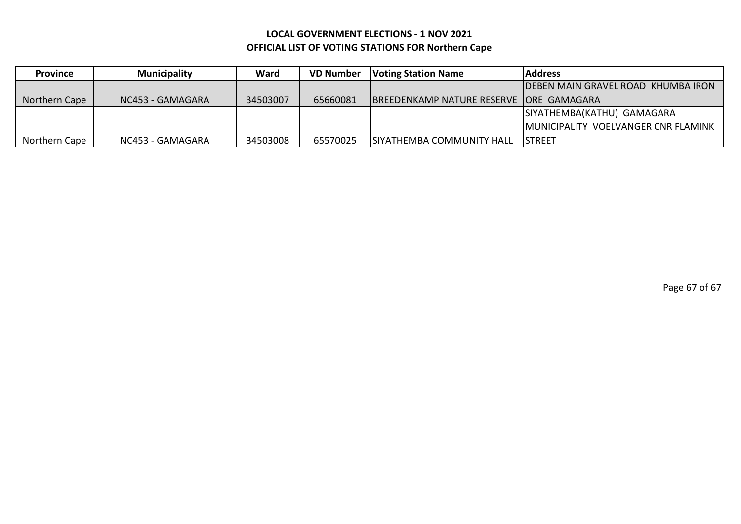**LOCAL GOVERNMENT ELECTIONS - 1 NOV 2021**
**OFFICIAL LIST OF VOTING STATIONS FOR Northern Cape**

| Province | Municipality | Ward | VD Number | Voting Station Name | Address |
|---|---|---|---|---|---|
| Northern Cape | NC453 - GAMAGARA | 34503007 | 65660081 | BREEDENKAMP NATURE RESERVE | DEBEN MAIN GRAVEL ROAD KHUMBA IRON ORE GAMAGARA |
| Northern Cape | NC453 - GAMAGARA | 34503008 | 65570025 | SIYATHEMBA COMMUNITY HALL | SIYATHEMBA(KATHU) GAMAGARA MUNICIPALITY VOELVANGER CNR FLAMINK STREET |